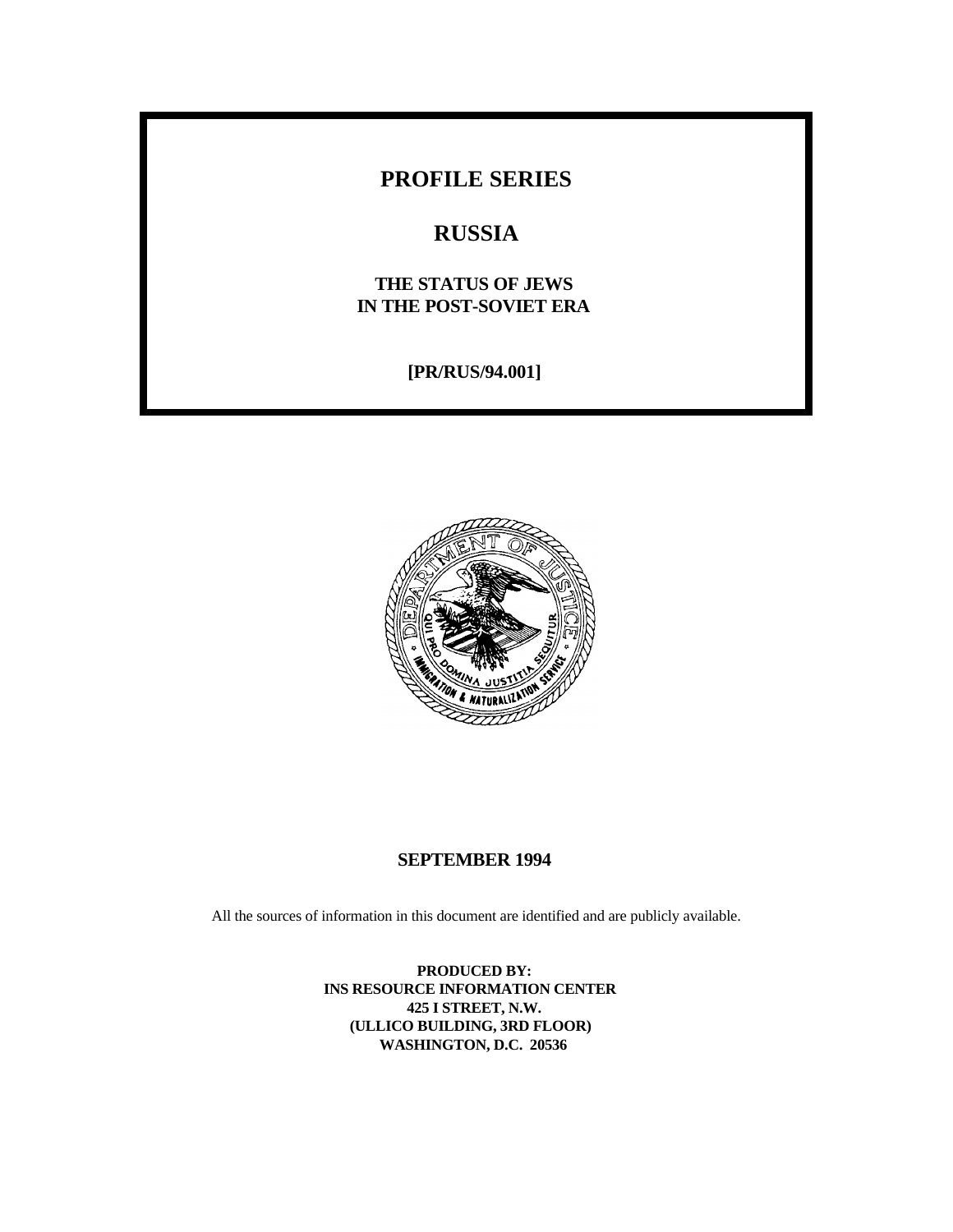# PROFILE SERIES

# RUSSIA

## THE STATUS OF JEWS IN THE POST-SOVIET ERA

**[PR/RUS/94.001]**

**SEPTEMBER 1994**

All the sources of information in this document are identified and are publicly available.

**PRODUCED BY:**
**INS RESOURCE INFORMATION CENTER**
**425 I STREET, N.W.**
**(ULLICO BUILDING, 3RD FLOOR)**
**WASHINGTON, D.C. 20536**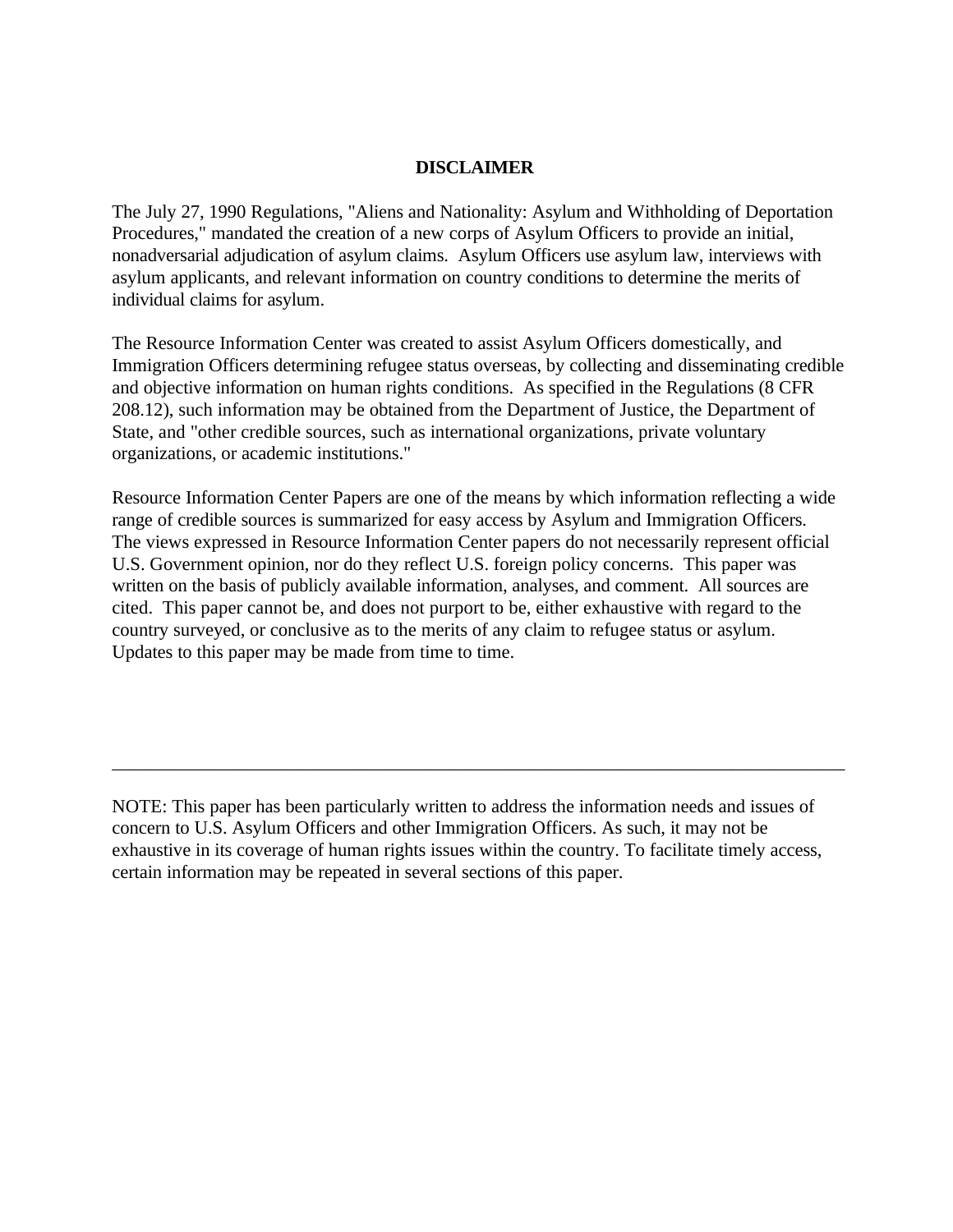# DISCLAIMER

The July 27, 1990 Regulations, "Aliens and Nationality: Asylum and Withholding of Deportation Procedures," mandated the creation of a new corps of Asylum Officers to provide an initial, nonadversarial adjudication of asylum claims. Asylum Officers use asylum law, interviews with asylum applicants, and relevant information on country conditions to determine the merits of individual claims for asylum.

The Resource Information Center was created to assist Asylum Officers domestically, and Immigration Officers determining refugee status overseas, by collecting and disseminating credible and objective information on human rights conditions. As specified in the Regulations (8 CFR 208.12), such information may be obtained from the Department of Justice, the Department of State, and "other credible sources, such as international organizations, private voluntary organizations, or academic institutions."

Resource Information Center Papers are one of the means by which information reflecting a wide range of credible sources is summarized for easy access by Asylum and Immigration Officers. The views expressed in Resource Information Center papers do not necessarily represent official U.S. Government opinion, nor do they reflect U.S. foreign policy concerns. This paper was written on the basis of publicly available information, analyses, and comment. All sources are cited. This paper cannot be, and does not purport to be, either exhaustive with regard to the country surveyed, or conclusive as to the merits of any claim to refugee status or asylum. Updates to this paper may be made from time to time.

---

NOTE: This paper has been particularly written to address the information needs and issues of concern to U.S. Asylum Officers and other Immigration Officers. As such, it may not be exhaustive in its coverage of human rights issues within the country. To facilitate timely access, certain information may be repeated in several sections of this paper.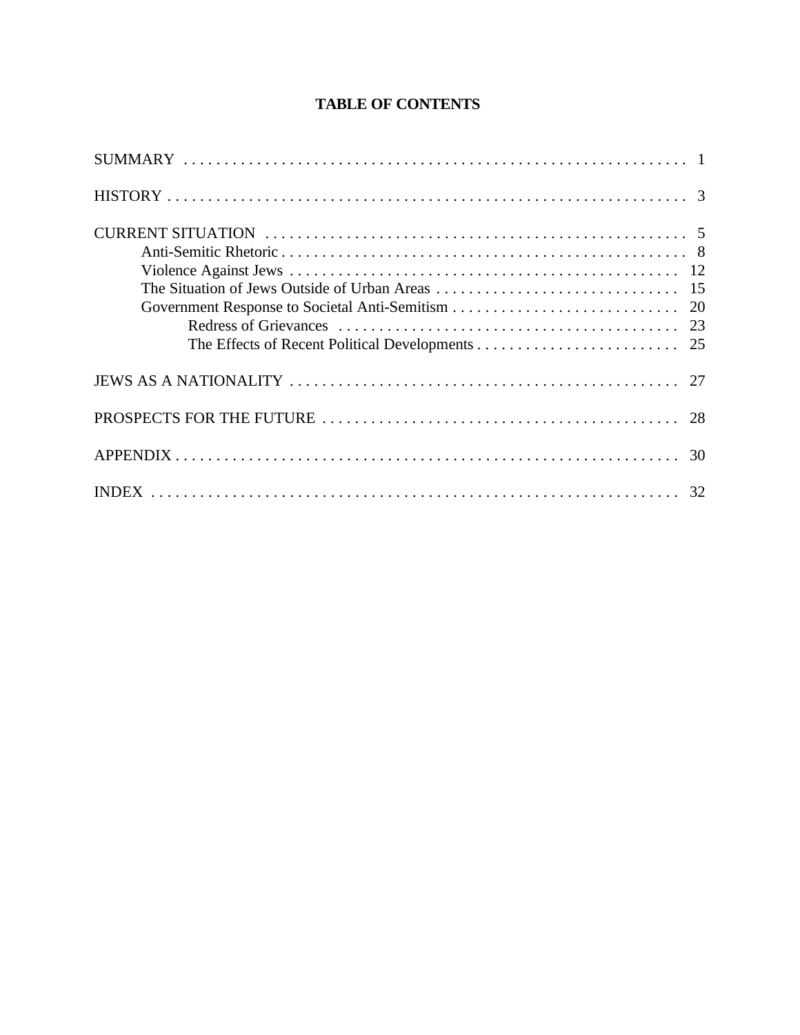# TABLE OF CONTENTS

SUMMARY . . . . . . . . . . . . . . . . . . . . . . . . . . . . . . . . . . . . . . . . . . . . . . . . . . . . . . . . . . . . . . 1

HISTORY . . . . . . . . . . . . . . . . . . . . . . . . . . . . . . . . . . . . . . . . . . . . . . . . . . . . . . . . . . . . . . . 3

CURRENT SITUATION . . . . . . . . . . . . . . . . . . . . . . . . . . . . . . . . . . . . . . . . . . . . . . . . . . . . 5
- Anti-Semitic Rhetoric . . . . . . . . . . . . . . . . . . . . . . . . . . . . . . . . . . . . . . . . . . . . . . . . . . . 8
- Violence Against Jews . . . . . . . . . . . . . . . . . . . . . . . . . . . . . . . . . . . . . . . . . . . . . . . . . 12
- The Situation of Jews Outside of Urban Areas . . . . . . . . . . . . . . . . . . . . . . . . . . . . . . 15
- Government Response to Societal Anti-Semitism . . . . . . . . . . . . . . . . . . . . . . . . . . . . 20
  - Redress of Grievances . . . . . . . . . . . . . . . . . . . . . . . . . . . . . . . . . . . . . . . . . . 23
  - The Effects of Recent Political Developments . . . . . . . . . . . . . . . . . . . . . . . . . 25

JEWS AS A NATIONALITY . . . . . . . . . . . . . . . . . . . . . . . . . . . . . . . . . . . . . . . . . . . . . . . . . 27

PROSPECTS FOR THE FUTURE . . . . . . . . . . . . . . . . . . . . . . . . . . . . . . . . . . . . . . . . . . . . 28

APPENDIX . . . . . . . . . . . . . . . . . . . . . . . . . . . . . . . . . . . . . . . . . . . . . . . . . . . . . . . . . . . . . 30

INDEX . . . . . . . . . . . . . . . . . . . . . . . . . . . . . . . . . . . . . . . . . . . . . . . . . . . . . . . . . . . . . . . . . 32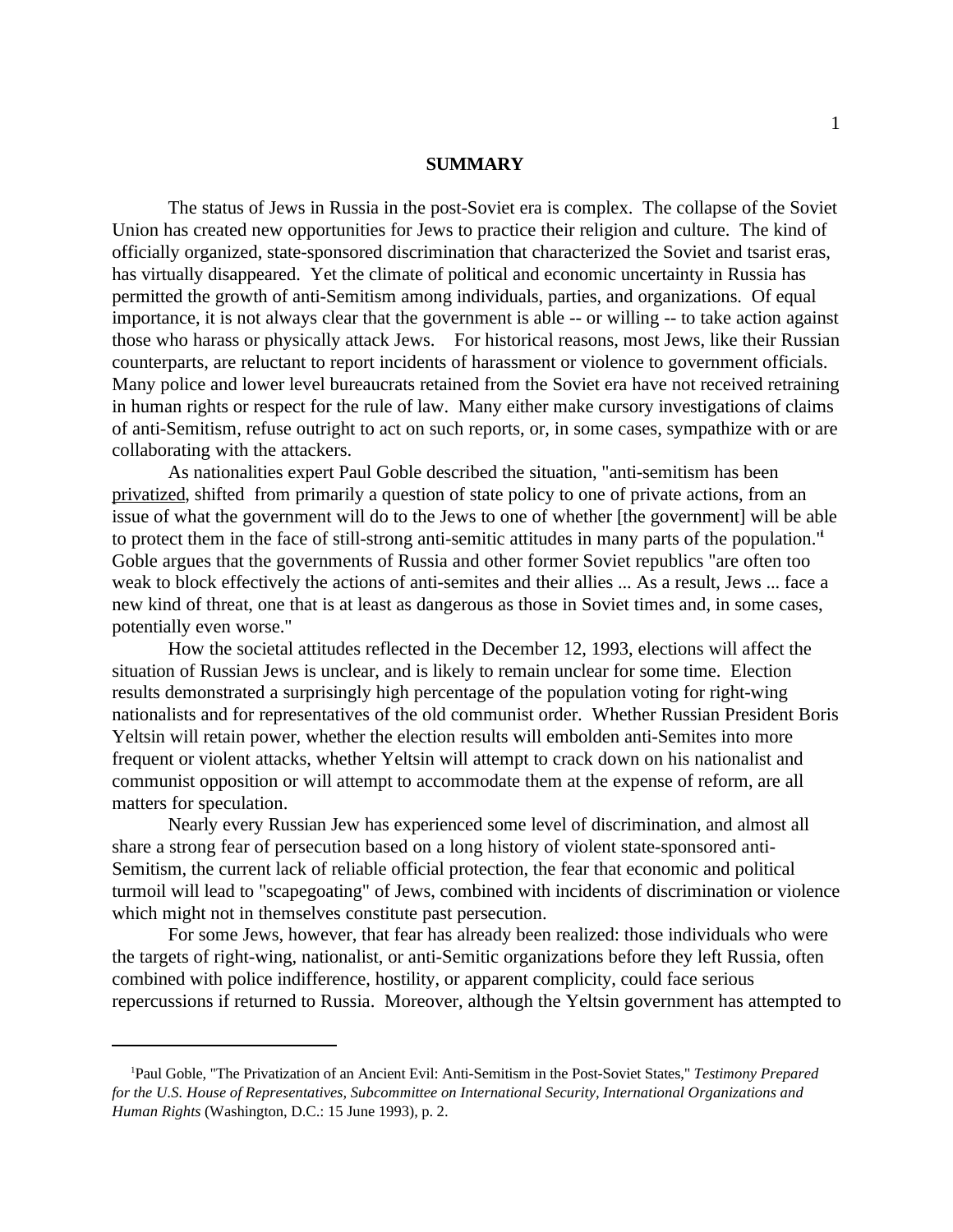## SUMMARY

The status of Jews in Russia in the post-Soviet era is complex. The collapse of the Soviet Union has created new opportunities for Jews to practice their religion and culture. The kind of officially organized, state-sponsored discrimination that characterized the Soviet and tsarist eras, has virtually disappeared. Yet the climate of political and economic uncertainty in Russia has permitted the growth of anti-Semitism among individuals, parties, and organizations. Of equal importance, it is not always clear that the government is able -- or willing -- to take action against those who harass or physically attack Jews. For historical reasons, most Jews, like their Russian counterparts, are reluctant to report incidents of harassment or violence to government officials. Many police and lower level bureaucrats retained from the Soviet era have not received retraining in human rights or respect for the rule of law. Many either make cursory investigations of claims of anti-Semitism, refuse outright to act on such reports, or, in some cases, sympathize with or are collaborating with the attackers.

As nationalities expert Paul Goble described the situation, "anti-semitism has been privatized, shifted from primarily a question of state policy to one of private actions, from an issue of what the government will do to the Jews to one of whether [the government] will be able to protect them in the face of still-strong anti-semitic attitudes in many parts of the population."[1] Goble argues that the governments of Russia and other former Soviet republics "are often too weak to block effectively the actions of anti-semites and their allies ... As a result, Jews ... face a new kind of threat, one that is at least as dangerous as those in Soviet times and, in some cases, potentially even worse."

How the societal attitudes reflected in the December 12, 1993, elections will affect the situation of Russian Jews is unclear, and is likely to remain unclear for some time. Election results demonstrated a surprisingly high percentage of the population voting for right-wing nationalists and for representatives of the old communist order. Whether Russian President Boris Yeltsin will retain power, whether the election results will embolden anti-Semites into more frequent or violent attacks, whether Yeltsin will attempt to crack down on his nationalist and communist opposition or will attempt to accommodate them at the expense of reform, are all matters for speculation.

Nearly every Russian Jew has experienced some level of discrimination, and almost all share a strong fear of persecution based on a long history of violent state-sponsored anti-Semitism, the current lack of reliable official protection, the fear that economic and political turmoil will lead to "scapegoating" of Jews, combined with incidents of discrimination or violence which might not in themselves constitute past persecution.

For some Jews, however, that fear has already been realized: those individuals who were the targets of right-wing, nationalist, or anti-Semitic organizations before they left Russia, often combined with police indifference, hostility, or apparent complicity, could face serious repercussions if returned to Russia. Moreover, although the Yeltsin government has attempted to

---

[1] Paul Goble, "The Privatization of an Ancient Evil: Anti-Semitism in the Post-Soviet States," *Testimony Prepared for the U.S. House of Representatives, Subcommittee on International Security, International Organizations and Human Rights* (Washington, D.C.: 15 June 1993), p. 2.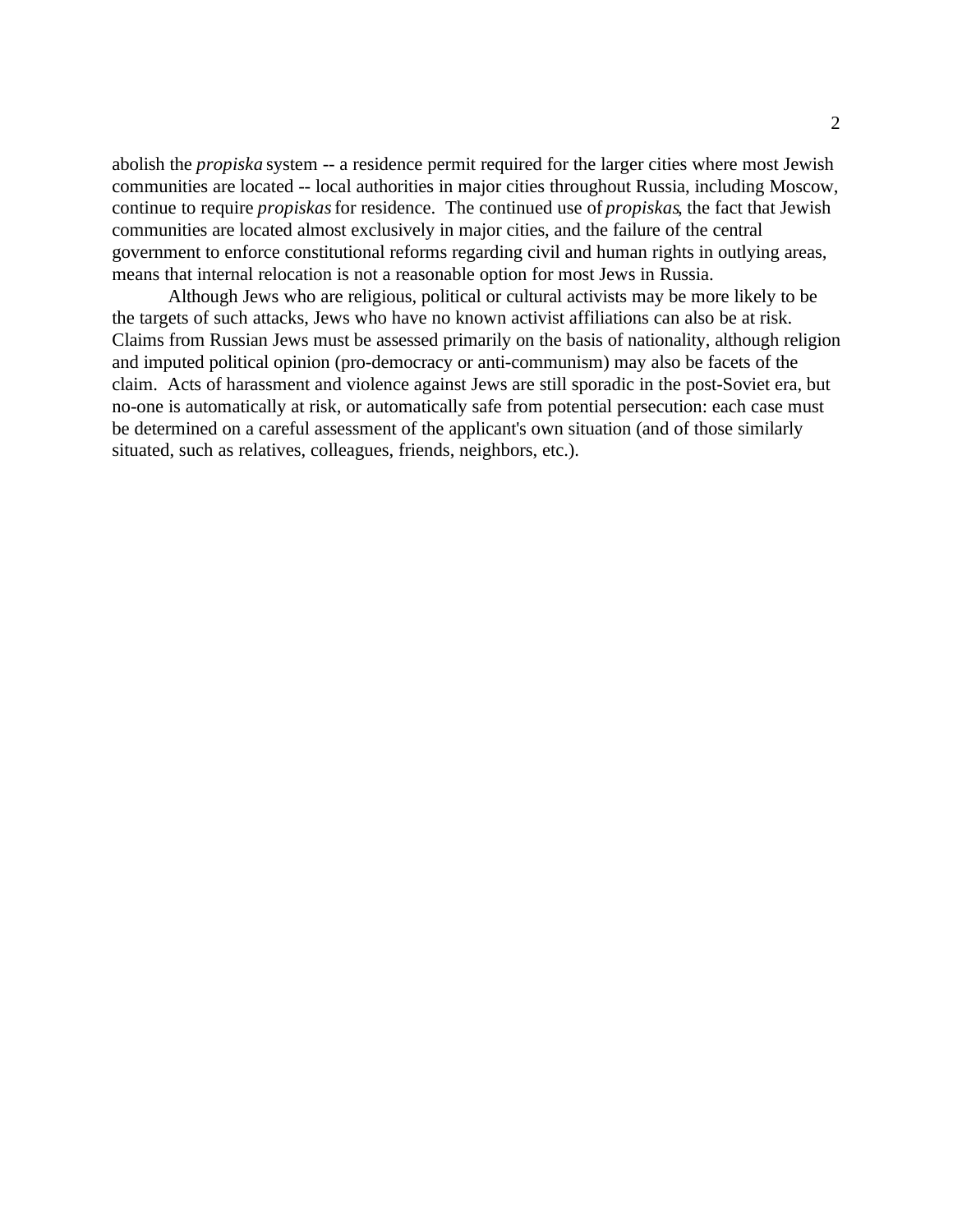abolish the *propiska* system -- a residence permit required for the larger cities where most Jewish communities are located -- local authorities in major cities throughout Russia, including Moscow, continue to require *propiskas* for residence. The continued use of *propiskas*, the fact that Jewish communities are located almost exclusively in major cities, and the failure of the central government to enforce constitutional reforms regarding civil and human rights in outlying areas, means that internal relocation is not a reasonable option for most Jews in Russia.

Although Jews who are religious, political or cultural activists may be more likely to be the targets of such attacks, Jews who have no known activist affiliations can also be at risk. Claims from Russian Jews must be assessed primarily on the basis of nationality, although religion and imputed political opinion (pro-democracy or anti-communism) may also be facets of the claim. Acts of harassment and violence against Jews are still sporadic in the post-Soviet era, but no-one is automatically at risk, or automatically safe from potential persecution: each case must be determined on a careful assessment of the applicant's own situation (and of those similarly situated, such as relatives, colleagues, friends, neighbors, etc.).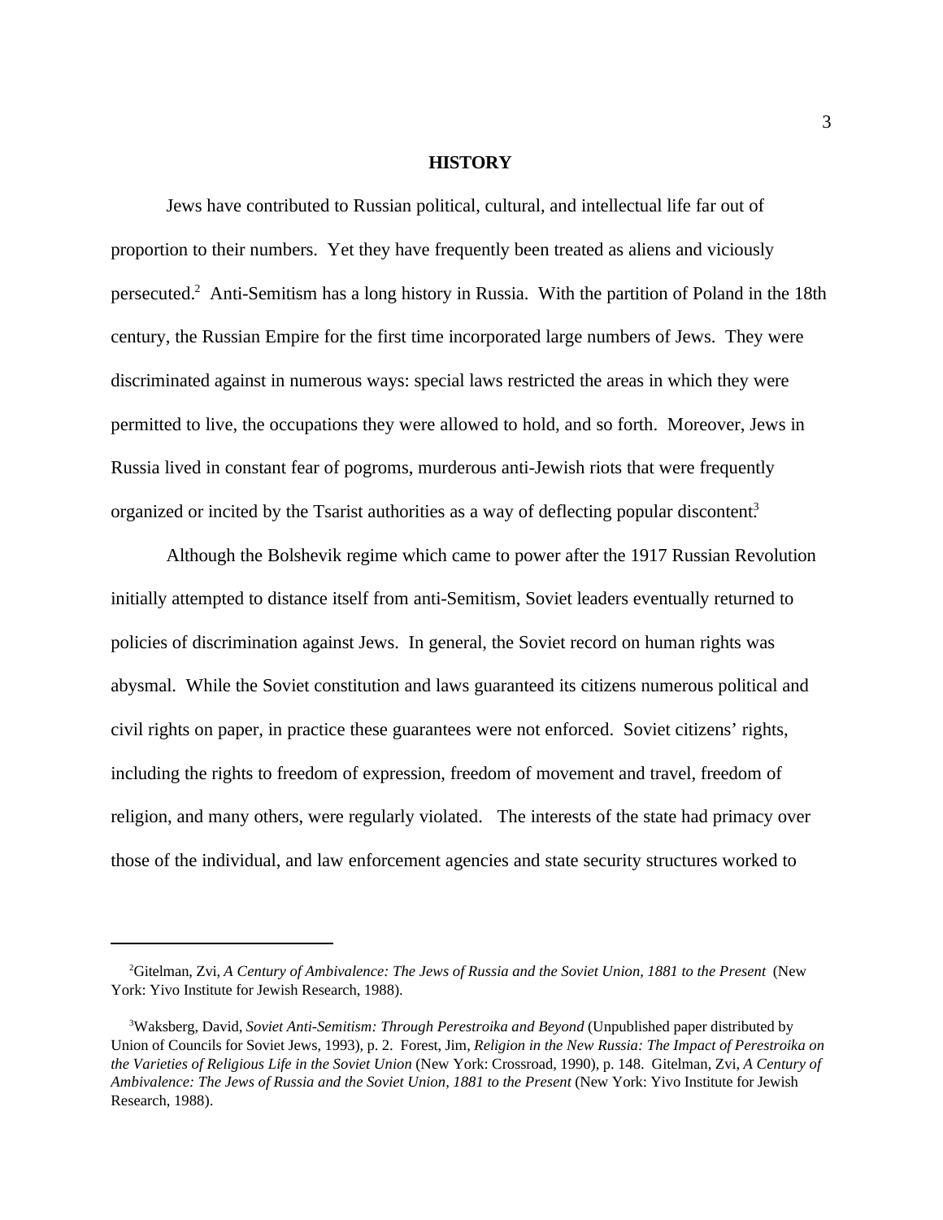## HISTORY

Jews have contributed to Russian political, cultural, and intellectual life far out of proportion to their numbers. Yet they have frequently been treated as aliens and viciously persecuted.[2] Anti-Semitism has a long history in Russia. With the partition of Poland in the 18th century, the Russian Empire for the first time incorporated large numbers of Jews. They were discriminated against in numerous ways: special laws restricted the areas in which they were permitted to live, the occupations they were allowed to hold, and so forth. Moreover, Jews in Russia lived in constant fear of pogroms, murderous anti-Jewish riots that were frequently organized or incited by the Tsarist authorities as a way of deflecting popular discontent.[3]

Although the Bolshevik regime which came to power after the 1917 Russian Revolution initially attempted to distance itself from anti-Semitism, Soviet leaders eventually returned to policies of discrimination against Jews. In general, the Soviet record on human rights was abysmal. While the Soviet constitution and laws guaranteed its citizens numerous political and civil rights on paper, in practice these guarantees were not enforced. Soviet citizens' rights, including the rights to freedom of expression, freedom of movement and travel, freedom of religion, and many others, were regularly violated. The interests of the state had primacy over those of the individual, and law enforcement agencies and state security structures worked to

---

[2] Gitelman, Zvi, *A Century of Ambivalence: The Jews of Russia and the Soviet Union, 1881 to the Present* (New York: Yivo Institute for Jewish Research, 1988).

[3] Waksberg, David, *Soviet Anti-Semitism: Through Perestroika and Beyond* (Unpublished paper distributed by Union of Councils for Soviet Jews, 1993), p. 2. Forest, Jim, *Religion in the New Russia: The Impact of Perestroika on the Varieties of Religious Life in the Soviet Union* (New York: Crossroad, 1990), p. 148. Gitelman, Zvi, *A Century of Ambivalence: The Jews of Russia and the Soviet Union, 1881 to the Present* (New York: Yivo Institute for Jewish Research, 1988).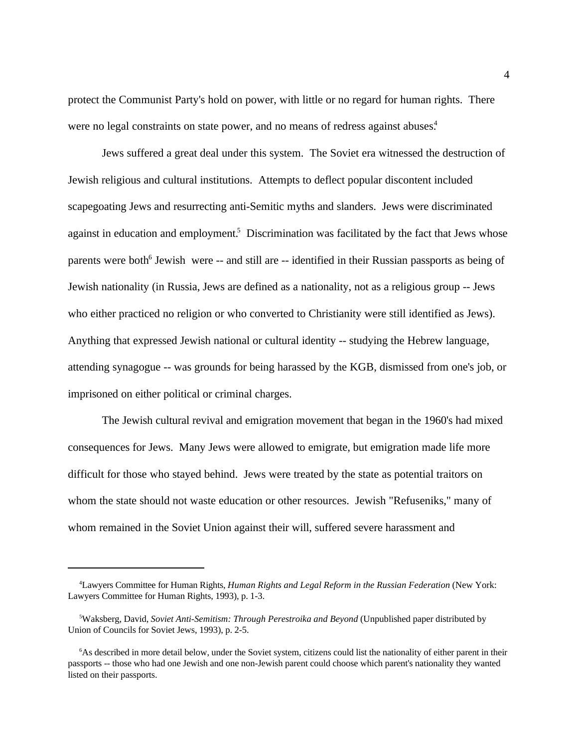protect the Communist Party's hold on power, with little or no regard for human rights. There were no legal constraints on state power, and no means of redress against abuses.[4]

Jews suffered a great deal under this system. The Soviet era witnessed the destruction of Jewish religious and cultural institutions. Attempts to deflect popular discontent included scapegoating Jews and resurrecting anti-Semitic myths and slanders. Jews were discriminated against in education and employment.[5] Discrimination was facilitated by the fact that Jews whose parents were both[6] Jewish were -- and still are -- identified in their Russian passports as being of Jewish nationality (in Russia, Jews are defined as a nationality, not as a religious group -- Jews who either practiced no religion or who converted to Christianity were still identified as Jews). Anything that expressed Jewish national or cultural identity -- studying the Hebrew language, attending synagogue -- was grounds for being harassed by the KGB, dismissed from one's job, or imprisoned on either political or criminal charges.

The Jewish cultural revival and emigration movement that began in the 1960's had mixed consequences for Jews. Many Jews were allowed to emigrate, but emigration made life more difficult for those who stayed behind. Jews were treated by the state as potential traitors on whom the state should not waste education or other resources. Jewish "Refuseniks," many of whom remained in the Soviet Union against their will, suffered severe harassment and

---

[4]Lawyers Committee for Human Rights, *Human Rights and Legal Reform in the Russian Federation* (New York: Lawyers Committee for Human Rights, 1993), p. 1-3.

[5]Waksberg, David, *Soviet Anti-Semitism: Through Perestroika and Beyond* (Unpublished paper distributed by Union of Councils for Soviet Jews, 1993), p. 2-5.

[6]As described in more detail below, under the Soviet system, citizens could list the nationality of either parent in their passports -- those who had one Jewish and one non-Jewish parent could choose which parent's nationality they wanted listed on their passports.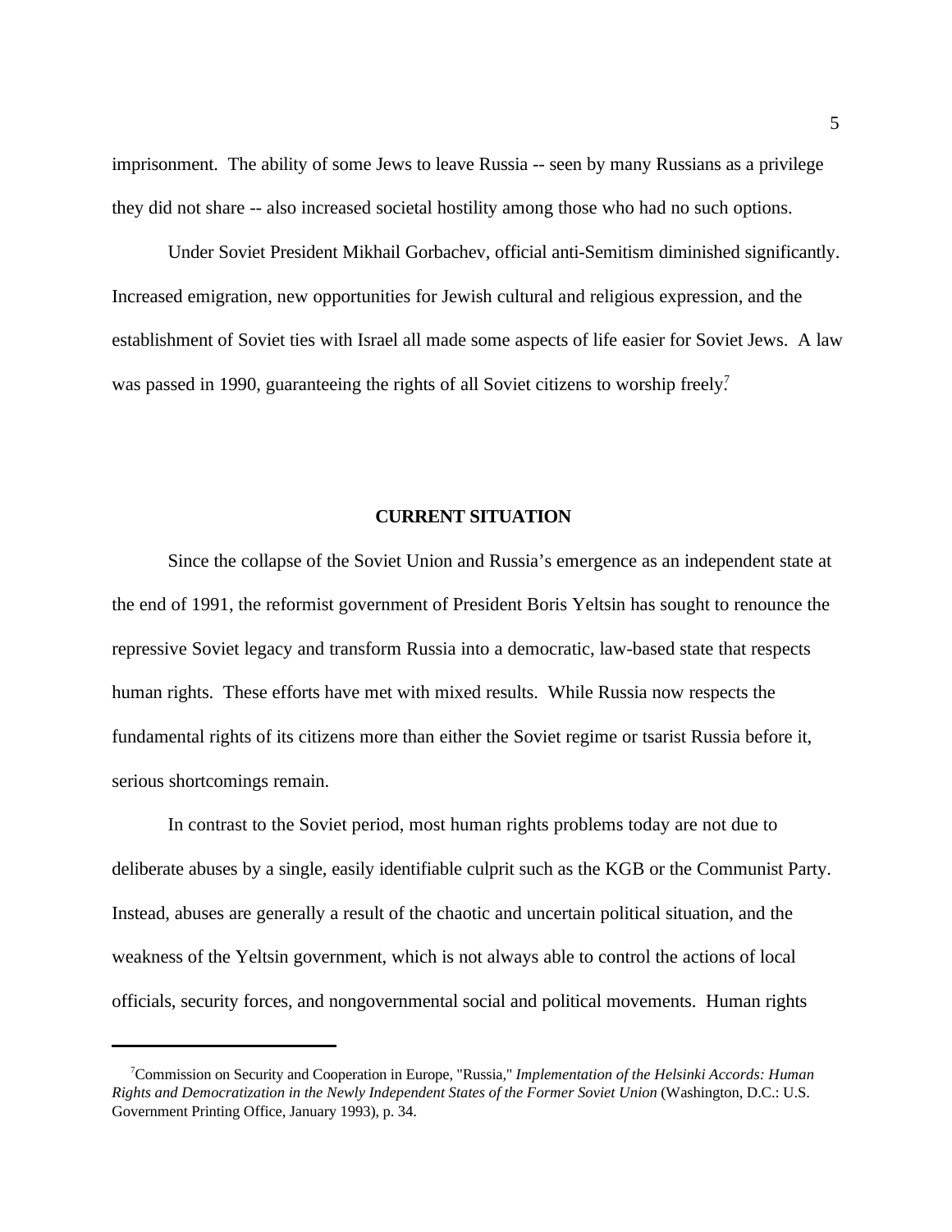imprisonment. The ability of some Jews to leave Russia -- seen by many Russians as a privilege they did not share -- also increased societal hostility among those who had no such options.

Under Soviet President Mikhail Gorbachev, official anti-Semitism diminished significantly. Increased emigration, new opportunities for Jewish cultural and religious expression, and the establishment of Soviet ties with Israel all made some aspects of life easier for Soviet Jews. A law was passed in 1990, guaranteeing the rights of all Soviet citizens to worship freely.[7]

## CURRENT SITUATION

Since the collapse of the Soviet Union and Russia's emergence as an independent state at the end of 1991, the reformist government of President Boris Yeltsin has sought to renounce the repressive Soviet legacy and transform Russia into a democratic, law-based state that respects human rights. These efforts have met with mixed results. While Russia now respects the fundamental rights of its citizens more than either the Soviet regime or tsarist Russia before it, serious shortcomings remain.

In contrast to the Soviet period, most human rights problems today are not due to deliberate abuses by a single, easily identifiable culprit such as the KGB or the Communist Party. Instead, abuses are generally a result of the chaotic and uncertain political situation, and the weakness of the Yeltsin government, which is not always able to control the actions of local officials, security forces, and nongovernmental social and political movements. Human rights

---

[7] Commission on Security and Cooperation in Europe, "Russia," *Implementation of the Helsinki Accords: Human Rights and Democratization in the Newly Independent States of the Former Soviet Union* (Washington, D.C.: U.S. Government Printing Office, January 1993), p. 34.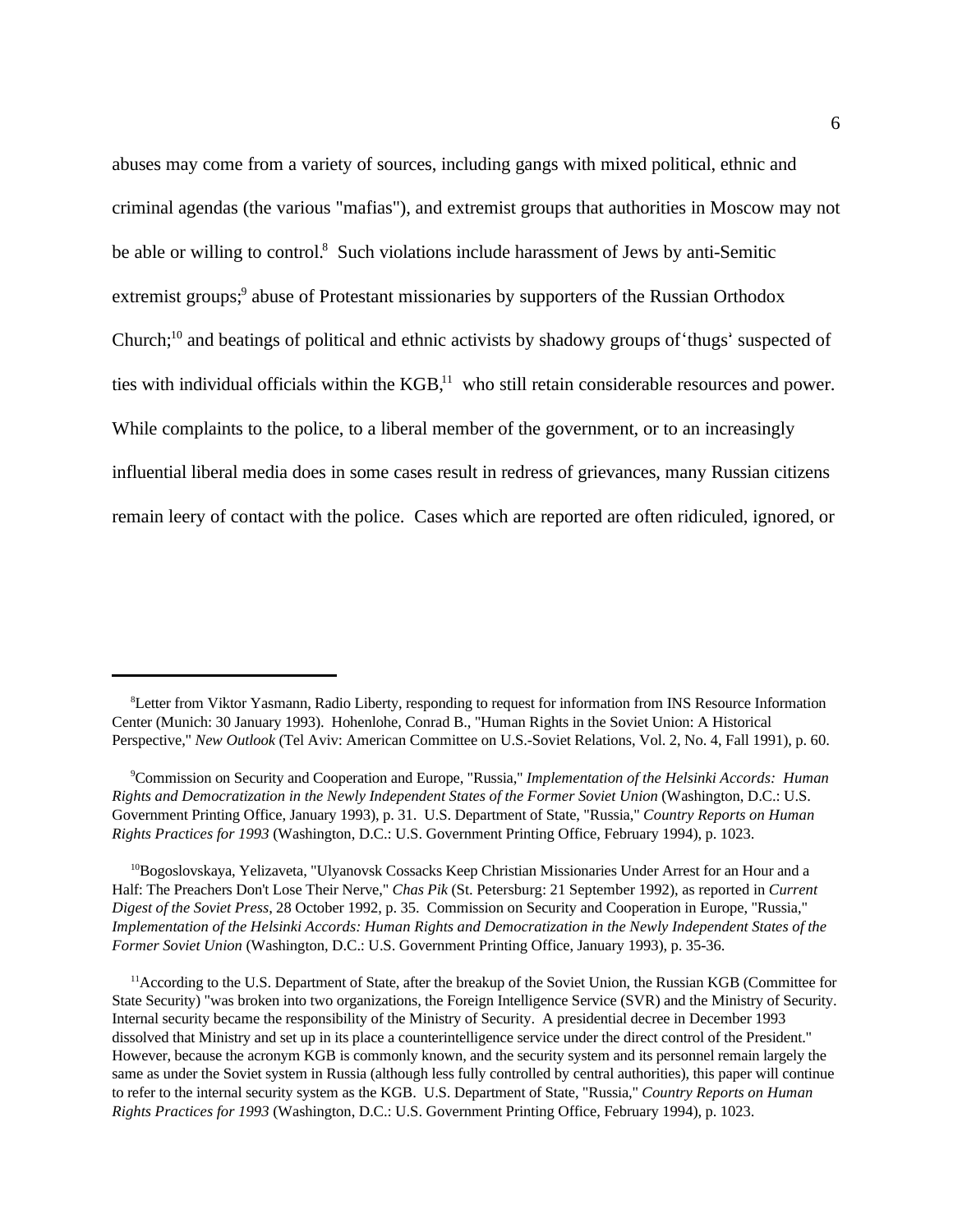abuses may come from a variety of sources, including gangs with mixed political, ethnic and criminal agendas (the various "mafias"), and extremist groups that authorities in Moscow may not be able or willing to control.[8] Such violations include harassment of Jews by anti-Semitic extremist groups;[9] abuse of Protestant missionaries by supporters of the Russian Orthodox Church;[10] and beatings of political and ethnic activists by shadowy groups of 'thugs' suspected of ties with individual officials within the KGB,[11] who still retain considerable resources and power. While complaints to the police, to a liberal member of the government, or to an increasingly influential liberal media does in some cases result in redress of grievances, many Russian citizens remain leery of contact with the police. Cases which are reported are often ridiculed, ignored, or

---

[8] Letter from Viktor Yasmann, Radio Liberty, responding to request for information from INS Resource Information Center (Munich: 30 January 1993). Hohenlohe, Conrad B., "Human Rights in the Soviet Union: A Historical Perspective," *New Outlook* (Tel Aviv: American Committee on U.S.-Soviet Relations, Vol. 2, No. 4, Fall 1991), p. 60.

[9] Commission on Security and Cooperation and Europe, "Russia," *Implementation of the Helsinki Accords: Human Rights and Democratization in the Newly Independent States of the Former Soviet Union* (Washington, D.C.: U.S. Government Printing Office, January 1993), p. 31. U.S. Department of State, "Russia," *Country Reports on Human Rights Practices for 1993* (Washington, D.C.: U.S. Government Printing Office, February 1994), p. 1023.

[10] Bogoslovskaya, Yelizaveta, "Ulyanovsk Cossacks Keep Christian Missionaries Under Arrest for an Hour and a Half: The Preachers Don't Lose Their Nerve," *Chas Pik* (St. Petersburg: 21 September 1992), as reported in *Current Digest of the Soviet Press*, 28 October 1992, p. 35. Commission on Security and Cooperation in Europe, "Russia," *Implementation of the Helsinki Accords: Human Rights and Democratization in the Newly Independent States of the Former Soviet Union* (Washington, D.C.: U.S. Government Printing Office, January 1993), p. 35-36.

[11] According to the U.S. Department of State, after the breakup of the Soviet Union, the Russian KGB (Committee for State Security) "was broken into two organizations, the Foreign Intelligence Service (SVR) and the Ministry of Security. Internal security became the responsibility of the Ministry of Security. A presidential decree in December 1993 dissolved that Ministry and set up in its place a counterintelligence service under the direct control of the President." However, because the acronym KGB is commonly known, and the security system and its personnel remain largely the same as under the Soviet system in Russia (although less fully controlled by central authorities), this paper will continue to refer to the internal security system as the KGB. U.S. Department of State, "Russia," *Country Reports on Human Rights Practices for 1993* (Washington, D.C.: U.S. Government Printing Office, February 1994), p. 1023.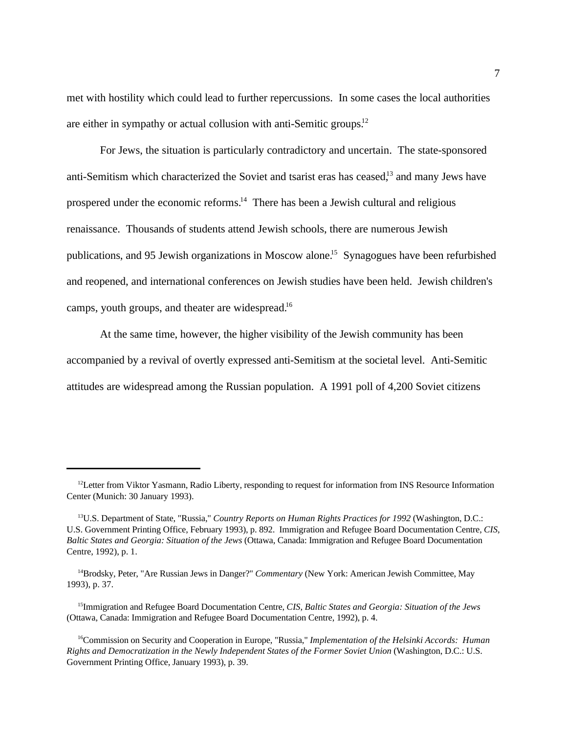met with hostility which could lead to further repercussions. In some cases the local authorities are either in sympathy or actual collusion with anti-Semitic groups.[12]

For Jews, the situation is particularly contradictory and uncertain. The state-sponsored anti-Semitism which characterized the Soviet and tsarist eras has ceased,[13] and many Jews have prospered under the economic reforms.[14] There has been a Jewish cultural and religious renaissance. Thousands of students attend Jewish schools, there are numerous Jewish publications, and 95 Jewish organizations in Moscow alone.[15] Synagogues have been refurbished and reopened, and international conferences on Jewish studies have been held. Jewish children's camps, youth groups, and theater are widespread.[16]

At the same time, however, the higher visibility of the Jewish community has been accompanied by a revival of overtly expressed anti-Semitism at the societal level. Anti-Semitic attitudes are widespread among the Russian population. A 1991 poll of 4,200 Soviet citizens

---

[12] Letter from Viktor Yasmann, Radio Liberty, responding to request for information from INS Resource Information Center (Munich: 30 January 1993).

[13] U.S. Department of State, "Russia," *Country Reports on Human Rights Practices for 1992* (Washington, D.C.: U.S. Government Printing Office, February 1993), p. 892. Immigration and Refugee Board Documentation Centre, *CIS, Baltic States and Georgia: Situation of the Jews* (Ottawa, Canada: Immigration and Refugee Board Documentation Centre, 1992), p. 1.

[14] Brodsky, Peter, "Are Russian Jews in Danger?" *Commentary* (New York: American Jewish Committee, May 1993), p. 37.

[15] Immigration and Refugee Board Documentation Centre, *CIS, Baltic States and Georgia: Situation of the Jews* (Ottawa, Canada: Immigration and Refugee Board Documentation Centre, 1992), p. 4.

[16] Commission on Security and Cooperation in Europe, "Russia," *Implementation of the Helsinki Accords: Human Rights and Democratization in the Newly Independent States of the Former Soviet Union* (Washington, D.C.: U.S. Government Printing Office, January 1993), p. 39.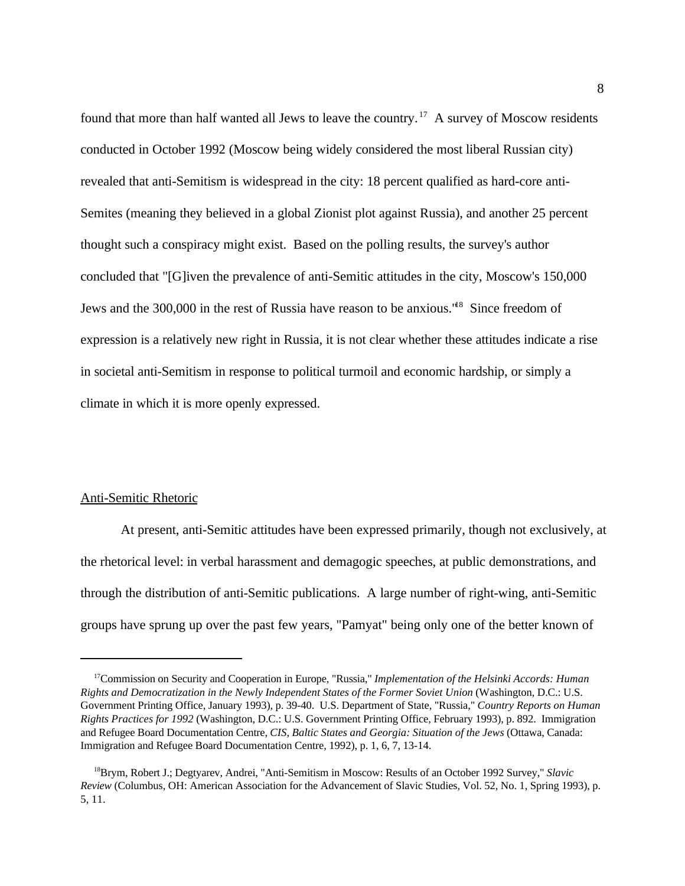found that more than half wanted all Jews to leave the country.[17] A survey of Moscow residents conducted in October 1992 (Moscow being widely considered the most liberal Russian city) revealed that anti-Semitism is widespread in the city: 18 percent qualified as hard-core anti-Semites (meaning they believed in a global Zionist plot against Russia), and another 25 percent thought such a conspiracy might exist. Based on the polling results, the survey's author concluded that "[G]iven the prevalence of anti-Semitic attitudes in the city, Moscow's 150,000 Jews and the 300,000 in the rest of Russia have reason to be anxious."[18] Since freedom of expression is a relatively new right in Russia, it is not clear whether these attitudes indicate a rise in societal anti-Semitism in response to political turmoil and economic hardship, or simply a climate in which it is more openly expressed.

## Anti-Semitic Rhetoric

At present, anti-Semitic attitudes have been expressed primarily, though not exclusively, at the rhetorical level: in verbal harassment and demagogic speeches, at public demonstrations, and through the distribution of anti-Semitic publications. A large number of right-wing, anti-Semitic groups have sprung up over the past few years, "Pamyat" being only one of the better known of

---

[17] Commission on Security and Cooperation in Europe, "Russia," *Implementation of the Helsinki Accords: Human Rights and Democratization in the Newly Independent States of the Former Soviet Union* (Washington, D.C.: U.S. Government Printing Office, January 1993), p. 39-40. U.S. Department of State, "Russia," *Country Reports on Human Rights Practices for 1992* (Washington, D.C.: U.S. Government Printing Office, February 1993), p. 892. Immigration and Refugee Board Documentation Centre, *CIS, Baltic States and Georgia: Situation of the Jews* (Ottawa, Canada: Immigration and Refugee Board Documentation Centre, 1992), p. 1, 6, 7, 13-14.

[18] Brym, Robert J.; Degtyarev, Andrei, "Anti-Semitism in Moscow: Results of an October 1992 Survey," *Slavic Review* (Columbus, OH: American Association for the Advancement of Slavic Studies, Vol. 52, No. 1, Spring 1993), p. 5, 11.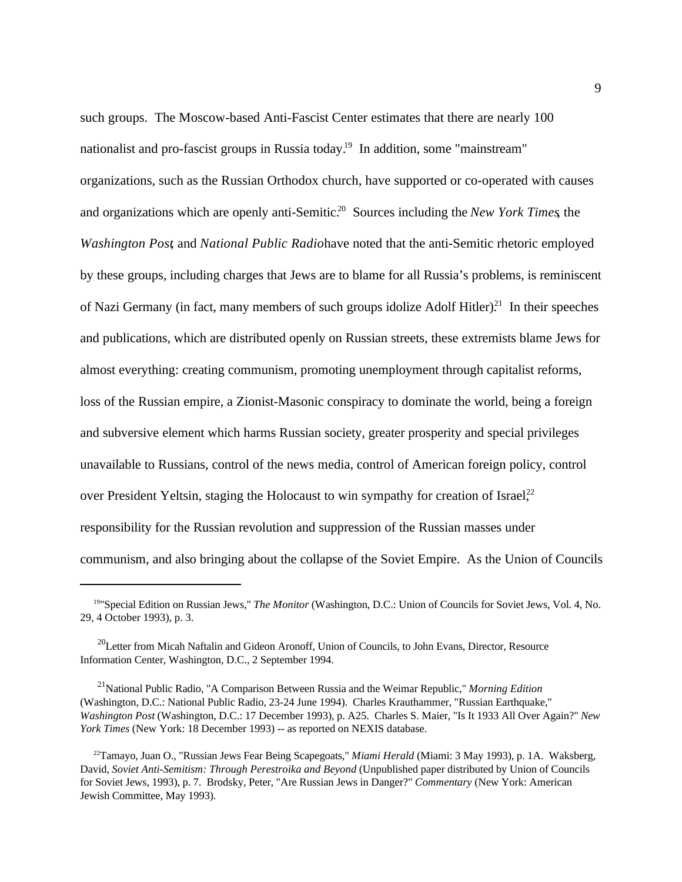such groups. The Moscow-based Anti-Fascist Center estimates that there are nearly 100 nationalist and pro-fascist groups in Russia today.[19] In addition, some "mainstream" organizations, such as the Russian Orthodox church, have supported or co-operated with causes and organizations which are openly anti-Semitic.[20] Sources including the *New York Times*, the *Washington Post*, and *National Public Radio* have noted that the anti-Semitic rhetoric employed by these groups, including charges that Jews are to blame for all Russia's problems, is reminiscent of Nazi Germany (in fact, many members of such groups idolize Adolf Hitler).[21] In their speeches and publications, which are distributed openly on Russian streets, these extremists blame Jews for almost everything: creating communism, promoting unemployment through capitalist reforms, loss of the Russian empire, a Zionist-Masonic conspiracy to dominate the world, being a foreign and subversive element which harms Russian society, greater prosperity and special privileges unavailable to Russians, control of the news media, control of American foreign policy, control over President Yeltsin, staging the Holocaust to win sympathy for creation of Israel;[22] responsibility for the Russian revolution and suppression of the Russian masses under communism, and also bringing about the collapse of the Soviet Empire. As the Union of Councils

---

[19] "Special Edition on Russian Jews," *The Monitor* (Washington, D.C.: Union of Councils for Soviet Jews, Vol. 4, No. 29, 4 October 1993), p. 3.

[20] Letter from Micah Naftalin and Gideon Aronoff, Union of Councils, to John Evans, Director, Resource Information Center, Washington, D.C., 2 September 1994.

[21] National Public Radio, "A Comparison Between Russia and the Weimar Republic," *Morning Edition* (Washington, D.C.: National Public Radio, 23-24 June 1994). Charles Krauthammer, "Russian Earthquake," *Washington Post* (Washington, D.C.: 17 December 1993), p. A25. Charles S. Maier, "Is It 1933 All Over Again?" *New York Times* (New York: 18 December 1993) -- as reported on NEXIS database.

[22] Tamayo, Juan O., "Russian Jews Fear Being Scapegoats," *Miami Herald* (Miami: 3 May 1993), p. 1A. Waksberg, David, *Soviet Anti-Semitism: Through Perestroika and Beyond* (Unpublished paper distributed by Union of Councils for Soviet Jews, 1993), p. 7. Brodsky, Peter, "Are Russian Jews in Danger?" *Commentary* (New York: American Jewish Committee, May 1993).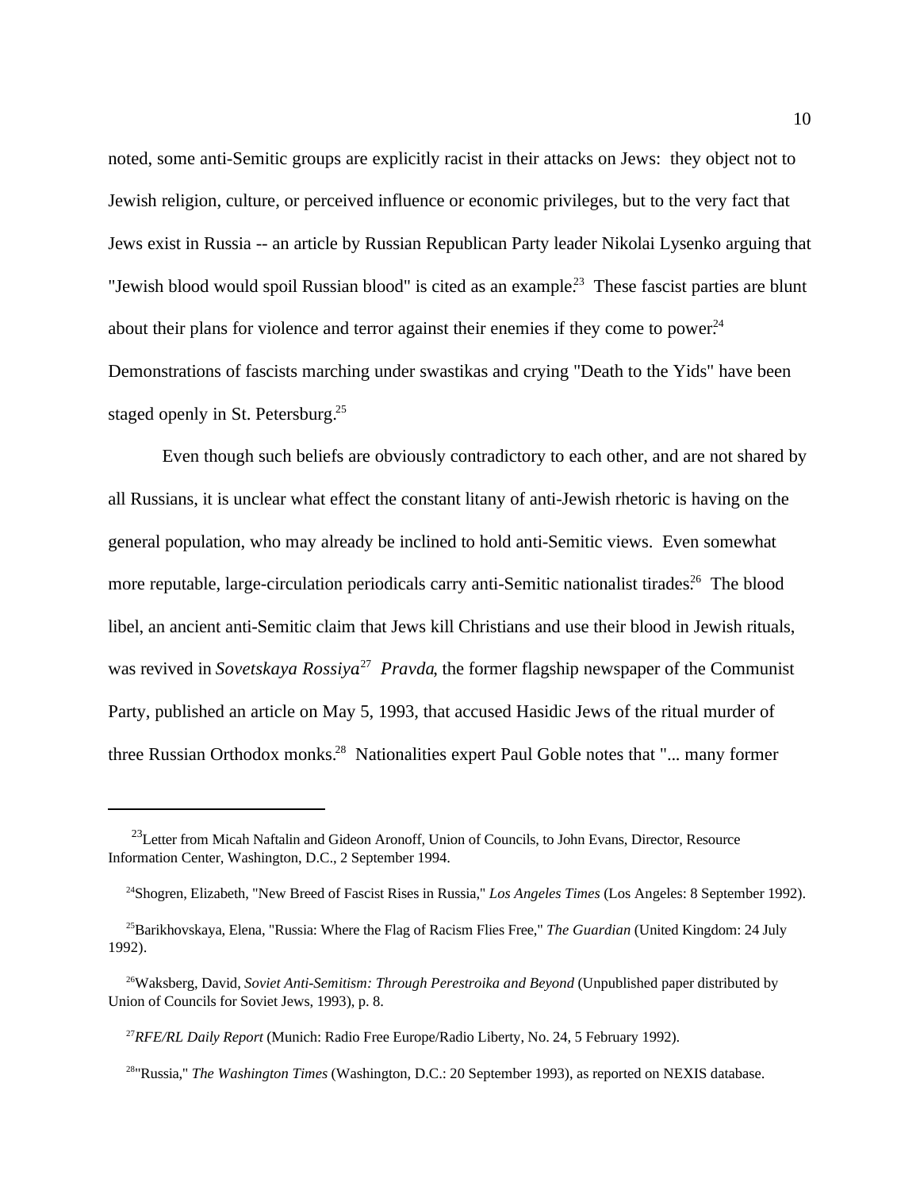noted, some anti-Semitic groups are explicitly racist in their attacks on Jews: they object not to Jewish religion, culture, or perceived influence or economic privileges, but to the very fact that Jews exist in Russia -- an article by Russian Republican Party leader Nikolai Lysenko arguing that "Jewish blood would spoil Russian blood" is cited as an example.[23] These fascist parties are blunt about their plans for violence and terror against their enemies if they come to power.[24] Demonstrations of fascists marching under swastikas and crying "Death to the Yids" have been staged openly in St. Petersburg.[25]

Even though such beliefs are obviously contradictory to each other, and are not shared by all Russians, it is unclear what effect the constant litany of anti-Jewish rhetoric is having on the general population, who may already be inclined to hold anti-Semitic views. Even somewhat more reputable, large-circulation periodicals carry anti-Semitic nationalist tirades.[26] The blood libel, an ancient anti-Semitic claim that Jews kill Christians and use their blood in Jewish rituals, was revived in *Sovetskaya Rossiya*[27] *Pravda*, the former flagship newspaper of the Communist Party, published an article on May 5, 1993, that accused Hasidic Jews of the ritual murder of three Russian Orthodox monks.[28] Nationalities expert Paul Goble notes that "... many former

---

[23] Letter from Micah Naftalin and Gideon Aronoff, Union of Councils, to John Evans, Director, Resource Information Center, Washington, D.C., 2 September 1994.

[24] Shogren, Elizabeth, "New Breed of Fascist Rises in Russia," *Los Angeles Times* (Los Angeles: 8 September 1992).

[25] Barikhovskaya, Elena, "Russia: Where the Flag of Racism Flies Free," *The Guardian* (United Kingdom: 24 July 1992).

[26] Waksberg, David, *Soviet Anti-Semitism: Through Perestroika and Beyond* (Unpublished paper distributed by Union of Councils for Soviet Jews, 1993), p. 8.

[27] *RFE/RL Daily Report* (Munich: Radio Free Europe/Radio Liberty, No. 24, 5 February 1992).

[28] "Russia," *The Washington Times* (Washington, D.C.: 20 September 1993), as reported on NEXIS database.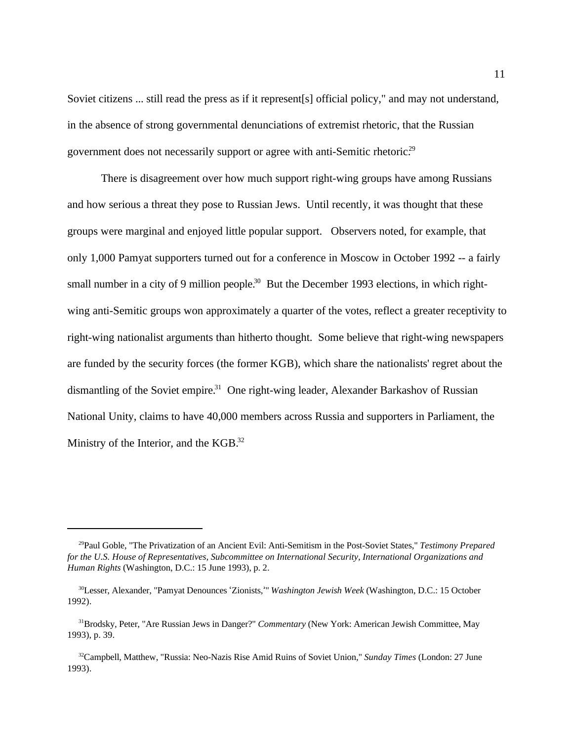Soviet citizens ... still read the press as if it represent[s] official policy," and may not understand, in the absence of strong governmental denunciations of extremist rhetoric, that the Russian government does not necessarily support or agree with anti-Semitic rhetoric.[29]

There is disagreement over how much support right-wing groups have among Russians and how serious a threat they pose to Russian Jews. Until recently, it was thought that these groups were marginal and enjoyed little popular support. Observers noted, for example, that only 1,000 Pamyat supporters turned out for a conference in Moscow in October 1992 -- a fairly small number in a city of 9 million people.[30] But the December 1993 elections, in which right-wing anti-Semitic groups won approximately a quarter of the votes, reflect a greater receptivity to right-wing nationalist arguments than hitherto thought. Some believe that right-wing newspapers are funded by the security forces (the former KGB), which share the nationalists' regret about the dismantling of the Soviet empire.[31] One right-wing leader, Alexander Barkashov of Russian National Unity, claims to have 40,000 members across Russia and supporters in Parliament, the Ministry of the Interior, and the KGB.[32]

---

[29] Paul Goble, "The Privatization of an Ancient Evil: Anti-Semitism in the Post-Soviet States," *Testimony Prepared for the U.S. House of Representatives, Subcommittee on International Security, International Organizations and Human Rights* (Washington, D.C.: 15 June 1993), p. 2.

[30] Lesser, Alexander, "Pamyat Denounces 'Zionists,'" *Washington Jewish Week* (Washington, D.C.: 15 October 1992).

[31] Brodsky, Peter, "Are Russian Jews in Danger?" *Commentary* (New York: American Jewish Committee, May 1993), p. 39.

[32] Campbell, Matthew, "Russia: Neo-Nazis Rise Amid Ruins of Soviet Union," *Sunday Times* (London: 27 June 1993).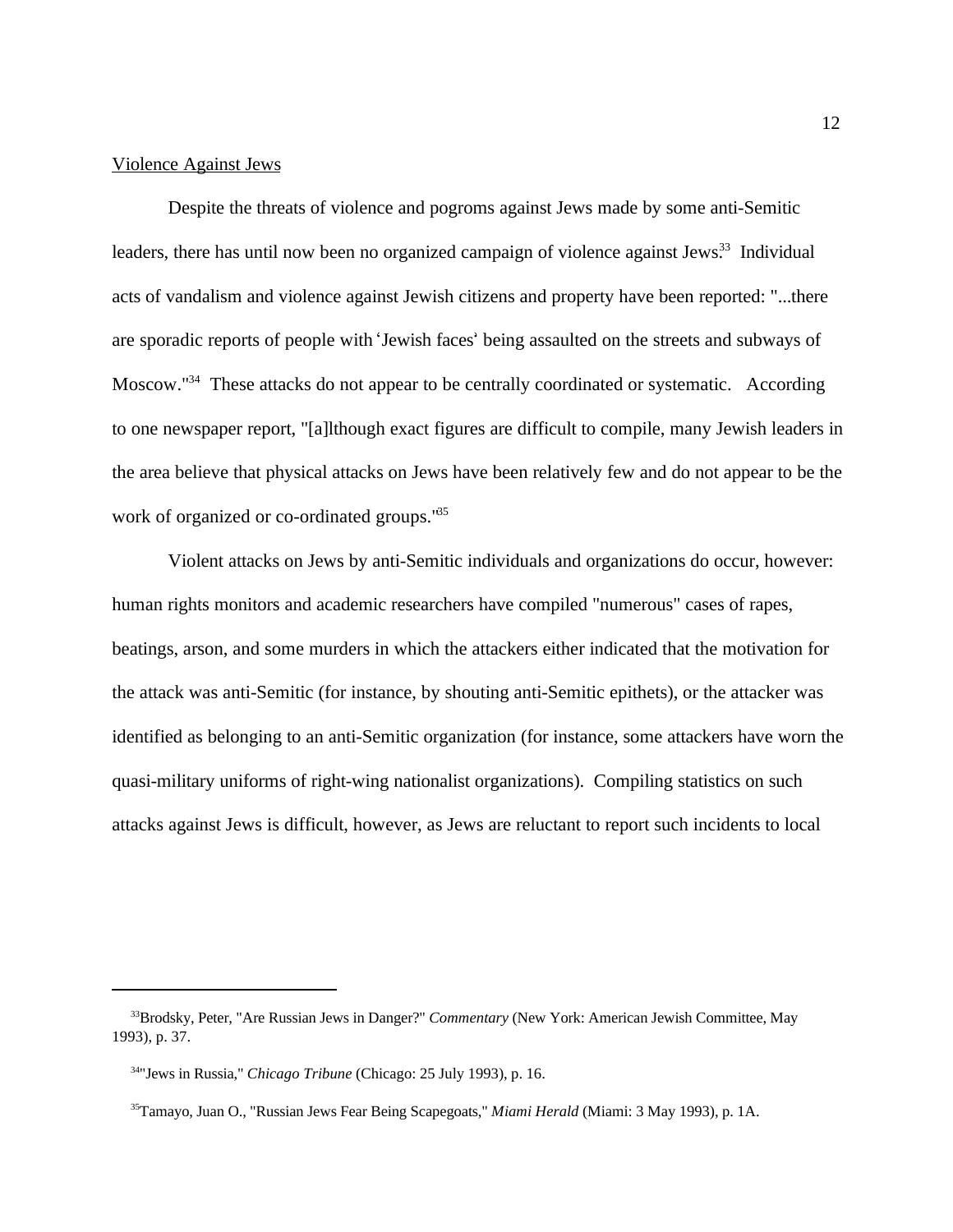Violence Against Jews

Despite the threats of violence and pogroms against Jews made by some anti-Semitic leaders, there has until now been no organized campaign of violence against Jews.[33] Individual acts of vandalism and violence against Jewish citizens and property have been reported: "...there are sporadic reports of people with 'Jewish faces' being assaulted on the streets and subways of Moscow."[34] These attacks do not appear to be centrally coordinated or systematic. According to one newspaper report, "[a]lthough exact figures are difficult to compile, many Jewish leaders in the area believe that physical attacks on Jews have been relatively few and do not appear to be the work of organized or co-ordinated groups."[35]

Violent attacks on Jews by anti-Semitic individuals and organizations do occur, however: human rights monitors and academic researchers have compiled "numerous" cases of rapes, beatings, arson, and some murders in which the attackers either indicated that the motivation for the attack was anti-Semitic (for instance, by shouting anti-Semitic epithets), or the attacker was identified as belonging to an anti-Semitic organization (for instance, some attackers have worn the quasi-military uniforms of right-wing nationalist organizations). Compiling statistics on such attacks against Jews is difficult, however, as Jews are reluctant to report such incidents to local

---

[33] Brodsky, Peter, "Are Russian Jews in Danger?" *Commentary* (New York: American Jewish Committee, May 1993), p. 37.

[34] "Jews in Russia," *Chicago Tribune* (Chicago: 25 July 1993), p. 16.

[35] Tamayo, Juan O., "Russian Jews Fear Being Scapegoats," *Miami Herald* (Miami: 3 May 1993), p. 1A.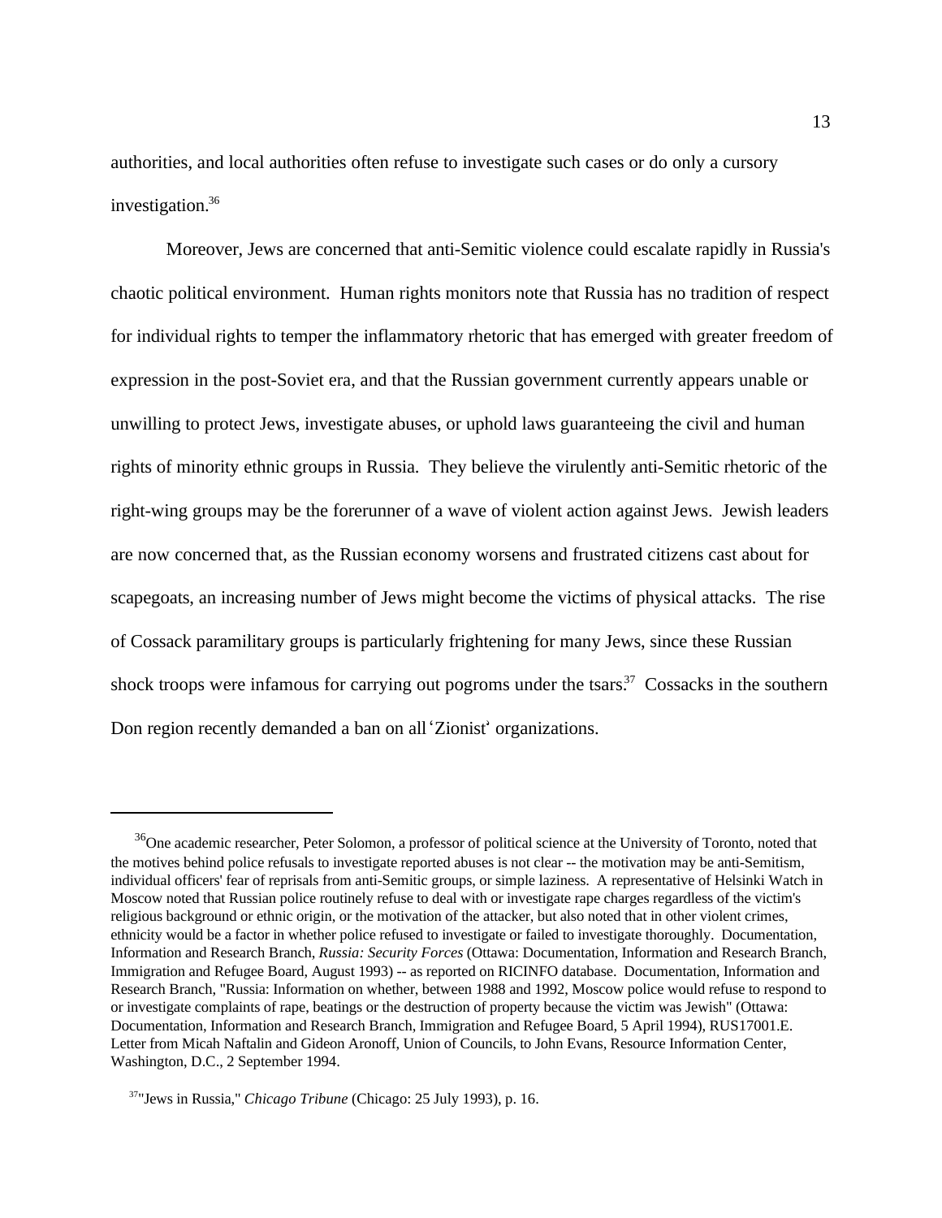authorities, and local authorities often refuse to investigate such cases or do only a cursory investigation.[36]

Moreover, Jews are concerned that anti-Semitic violence could escalate rapidly in Russia's chaotic political environment. Human rights monitors note that Russia has no tradition of respect for individual rights to temper the inflammatory rhetoric that has emerged with greater freedom of expression in the post-Soviet era, and that the Russian government currently appears unable or unwilling to protect Jews, investigate abuses, or uphold laws guaranteeing the civil and human rights of minority ethnic groups in Russia. They believe the virulently anti-Semitic rhetoric of the right-wing groups may be the forerunner of a wave of violent action against Jews. Jewish leaders are now concerned that, as the Russian economy worsens and frustrated citizens cast about for scapegoats, an increasing number of Jews might become the victims of physical attacks. The rise of Cossack paramilitary groups is particularly frightening for many Jews, since these Russian shock troops were infamous for carrying out pogroms under the tsars.[37] Cossacks in the southern Don region recently demanded a ban on all 'Zionist' organizations.

---

[36] One academic researcher, Peter Solomon, a professor of political science at the University of Toronto, noted that the motives behind police refusals to investigate reported abuses is not clear -- the motivation may be anti-Semitism, individual officers' fear of reprisals from anti-Semitic groups, or simple laziness. A representative of Helsinki Watch in Moscow noted that Russian police routinely refuse to deal with or investigate rape charges regardless of the victim's religious background or ethnic origin, or the motivation of the attacker, but also noted that in other violent crimes, ethnicity would be a factor in whether police refused to investigate or failed to investigate thoroughly. Documentation, Information and Research Branch, *Russia: Security Forces* (Ottawa: Documentation, Information and Research Branch, Immigration and Refugee Board, August 1993) -- as reported on RICINFO database. Documentation, Information and Research Branch, "Russia: Information on whether, between 1988 and 1992, Moscow police would refuse to respond to or investigate complaints of rape, beatings or the destruction of property because the victim was Jewish" (Ottawa: Documentation, Information and Research Branch, Immigration and Refugee Board, 5 April 1994), RUS17001.E. Letter from Micah Naftalin and Gideon Aronoff, Union of Councils, to John Evans, Resource Information Center, Washington, D.C., 2 September 1994.

[37] "Jews in Russia," *Chicago Tribune* (Chicago: 25 July 1993), p. 16.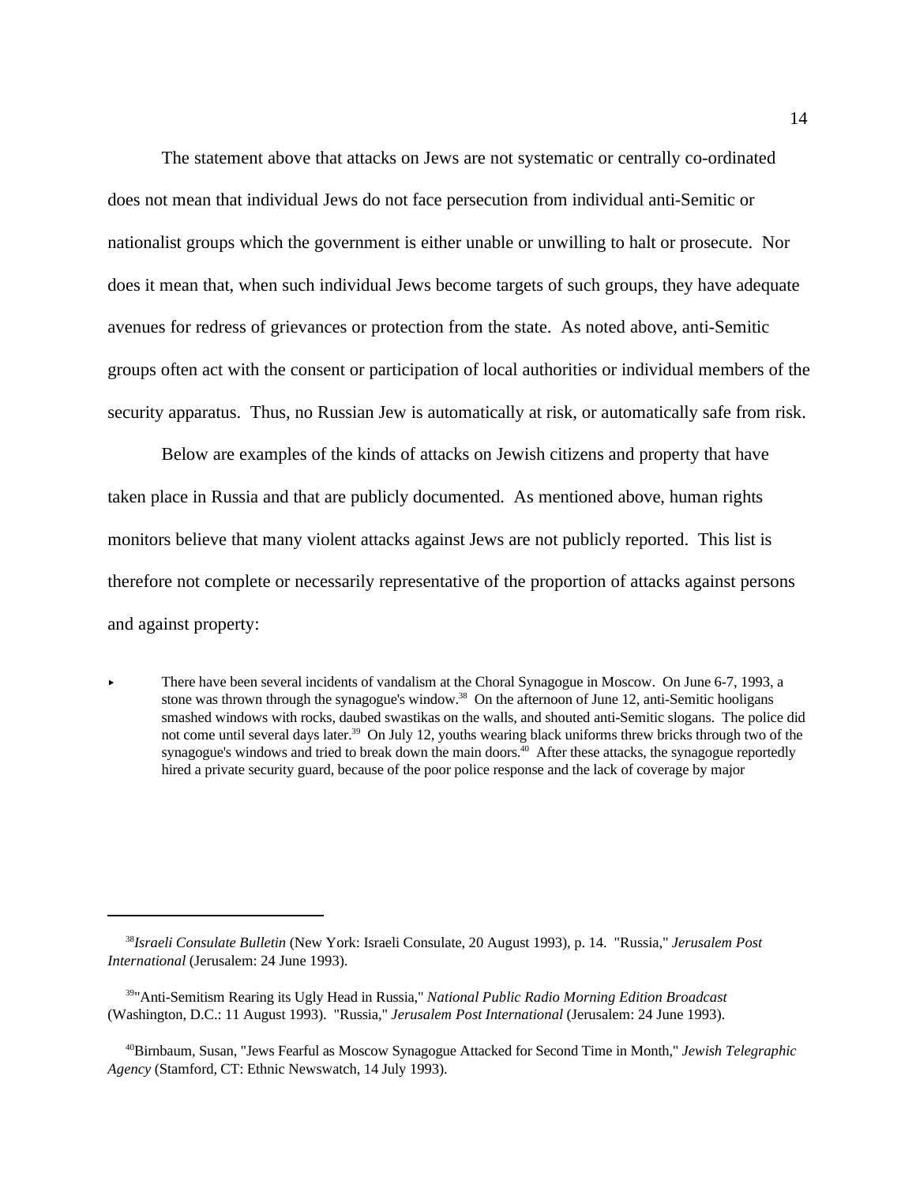The statement above that attacks on Jews are not systematic or centrally co-ordinated does not mean that individual Jews do not face persecution from individual anti-Semitic or nationalist groups which the government is either unable or unwilling to halt or prosecute. Nor does it mean that, when such individual Jews become targets of such groups, they have adequate avenues for redress of grievances or protection from the state. As noted above, anti-Semitic groups often act with the consent or participation of local authorities or individual members of the security apparatus. Thus, no Russian Jew is automatically at risk, or automatically safe from risk.

Below are examples of the kinds of attacks on Jewish citizens and property that have taken place in Russia and that are publicly documented. As mentioned above, human rights monitors believe that many violent attacks against Jews are not publicly reported. This list is therefore not complete or necessarily representative of the proportion of attacks against persons and against property:

- There have been several incidents of vandalism at the Choral Synagogue in Moscow. On June 6-7, 1993, a stone was thrown through the synagogue's window.[38] On the afternoon of June 12, anti-Semitic hooligans smashed windows with rocks, daubed swastikas on the walls, and shouted anti-Semitic slogans. The police did not come until several days later.[39] On July 12, youths wearing black uniforms threw bricks through two of the synagogue's windows and tried to break down the main doors.[40] After these attacks, the synagogue reportedly hired a private security guard, because of the poor police response and the lack of coverage by major

---

[38] *Israeli Consulate Bulletin* (New York: Israeli Consulate, 20 August 1993), p. 14. "Russia," *Jerusalem Post International* (Jerusalem: 24 June 1993).

[39] "Anti-Semitism Rearing its Ugly Head in Russia," *National Public Radio Morning Edition Broadcast* (Washington, D.C.: 11 August 1993). "Russia," *Jerusalem Post International* (Jerusalem: 24 June 1993).

[40] Birnbaum, Susan, "Jews Fearful as Moscow Synagogue Attacked for Second Time in Month," *Jewish Telegraphic Agency* (Stamford, CT: Ethnic Newswatch, 14 July 1993).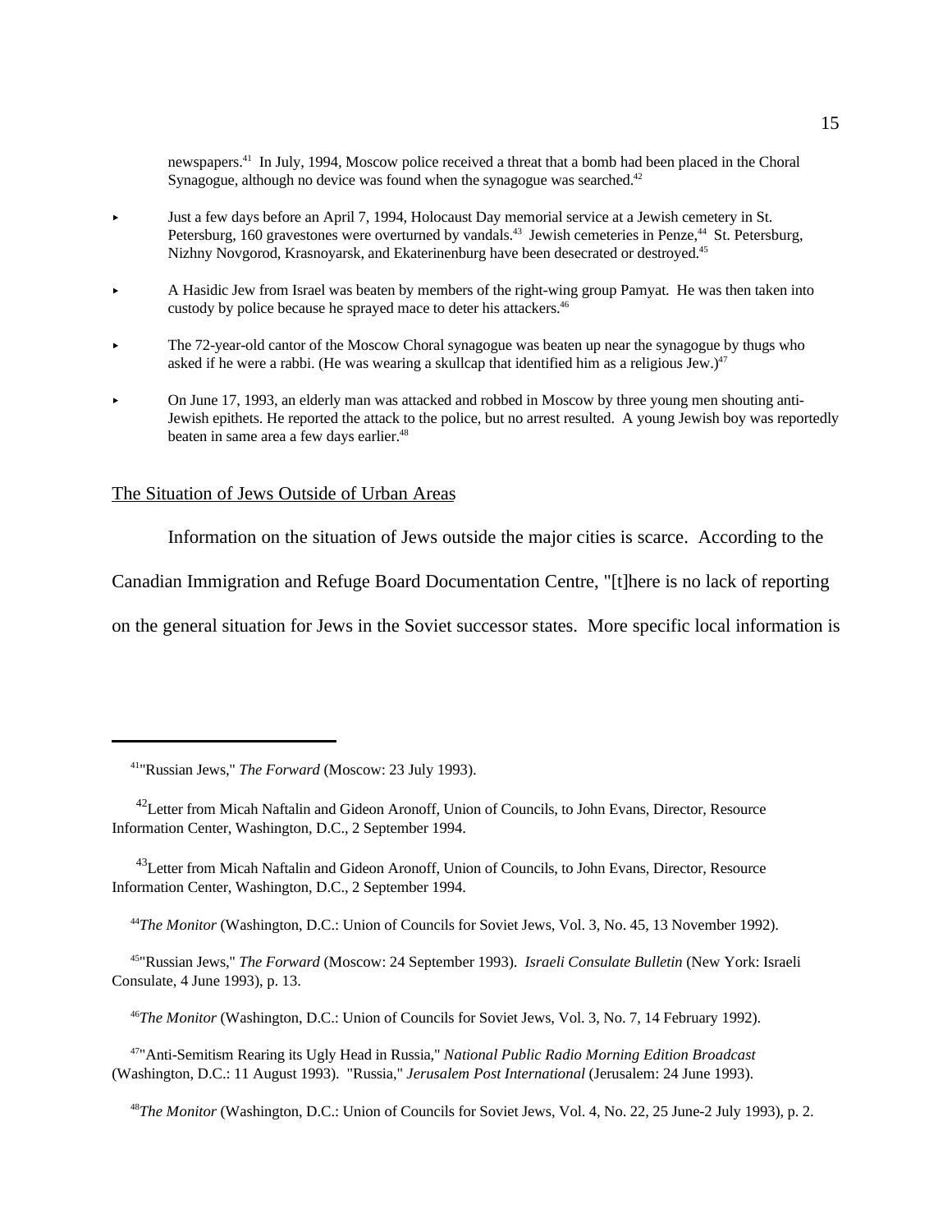newspapers.[41] In July, 1994, Moscow police received a threat that a bomb had been placed in the Choral Synagogue, although no device was found when the synagogue was searched.[42]

- Just a few days before an April 7, 1994, Holocaust Day memorial service at a Jewish cemetery in St. Petersburg, 160 gravestones were overturned by vandals.[43] Jewish cemeteries in Penze,[44] St. Petersburg, Nizhny Novgorod, Krasnoyarsk, and Ekaterinenburg have been desecrated or destroyed.[45]

- A Hasidic Jew from Israel was beaten by members of the right-wing group Pamyat. He was then taken into custody by police because he sprayed mace to deter his attackers.[46]

- The 72-year-old cantor of the Moscow Choral synagogue was beaten up near the synagogue by thugs who asked if he were a rabbi. (He was wearing a skullcap that identified him as a religious Jew.)[47]

- On June 17, 1993, an elderly man was attacked and robbed in Moscow by three young men shouting anti-Jewish epithets. He reported the attack to the police, but no arrest resulted. A young Jewish boy was reportedly beaten in same area a few days earlier.[48]

## The Situation of Jews Outside of Urban Areas

Information on the situation of Jews outside the major cities is scarce. According to the Canadian Immigration and Refuge Board Documentation Centre, "[t]here is no lack of reporting on the general situation for Jews in the Soviet successor states. More specific local information is

---

[41] "Russian Jews," *The Forward* (Moscow: 23 July 1993).

[42] Letter from Micah Naftalin and Gideon Aronoff, Union of Councils, to John Evans, Director, Resource Information Center, Washington, D.C., 2 September 1994.

[43] Letter from Micah Naftalin and Gideon Aronoff, Union of Councils, to John Evans, Director, Resource Information Center, Washington, D.C., 2 September 1994.

[44] *The Monitor* (Washington, D.C.: Union of Councils for Soviet Jews, Vol. 3, No. 45, 13 November 1992).

[45] "Russian Jews," *The Forward* (Moscow: 24 September 1993). *Israeli Consulate Bulletin* (New York: Israeli Consulate, 4 June 1993), p. 13.

[46] *The Monitor* (Washington, D.C.: Union of Councils for Soviet Jews, Vol. 3, No. 7, 14 February 1992).

[47] "Anti-Semitism Rearing its Ugly Head in Russia," *National Public Radio Morning Edition Broadcast* (Washington, D.C.: 11 August 1993). "Russia," *Jerusalem Post International* (Jerusalem: 24 June 1993).

[48] *The Monitor* (Washington, D.C.: Union of Councils for Soviet Jews, Vol. 4, No. 22, 25 June-2 July 1993), p. 2.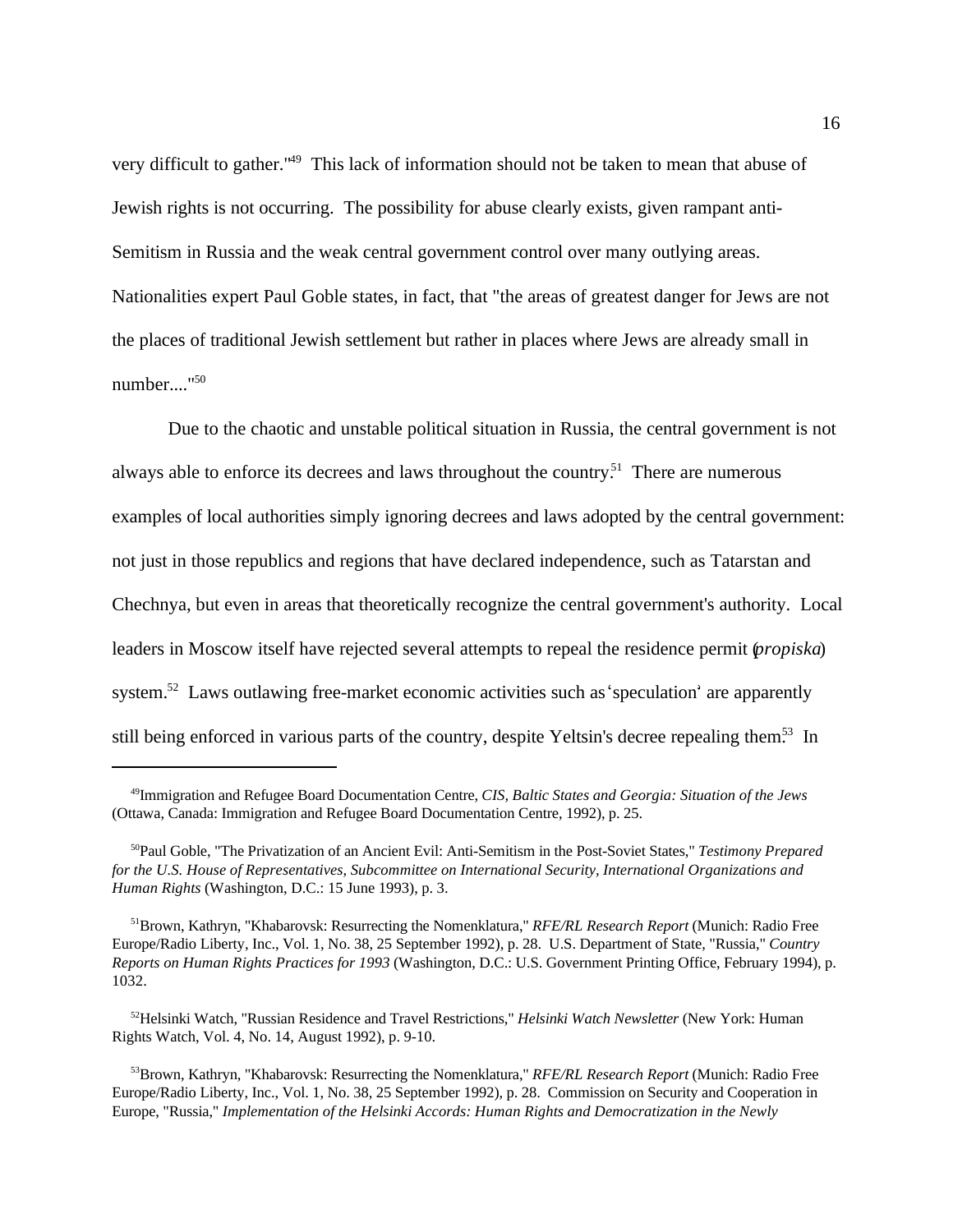very difficult to gather."[49] This lack of information should not be taken to mean that abuse of Jewish rights is not occurring. The possibility for abuse clearly exists, given rampant anti-Semitism in Russia and the weak central government control over many outlying areas. Nationalities expert Paul Goble states, in fact, that "the areas of greatest danger for Jews are not the places of traditional Jewish settlement but rather in places where Jews are already small in number...."[50]

Due to the chaotic and unstable political situation in Russia, the central government is not always able to enforce its decrees and laws throughout the country.[51] There are numerous examples of local authorities simply ignoring decrees and laws adopted by the central government: not just in those republics and regions that have declared independence, such as Tatarstan and Chechnya, but even in areas that theoretically recognize the central government's authority. Local leaders in Moscow itself have rejected several attempts to repeal the residence permit (*propiska*) system.[52] Laws outlawing free-market economic activities such as 'speculation' are apparently still being enforced in various parts of the country, despite Yeltsin's decree repealing them.[53] In

---

[49]Immigration and Refugee Board Documentation Centre, *CIS, Baltic States and Georgia: Situation of the Jews* (Ottawa, Canada: Immigration and Refugee Board Documentation Centre, 1992), p. 25.

[50]Paul Goble, "The Privatization of an Ancient Evil: Anti-Semitism in the Post-Soviet States," *Testimony Prepared for the U.S. House of Representatives, Subcommittee on International Security, International Organizations and Human Rights* (Washington, D.C.: 15 June 1993), p. 3.

[51]Brown, Kathryn, "Khabarovsk: Resurrecting the Nomenklatura," *RFE/RL Research Report* (Munich: Radio Free Europe/Radio Liberty, Inc., Vol. 1, No. 38, 25 September 1992), p. 28. U.S. Department of State, "Russia," *Country Reports on Human Rights Practices for 1993* (Washington, D.C.: U.S. Government Printing Office, February 1994), p. 1032.

[52]Helsinki Watch, "Russian Residence and Travel Restrictions," *Helsinki Watch Newsletter* (New York: Human Rights Watch, Vol. 4, No. 14, August 1992), p. 9-10.

[53]Brown, Kathryn, "Khabarovsk: Resurrecting the Nomenklatura," *RFE/RL Research Report* (Munich: Radio Free Europe/Radio Liberty, Inc., Vol. 1, No. 38, 25 September 1992), p. 28. Commission on Security and Cooperation in Europe, "Russia," *Implementation of the Helsinki Accords: Human Rights and Democratization in the Newly*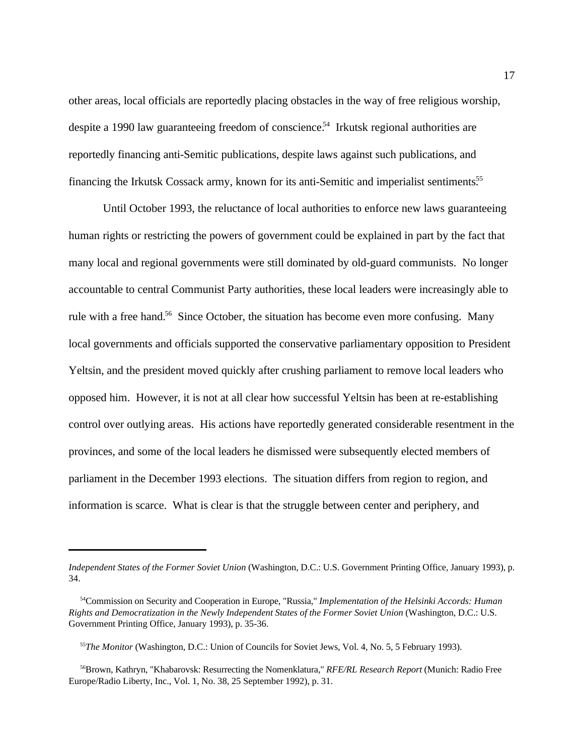other areas, local officials are reportedly placing obstacles in the way of free religious worship, despite a 1990 law guaranteeing freedom of conscience.[54] Irkutsk regional authorities are reportedly financing anti-Semitic publications, despite laws against such publications, and financing the Irkutsk Cossack army, known for its anti-Semitic and imperialist sentiments.[55]

Until October 1993, the reluctance of local authorities to enforce new laws guaranteeing human rights or restricting the powers of government could be explained in part by the fact that many local and regional governments were still dominated by old-guard communists. No longer accountable to central Communist Party authorities, these local leaders were increasingly able to rule with a free hand.[56] Since October, the situation has become even more confusing. Many local governments and officials supported the conservative parliamentary opposition to President Yeltsin, and the president moved quickly after crushing parliament to remove local leaders who opposed him. However, it is not at all clear how successful Yeltsin has been at re-establishing control over outlying areas. His actions have reportedly generated considerable resentment in the provinces, and some of the local leaders he dismissed were subsequently elected members of parliament in the December 1993 elections. The situation differs from region to region, and information is scarce. What is clear is that the struggle between center and periphery, and

---

*Independent States of the Former Soviet Union* (Washington, D.C.: U.S. Government Printing Office, January 1993), p. 34.

[54]Commission on Security and Cooperation in Europe, "Russia," *Implementation of the Helsinki Accords: Human Rights and Democratization in the Newly Independent States of the Former Soviet Union* (Washington, D.C.: U.S. Government Printing Office, January 1993), p. 35-36.

[55]*The Monitor* (Washington, D.C.: Union of Councils for Soviet Jews, Vol. 4, No. 5, 5 February 1993).

[56]Brown, Kathryn, "Khabarovsk: Resurrecting the Nomenklatura," *RFE/RL Research Report* (Munich: Radio Free Europe/Radio Liberty, Inc., Vol. 1, No. 38, 25 September 1992), p. 31.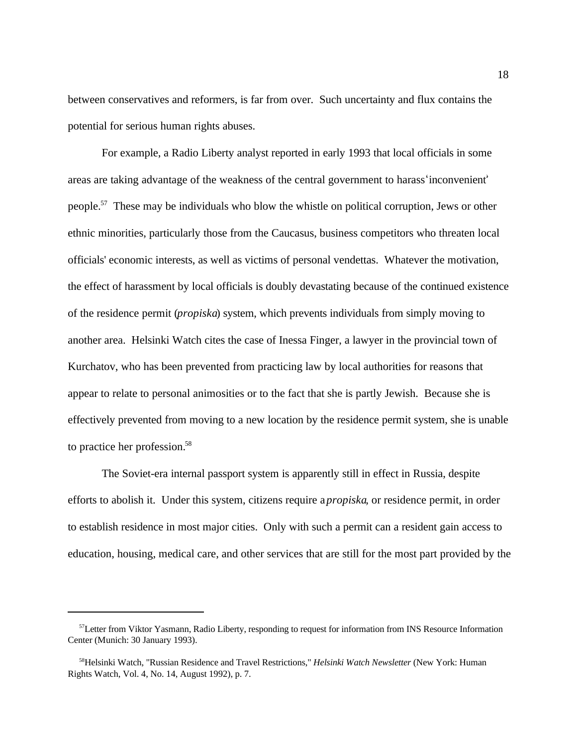between conservatives and reformers, is far from over. Such uncertainty and flux contains the potential for serious human rights abuses.

For example, a Radio Liberty analyst reported in early 1993 that local officials in some areas are taking advantage of the weakness of the central government to harass 'inconvenient' people.[57] These may be individuals who blow the whistle on political corruption, Jews or other ethnic minorities, particularly those from the Caucasus, business competitors who threaten local officials' economic interests, as well as victims of personal vendettas. Whatever the motivation, the effect of harassment by local officials is doubly devastating because of the continued existence of the residence permit (*propiska*) system, which prevents individuals from simply moving to another area. Helsinki Watch cites the case of Inessa Finger, a lawyer in the provincial town of Kurchatov, who has been prevented from practicing law by local authorities for reasons that appear to relate to personal animosities or to the fact that she is partly Jewish. Because she is effectively prevented from moving to a new location by the residence permit system, she is unable to practice her profession.[58]

The Soviet-era internal passport system is apparently still in effect in Russia, despite efforts to abolish it. Under this system, citizens require a *propiska*, or residence permit, in order to establish residence in most major cities. Only with such a permit can a resident gain access to education, housing, medical care, and other services that are still for the most part provided by the

---

[57]Letter from Viktor Yasmann, Radio Liberty, responding to request for information from INS Resource Information Center (Munich: 30 January 1993).

[58]Helsinki Watch, "Russian Residence and Travel Restrictions," *Helsinki Watch Newsletter* (New York: Human Rights Watch, Vol. 4, No. 14, August 1992), p. 7.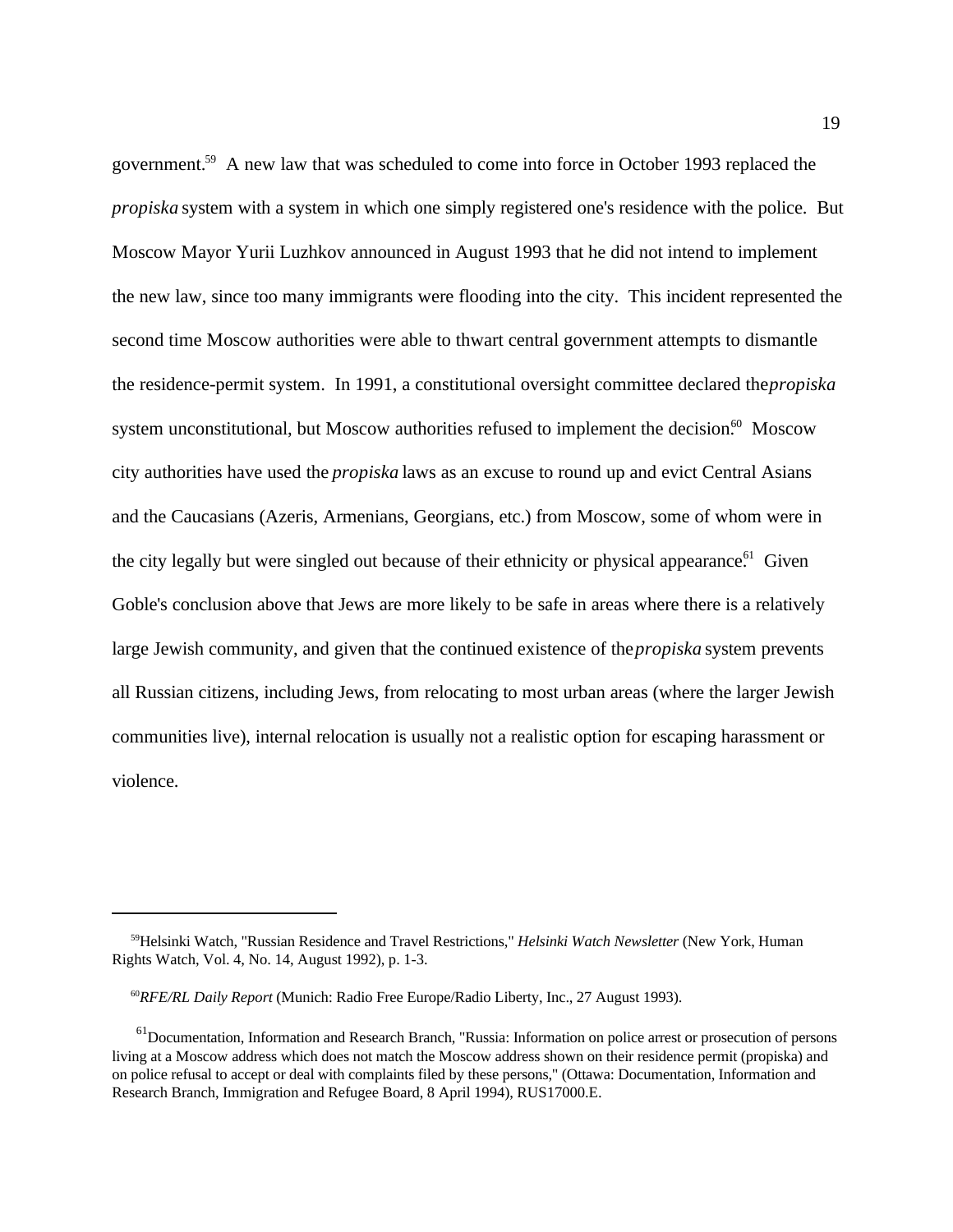government.[59] A new law that was scheduled to come into force in October 1993 replaced the *propiska* system with a system in which one simply registered one's residence with the police. But Moscow Mayor Yurii Luzhkov announced in August 1993 that he did not intend to implement the new law, since too many immigrants were flooding into the city. This incident represented the second time Moscow authorities were able to thwart central government attempts to dismantle the residence-permit system. In 1991, a constitutional oversight committee declared the *propiska* system unconstitutional, but Moscow authorities refused to implement the decision.[60] Moscow city authorities have used the *propiska* laws as an excuse to round up and evict Central Asians and the Caucasians (Azeris, Armenians, Georgians, etc.) from Moscow, some of whom were in the city legally but were singled out because of their ethnicity or physical appearance.[61] Given Goble's conclusion above that Jews are more likely to be safe in areas where there is a relatively large Jewish community, and given that the continued existence of the *propiska* system prevents all Russian citizens, including Jews, from relocating to most urban areas (where the larger Jewish communities live), internal relocation is usually not a realistic option for escaping harassment or violence.

---

[59] Helsinki Watch, "Russian Residence and Travel Restrictions," *Helsinki Watch Newsletter* (New York, Human Rights Watch, Vol. 4, No. 14, August 1992), p. 1-3.

[60] *RFE/RL Daily Report* (Munich: Radio Free Europe/Radio Liberty, Inc., 27 August 1993).

[61] Documentation, Information and Research Branch, "Russia: Information on police arrest or prosecution of persons living at a Moscow address which does not match the Moscow address shown on their residence permit (propiska) and on police refusal to accept or deal with complaints filed by these persons," (Ottawa: Documentation, Information and Research Branch, Immigration and Refugee Board, 8 April 1994), RUS17000.E.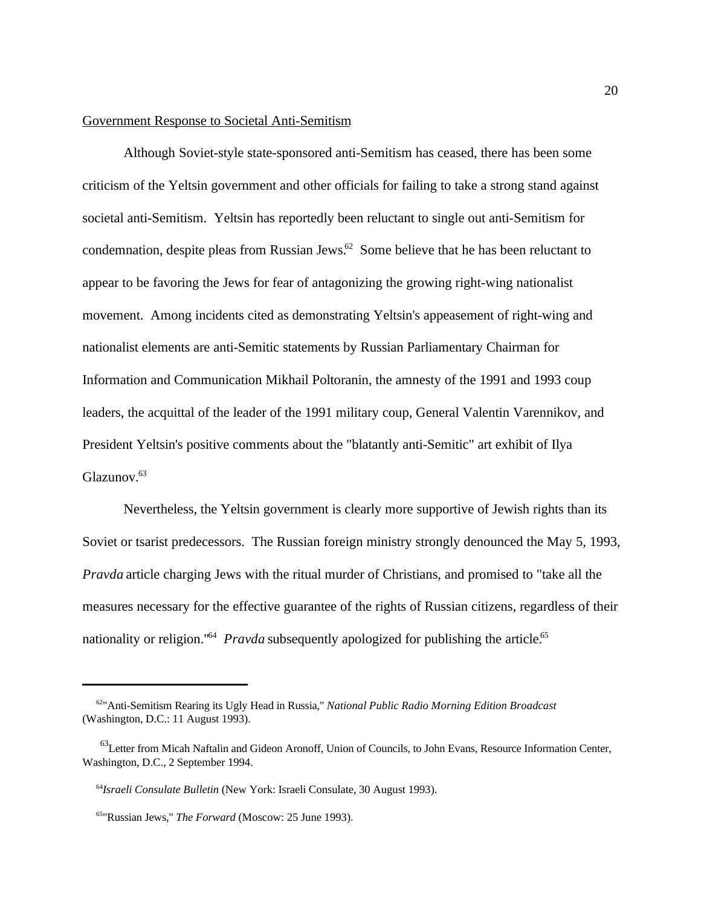Government Response to Societal Anti-Semitism

Although Soviet-style state-sponsored anti-Semitism has ceased, there has been some criticism of the Yeltsin government and other officials for failing to take a strong stand against societal anti-Semitism. Yeltsin has reportedly been reluctant to single out anti-Semitism for condemnation, despite pleas from Russian Jews.[62] Some believe that he has been reluctant to appear to be favoring the Jews for fear of antagonizing the growing right-wing nationalist movement. Among incidents cited as demonstrating Yeltsin's appeasement of right-wing and nationalist elements are anti-Semitic statements by Russian Parliamentary Chairman for Information and Communication Mikhail Poltoranin, the amnesty of the 1991 and 1993 coup leaders, the acquittal of the leader of the 1991 military coup, General Valentin Varennikov, and President Yeltsin's positive comments about the "blatantly anti-Semitic" art exhibit of Ilya Glazunov.[63]

Nevertheless, the Yeltsin government is clearly more supportive of Jewish rights than its Soviet or tsarist predecessors. The Russian foreign ministry strongly denounced the May 5, 1993, *Pravda* article charging Jews with the ritual murder of Christians, and promised to "take all the measures necessary for the effective guarantee of the rights of Russian citizens, regardless of their nationality or religion."[64] *Pravda* subsequently apologized for publishing the article.[65]

---

[62] "Anti-Semitism Rearing its Ugly Head in Russia," *National Public Radio Morning Edition Broadcast* (Washington, D.C.: 11 August 1993).

[63] Letter from Micah Naftalin and Gideon Aronoff, Union of Councils, to John Evans, Resource Information Center, Washington, D.C., 2 September 1994.

[64] *Israeli Consulate Bulletin* (New York: Israeli Consulate, 30 August 1993).

[65] "Russian Jews," *The Forward* (Moscow: 25 June 1993).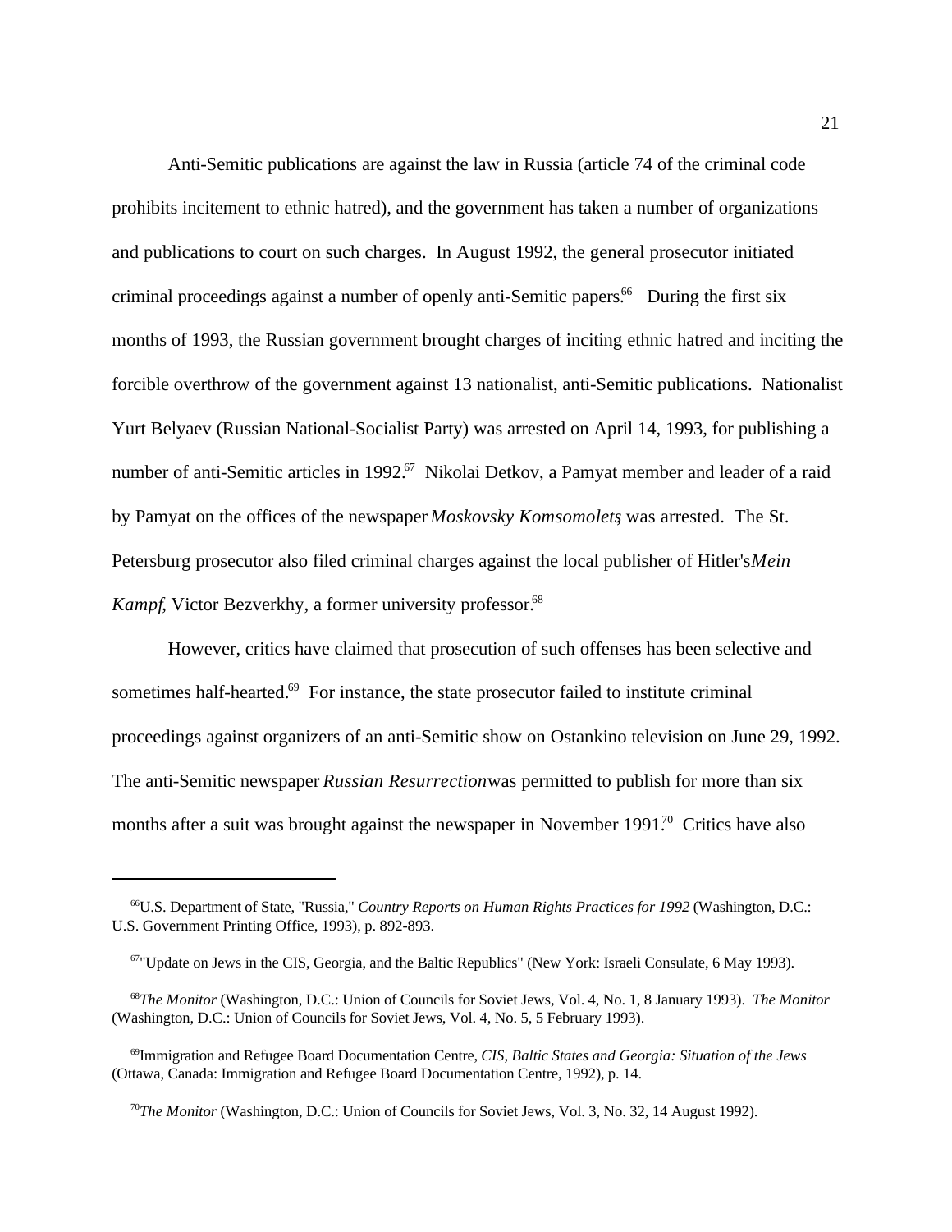Anti-Semitic publications are against the law in Russia (article 74 of the criminal code prohibits incitement to ethnic hatred), and the government has taken a number of organizations and publications to court on such charges. In August 1992, the general prosecutor initiated criminal proceedings against a number of openly anti-Semitic papers.[66] During the first six months of 1993, the Russian government brought charges of inciting ethnic hatred and inciting the forcible overthrow of the government against 13 nationalist, anti-Semitic publications. Nationalist Yurt Belyaev (Russian National-Socialist Party) was arrested on April 14, 1993, for publishing a number of anti-Semitic articles in 1992.[67] Nikolai Detkov, a Pamyat member and leader of a raid by Pamyat on the offices of the newspaper *Moskovsky Komsomolets*, was arrested. The St. Petersburg prosecutor also filed criminal charges against the local publisher of Hitler's *Mein Kampf*, Victor Bezverkhy, a former university professor.[68]

However, critics have claimed that prosecution of such offenses has been selective and sometimes half-hearted.[69] For instance, the state prosecutor failed to institute criminal proceedings against organizers of an anti-Semitic show on Ostankino television on June 29, 1992. The anti-Semitic newspaper *Russian Resurrection* was permitted to publish for more than six months after a suit was brought against the newspaper in November 1991.[70] Critics have also

---

[66] U.S. Department of State, "Russia," *Country Reports on Human Rights Practices for 1992* (Washington, D.C.: U.S. Government Printing Office, 1993), p. 892-893.

[67] "Update on Jews in the CIS, Georgia, and the Baltic Republics" (New York: Israeli Consulate, 6 May 1993).

[68] *The Monitor* (Washington, D.C.: Union of Councils for Soviet Jews, Vol. 4, No. 1, 8 January 1993). *The Monitor* (Washington, D.C.: Union of Councils for Soviet Jews, Vol. 4, No. 5, 5 February 1993).

[69] Immigration and Refugee Board Documentation Centre, *CIS, Baltic States and Georgia: Situation of the Jews* (Ottawa, Canada: Immigration and Refugee Board Documentation Centre, 1992), p. 14.

[70] *The Monitor* (Washington, D.C.: Union of Councils for Soviet Jews, Vol. 3, No. 32, 14 August 1992).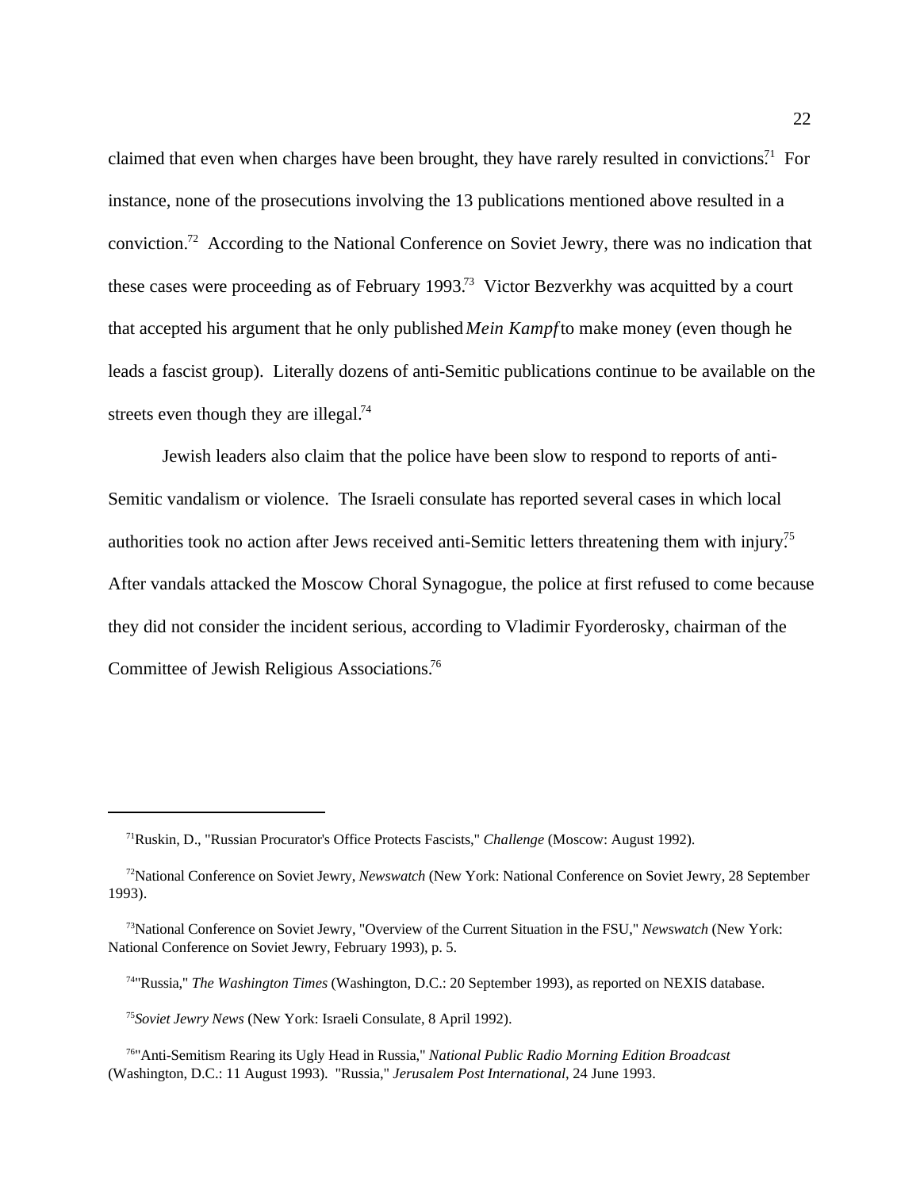claimed that even when charges have been brought, they have rarely resulted in convictions.[71] For instance, none of the prosecutions involving the 13 publications mentioned above resulted in a conviction.[72] According to the National Conference on Soviet Jewry, there was no indication that these cases were proceeding as of February 1993.[73] Victor Bezverkhy was acquitted by a court that accepted his argument that he only published *Mein Kampf* to make money (even though he leads a fascist group). Literally dozens of anti-Semitic publications continue to be available on the streets even though they are illegal.[74]

Jewish leaders also claim that the police have been slow to respond to reports of anti-Semitic vandalism or violence. The Israeli consulate has reported several cases in which local authorities took no action after Jews received anti-Semitic letters threatening them with injury.[75] After vandals attacked the Moscow Choral Synagogue, the police at first refused to come because they did not consider the incident serious, according to Vladimir Fyorderosky, chairman of the Committee of Jewish Religious Associations.[76]

---

[71] Ruskin, D., "Russian Procurator's Office Protects Fascists," *Challenge* (Moscow: August 1992).

[72] National Conference on Soviet Jewry, *Newswatch* (New York: National Conference on Soviet Jewry, 28 September 1993).

[73] National Conference on Soviet Jewry, "Overview of the Current Situation in the FSU," *Newswatch* (New York: National Conference on Soviet Jewry, February 1993), p. 5.

[74] "Russia," *The Washington Times* (Washington, D.C.: 20 September 1993), as reported on NEXIS database.

[75] *Soviet Jewry News* (New York: Israeli Consulate, 8 April 1992).

[76] "Anti-Semitism Rearing its Ugly Head in Russia," *National Public Radio Morning Edition Broadcast* (Washington, D.C.: 11 August 1993). "Russia," *Jerusalem Post International*, 24 June 1993.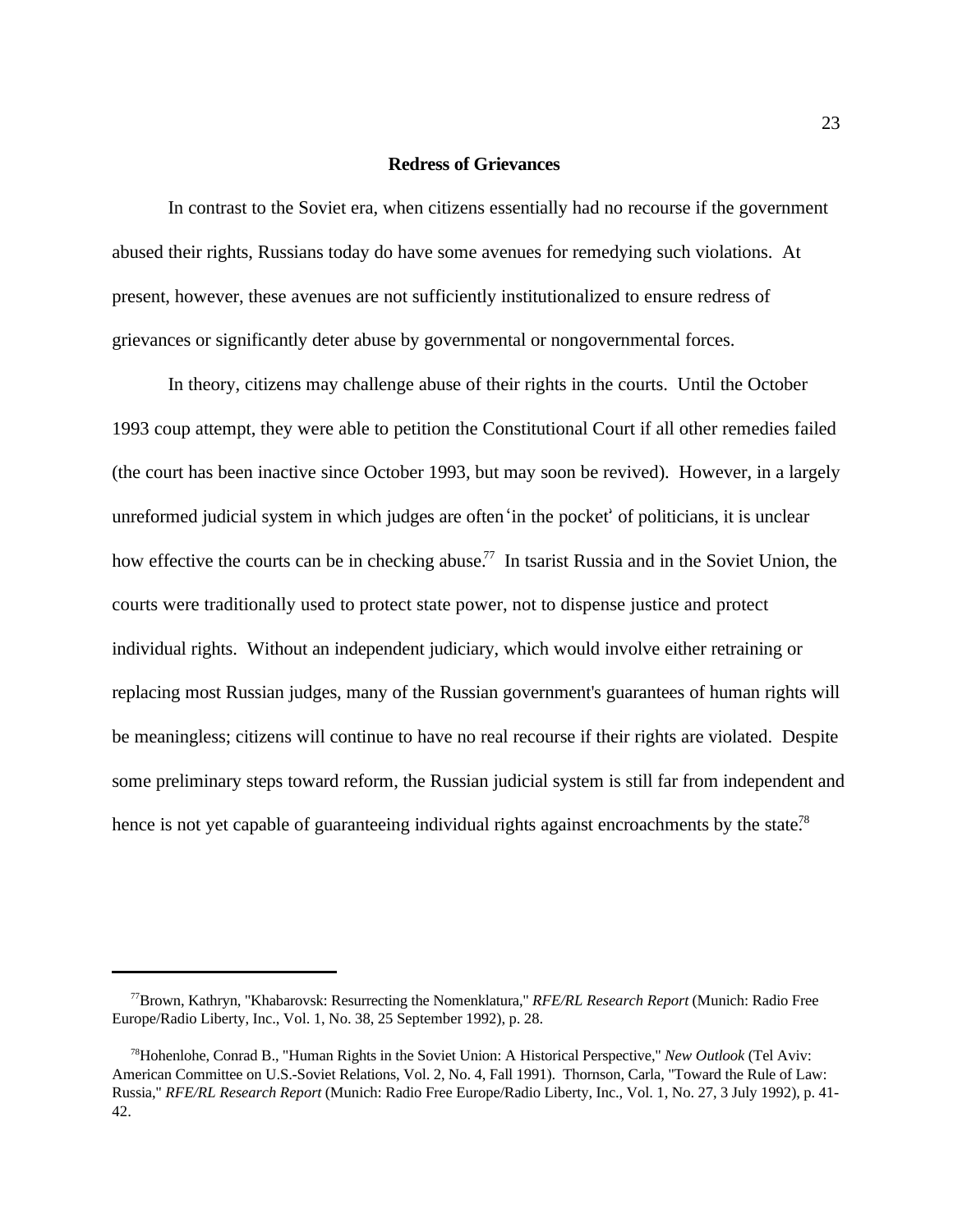## Redress of Grievances

In contrast to the Soviet era, when citizens essentially had no recourse if the government abused their rights, Russians today do have some avenues for remedying such violations. At present, however, these avenues are not sufficiently institutionalized to ensure redress of grievances or significantly deter abuse by governmental or nongovernmental forces.

In theory, citizens may challenge abuse of their rights in the courts. Until the October 1993 coup attempt, they were able to petition the Constitutional Court if all other remedies failed (the court has been inactive since October 1993, but may soon be revived). However, in a largely unreformed judicial system in which judges are often 'in the pocket' of politicians, it is unclear how effective the courts can be in checking abuse.[77] In tsarist Russia and in the Soviet Union, the courts were traditionally used to protect state power, not to dispense justice and protect individual rights. Without an independent judiciary, which would involve either retraining or replacing most Russian judges, many of the Russian government's guarantees of human rights will be meaningless; citizens will continue to have no real recourse if their rights are violated. Despite some preliminary steps toward reform, the Russian judicial system is still far from independent and hence is not yet capable of guaranteeing individual rights against encroachments by the state.[78]

---

[77] Brown, Kathryn, "Khabarovsk: Resurrecting the Nomenklatura," *RFE/RL Research Report* (Munich: Radio Free Europe/Radio Liberty, Inc., Vol. 1, No. 38, 25 September 1992), p. 28.

[78] Hohenlohe, Conrad B., "Human Rights in the Soviet Union: A Historical Perspective," *New Outlook* (Tel Aviv: American Committee on U.S.-Soviet Relations, Vol. 2, No. 4, Fall 1991). Thornson, Carla, "Toward the Rule of Law: Russia," *RFE/RL Research Report* (Munich: Radio Free Europe/Radio Liberty, Inc., Vol. 1, No. 27, 3 July 1992), p. 41-42.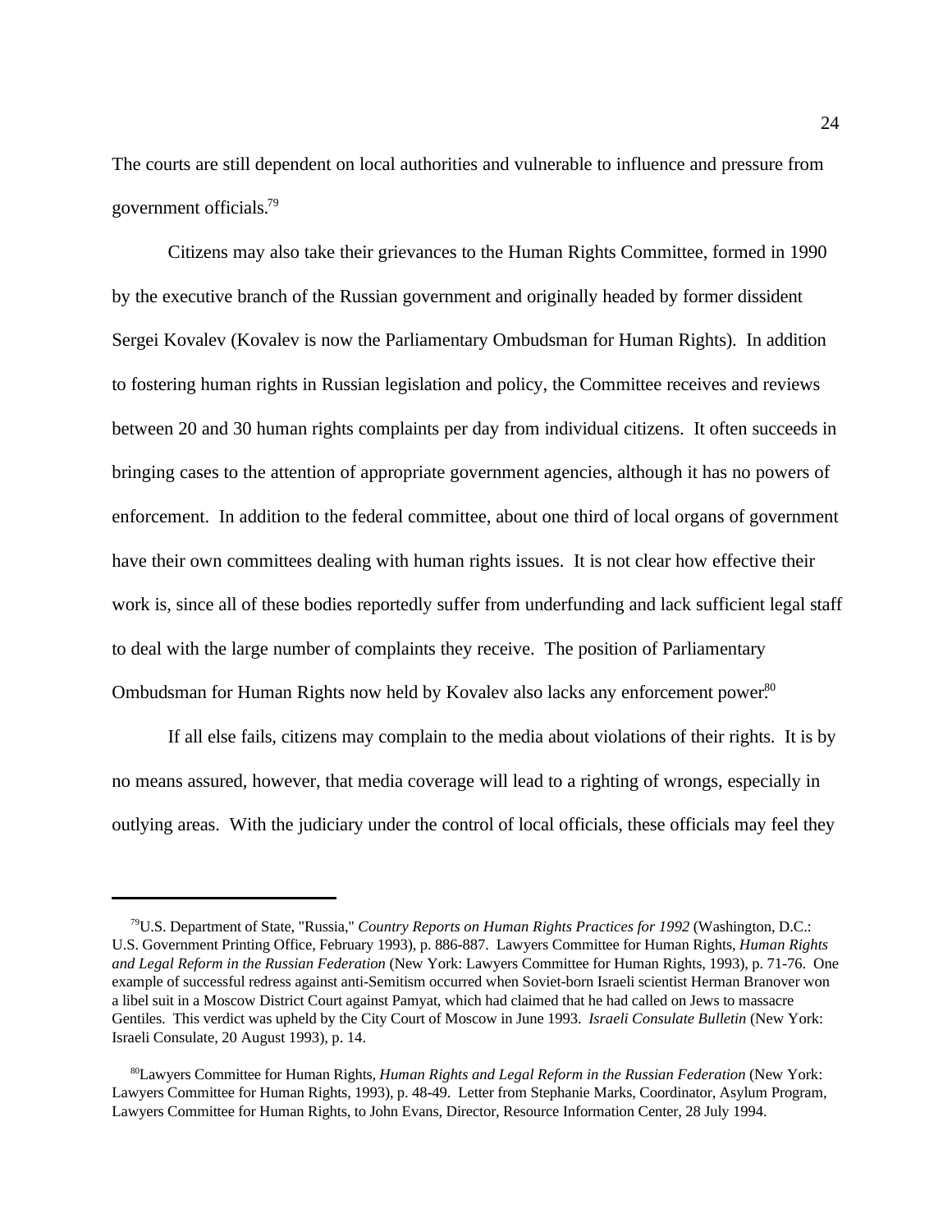The courts are still dependent on local authorities and vulnerable to influence and pressure from government officials.[79]

Citizens may also take their grievances to the Human Rights Committee, formed in 1990 by the executive branch of the Russian government and originally headed by former dissident Sergei Kovalev (Kovalev is now the Parliamentary Ombudsman for Human Rights). In addition to fostering human rights in Russian legislation and policy, the Committee receives and reviews between 20 and 30 human rights complaints per day from individual citizens. It often succeeds in bringing cases to the attention of appropriate government agencies, although it has no powers of enforcement. In addition to the federal committee, about one third of local organs of government have their own committees dealing with human rights issues. It is not clear how effective their work is, since all of these bodies reportedly suffer from underfunding and lack sufficient legal staff to deal with the large number of complaints they receive. The position of Parliamentary Ombudsman for Human Rights now held by Kovalev also lacks any enforcement power.[80]

If all else fails, citizens may complain to the media about violations of their rights. It is by no means assured, however, that media coverage will lead to a righting of wrongs, especially in outlying areas. With the judiciary under the control of local officials, these officials may feel they

---

[79] U.S. Department of State, "Russia," *Country Reports on Human Rights Practices for 1992* (Washington, D.C.: U.S. Government Printing Office, February 1993), p. 886-887. Lawyers Committee for Human Rights, *Human Rights and Legal Reform in the Russian Federation* (New York: Lawyers Committee for Human Rights, 1993), p. 71-76. One example of successful redress against anti-Semitism occurred when Soviet-born Israeli scientist Herman Branover won a libel suit in a Moscow District Court against Pamyat, which had claimed that he had called on Jews to massacre Gentiles. This verdict was upheld by the City Court of Moscow in June 1993. *Israeli Consulate Bulletin* (New York: Israeli Consulate, 20 August 1993), p. 14.

[80] Lawyers Committee for Human Rights, *Human Rights and Legal Reform in the Russian Federation* (New York: Lawyers Committee for Human Rights, 1993), p. 48-49. Letter from Stephanie Marks, Coordinator, Asylum Program, Lawyers Committee for Human Rights, to John Evans, Director, Resource Information Center, 28 July 1994.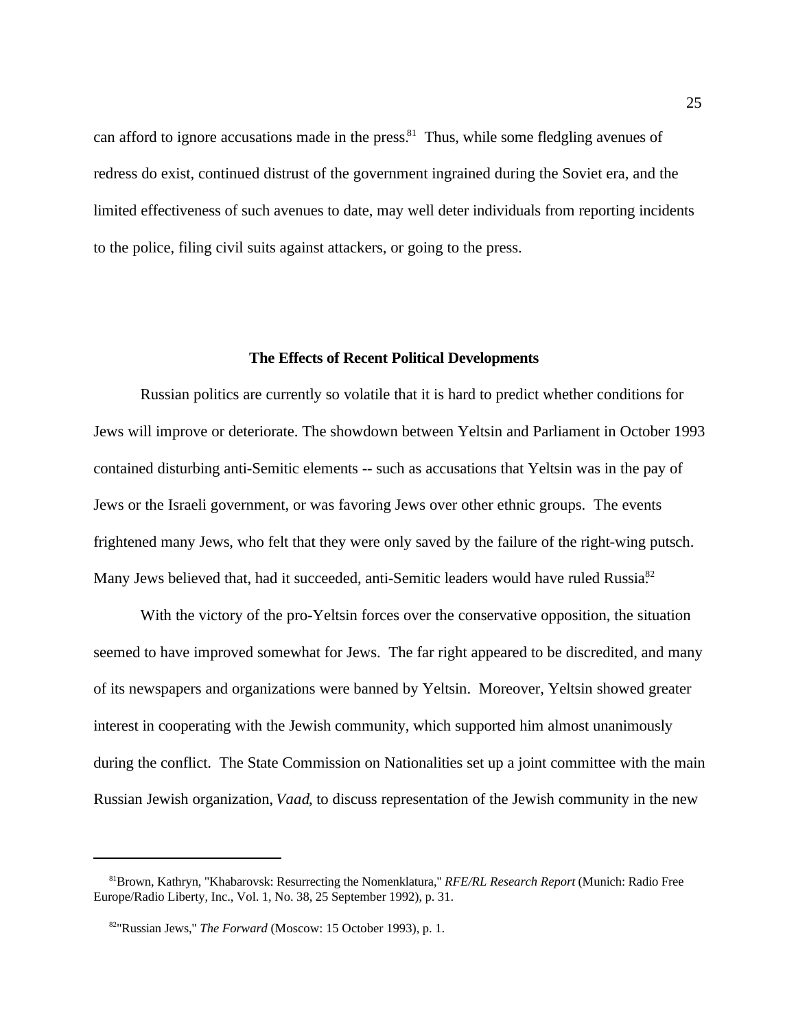can afford to ignore accusations made in the press.[81] Thus, while some fledgling avenues of redress do exist, continued distrust of the government ingrained during the Soviet era, and the limited effectiveness of such avenues to date, may well deter individuals from reporting incidents to the police, filing civil suits against attackers, or going to the press.

### The Effects of Recent Political Developments

Russian politics are currently so volatile that it is hard to predict whether conditions for Jews will improve or deteriorate. The showdown between Yeltsin and Parliament in October 1993 contained disturbing anti-Semitic elements -- such as accusations that Yeltsin was in the pay of Jews or the Israeli government, or was favoring Jews over other ethnic groups. The events frightened many Jews, who felt that they were only saved by the failure of the right-wing putsch. Many Jews believed that, had it succeeded, anti-Semitic leaders would have ruled Russia.[82]

With the victory of the pro-Yeltsin forces over the conservative opposition, the situation seemed to have improved somewhat for Jews. The far right appeared to be discredited, and many of its newspapers and organizations were banned by Yeltsin. Moreover, Yeltsin showed greater interest in cooperating with the Jewish community, which supported him almost unanimously during the conflict. The State Commission on Nationalities set up a joint committee with the main Russian Jewish organization, *Vaad*, to discuss representation of the Jewish community in the new

---

[81] Brown, Kathryn, "Khabarovsk: Resurrecting the Nomenklatura," *RFE/RL Research Report* (Munich: Radio Free Europe/Radio Liberty, Inc., Vol. 1, No. 38, 25 September 1992), p. 31.

[82] "Russian Jews," *The Forward* (Moscow: 15 October 1993), p. 1.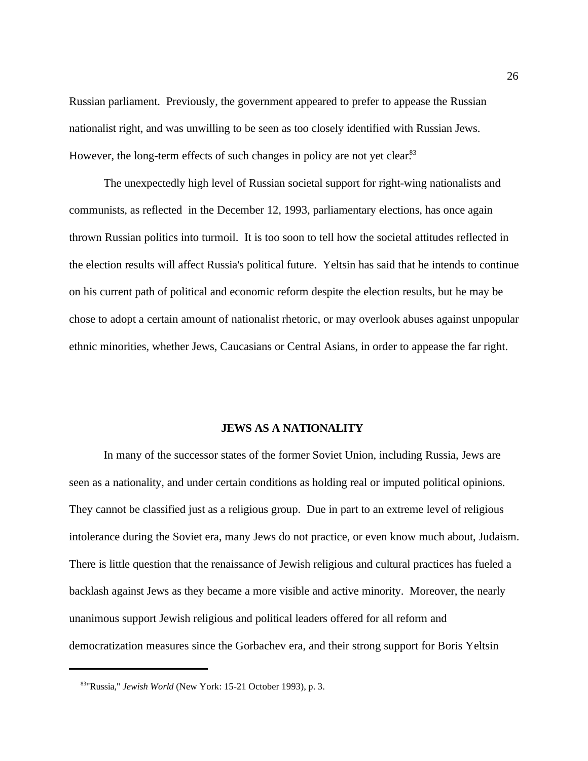Russian parliament. Previously, the government appeared to prefer to appease the Russian nationalist right, and was unwilling to be seen as too closely identified with Russian Jews. However, the long-term effects of such changes in policy are not yet clear.[83]

The unexpectedly high level of Russian societal support for right-wing nationalists and communists, as reflected in the December 12, 1993, parliamentary elections, has once again thrown Russian politics into turmoil. It is too soon to tell how the societal attitudes reflected in the election results will affect Russia's political future. Yeltsin has said that he intends to continue on his current path of political and economic reform despite the election results, but he may be chose to adopt a certain amount of nationalist rhetoric, or may overlook abuses against unpopular ethnic minorities, whether Jews, Caucasians or Central Asians, in order to appease the far right.

## JEWS AS A NATIONALITY

In many of the successor states of the former Soviet Union, including Russia, Jews are seen as a nationality, and under certain conditions as holding real or imputed political opinions. They cannot be classified just as a religious group. Due in part to an extreme level of religious intolerance during the Soviet era, many Jews do not practice, or even know much about, Judaism. There is little question that the renaissance of Jewish religious and cultural practices has fueled a backlash against Jews as they became a more visible and active minority. Moreover, the nearly unanimous support Jewish religious and political leaders offered for all reform and democratization measures since the Gorbachev era, and their strong support for Boris Yeltsin

---

[83] "Russia," *Jewish World* (New York: 15-21 October 1993), p. 3.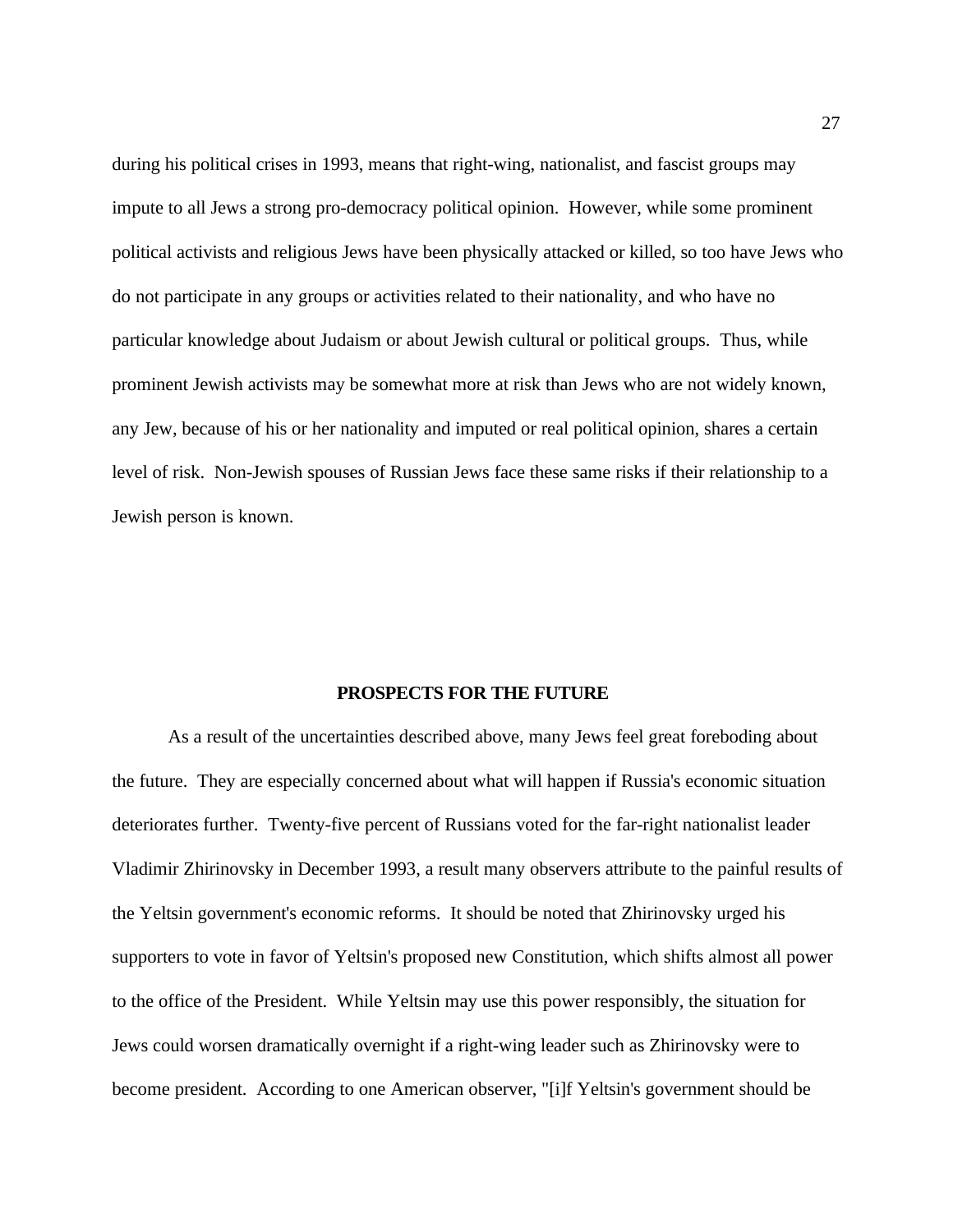during his political crises in 1993, means that right-wing, nationalist, and fascist groups may impute to all Jews a strong pro-democracy political opinion. However, while some prominent political activists and religious Jews have been physically attacked or killed, so too have Jews who do not participate in any groups or activities related to their nationality, and who have no particular knowledge about Judaism or about Jewish cultural or political groups. Thus, while prominent Jewish activists may be somewhat more at risk than Jews who are not widely known, any Jew, because of his or her nationality and imputed or real political opinion, shares a certain level of risk. Non-Jewish spouses of Russian Jews face these same risks if their relationship to a Jewish person is known.

## PROSPECTS FOR THE FUTURE

As a result of the uncertainties described above, many Jews feel great foreboding about the future. They are especially concerned about what will happen if Russia's economic situation deteriorates further. Twenty-five percent of Russians voted for the far-right nationalist leader Vladimir Zhirinovsky in December 1993, a result many observers attribute to the painful results of the Yeltsin government's economic reforms. It should be noted that Zhirinovsky urged his supporters to vote in favor of Yeltsin's proposed new Constitution, which shifts almost all power to the office of the President. While Yeltsin may use this power responsibly, the situation for Jews could worsen dramatically overnight if a right-wing leader such as Zhirinovsky were to become president. According to one American observer, "[i]f Yeltsin's government should be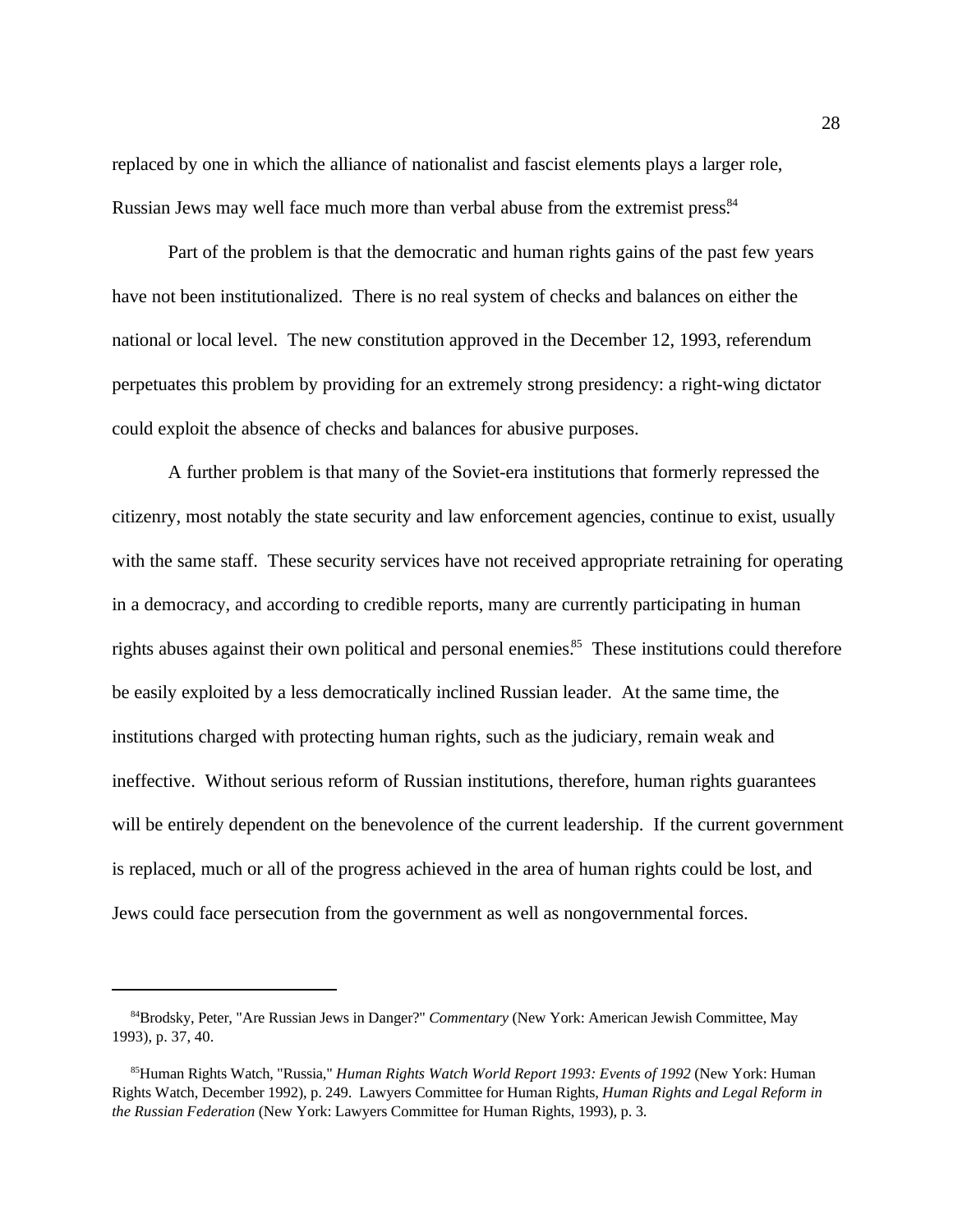replaced by one in which the alliance of nationalist and fascist elements plays a larger role, Russian Jews may well face much more than verbal abuse from the extremist press.[84]

Part of the problem is that the democratic and human rights gains of the past few years have not been institutionalized. There is no real system of checks and balances on either the national or local level. The new constitution approved in the December 12, 1993, referendum perpetuates this problem by providing for an extremely strong presidency: a right-wing dictator could exploit the absence of checks and balances for abusive purposes.

A further problem is that many of the Soviet-era institutions that formerly repressed the citizenry, most notably the state security and law enforcement agencies, continue to exist, usually with the same staff. These security services have not received appropriate retraining for operating in a democracy, and according to credible reports, many are currently participating in human rights abuses against their own political and personal enemies.[85] These institutions could therefore be easily exploited by a less democratically inclined Russian leader. At the same time, the institutions charged with protecting human rights, such as the judiciary, remain weak and ineffective. Without serious reform of Russian institutions, therefore, human rights guarantees will be entirely dependent on the benevolence of the current leadership. If the current government is replaced, much or all of the progress achieved in the area of human rights could be lost, and Jews could face persecution from the government as well as nongovernmental forces.

---

[84] Brodsky, Peter, "Are Russian Jews in Danger?" *Commentary* (New York: American Jewish Committee, May 1993), p. 37, 40.

[85] Human Rights Watch, "Russia," *Human Rights Watch World Report 1993: Events of 1992* (New York: Human Rights Watch, December 1992), p. 249. Lawyers Committee for Human Rights, *Human Rights and Legal Reform in the Russian Federation* (New York: Lawyers Committee for Human Rights, 1993), p. 3.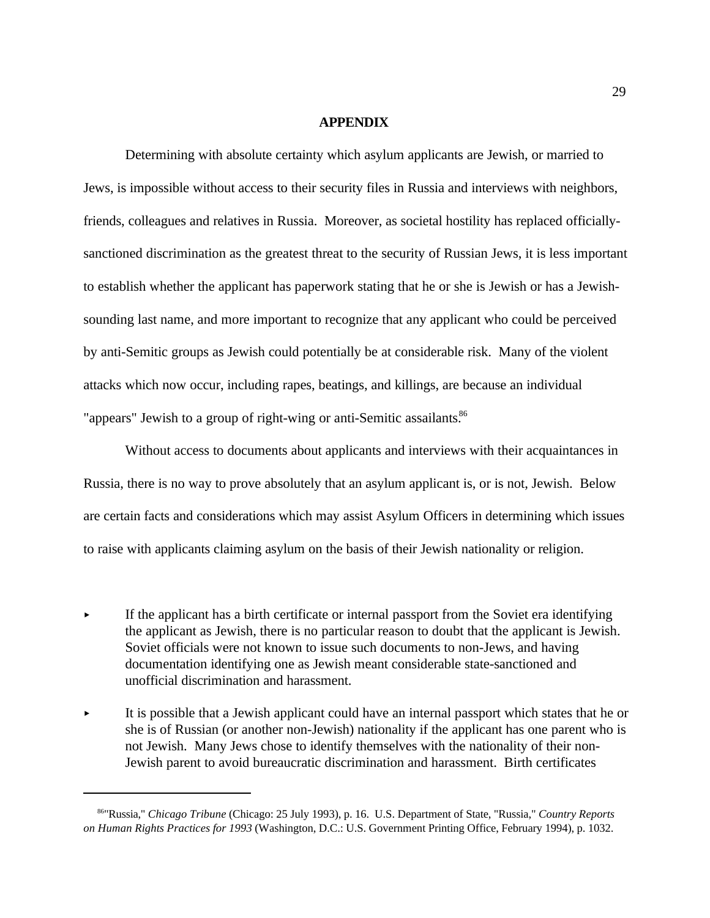## APPENDIX

Determining with absolute certainty which asylum applicants are Jewish, or married to Jews, is impossible without access to their security files in Russia and interviews with neighbors, friends, colleagues and relatives in Russia. Moreover, as societal hostility has replaced officially-sanctioned discrimination as the greatest threat to the security of Russian Jews, it is less important to establish whether the applicant has paperwork stating that he or she is Jewish or has a Jewish-sounding last name, and more important to recognize that any applicant who could be perceived by anti-Semitic groups as Jewish could potentially be at considerable risk. Many of the violent attacks which now occur, including rapes, beatings, and killings, are because an individual "appears" Jewish to a group of right-wing or anti-Semitic assailants.[86]

Without access to documents about applicants and interviews with their acquaintances in Russia, there is no way to prove absolutely that an asylum applicant is, or is not, Jewish. Below are certain facts and considerations which may assist Asylum Officers in determining which issues to raise with applicants claiming asylum on the basis of their Jewish nationality or religion.

- If the applicant has a birth certificate or internal passport from the Soviet era identifying the applicant as Jewish, there is no particular reason to doubt that the applicant is Jewish. Soviet officials were not known to issue such documents to non-Jews, and having documentation identifying one as Jewish meant considerable state-sanctioned and unofficial discrimination and harassment.

- It is possible that a Jewish applicant could have an internal passport which states that he or she is of Russian (or another non-Jewish) nationality if the applicant has one parent who is not Jewish. Many Jews chose to identify themselves with the nationality of their non-Jewish parent to avoid bureaucratic discrimination and harassment. Birth certificates

---

[86] "Russia," *Chicago Tribune* (Chicago: 25 July 1993), p. 16. U.S. Department of State, "Russia," *Country Reports on Human Rights Practices for 1993* (Washington, D.C.: U.S. Government Printing Office, February 1994), p. 1032.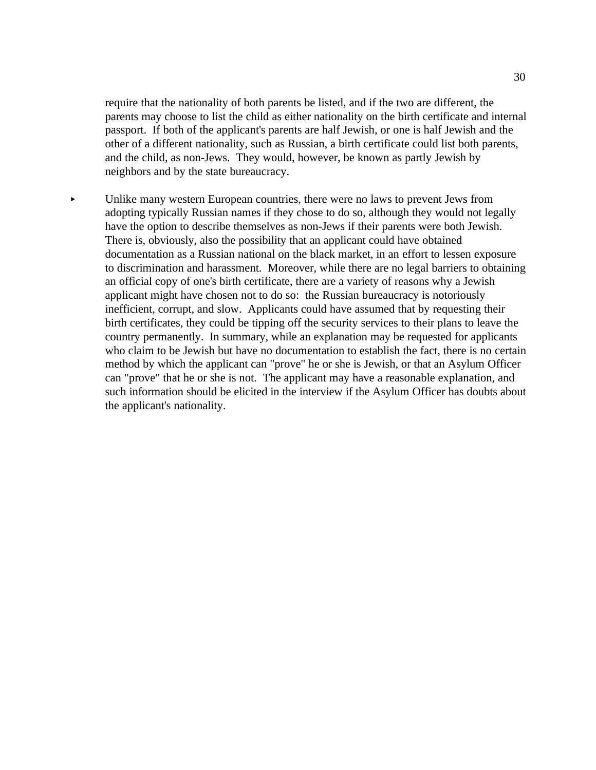require that the nationality of both parents be listed, and if the two are different, the parents may choose to list the child as either nationality on the birth certificate and internal passport. If both of the applicant's parents are half Jewish, or one is half Jewish and the other of a different nationality, such as Russian, a birth certificate could list both parents, and the child, as non-Jews. They would, however, be known as partly Jewish by neighbors and by the state bureaucracy.

- Unlike many western European countries, there were no laws to prevent Jews from adopting typically Russian names if they chose to do so, although they would not legally have the option to describe themselves as non-Jews if their parents were both Jewish. There is, obviously, also the possibility that an applicant could have obtained documentation as a Russian national on the black market, in an effort to lessen exposure to discrimination and harassment. Moreover, while there are no legal barriers to obtaining an official copy of one's birth certificate, there are a variety of reasons why a Jewish applicant might have chosen not to do so: the Russian bureaucracy is notoriously inefficient, corrupt, and slow. Applicants could have assumed that by requesting their birth certificates, they could be tipping off the security services to their plans to leave the country permanently. In summary, while an explanation may be requested for applicants who claim to be Jewish but have no documentation to establish the fact, there is no certain method by which the applicant can "prove" he or she is Jewish, or that an Asylum Officer can "prove" that he or she is not. The applicant may have a reasonable explanation, and such information should be elicited in the interview if the Asylum Officer has doubts about the applicant's nationality.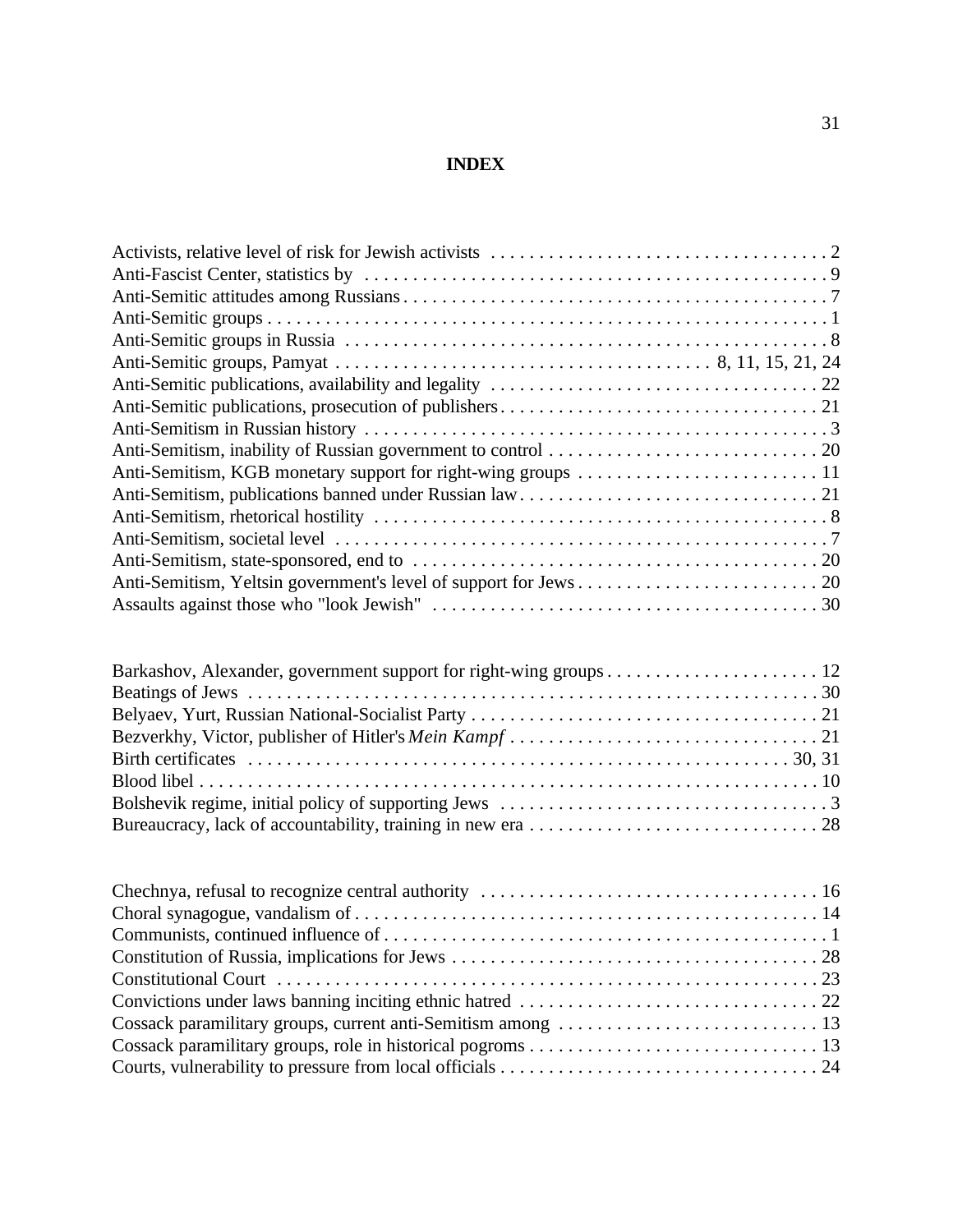# INDEX

Activists, relative level of risk for Jewish activists . . . . . . . . . . . . . . . . . . . . . . . . . . . . . . . . . . . 2
Anti-Fascist Center, statistics by . . . . . . . . . . . . . . . . . . . . . . . . . . . . . . . . . . . . . . . . . . . . . . . . 9
Anti-Semitic attitudes among Russians . . . . . . . . . . . . . . . . . . . . . . . . . . . . . . . . . . . . . . . . . . . . 7
Anti-Semitic groups . . . . . . . . . . . . . . . . . . . . . . . . . . . . . . . . . . . . . . . . . . . . . . . . . . . . . . . . . . 1
Anti-Semitic groups in Russia . . . . . . . . . . . . . . . . . . . . . . . . . . . . . . . . . . . . . . . . . . . . . . . . . . 8
Anti-Semitic groups, Pamyat . . . . . . . . . . . . . . . . . . . . . . . . . . . . . . . . . . . . . 8, 11, 15, 21, 24
Anti-Semitic publications, availability and legality . . . . . . . . . . . . . . . . . . . . . . . . . . . . . . . . . . 22
Anti-Semitic publications, prosecution of publishers . . . . . . . . . . . . . . . . . . . . . . . . . . . . . . . . . 21
Anti-Semitism in Russian history . . . . . . . . . . . . . . . . . . . . . . . . . . . . . . . . . . . . . . . . . . . . . . . . 3
Anti-Semitism, inability of Russian government to control . . . . . . . . . . . . . . . . . . . . . . . . . . . . 20
Anti-Semitism, KGB monetary support for right-wing groups . . . . . . . . . . . . . . . . . . . . . . . . . 11
Anti-Semitism, publications banned under Russian law . . . . . . . . . . . . . . . . . . . . . . . . . . . . . . . 21
Anti-Semitism, rhetorical hostility . . . . . . . . . . . . . . . . . . . . . . . . . . . . . . . . . . . . . . . . . . . . . . . 8
Anti-Semitism, societal level . . . . . . . . . . . . . . . . . . . . . . . . . . . . . . . . . . . . . . . . . . . . . . . . . . . 7
Anti-Semitism, state-sponsored, end to . . . . . . . . . . . . . . . . . . . . . . . . . . . . . . . . . . . . . . . . . . . 20
Anti-Semitism, Yeltsin government's level of support for Jews . . . . . . . . . . . . . . . . . . . . . . . . . 20
Assaults against those who "look Jewish" . . . . . . . . . . . . . . . . . . . . . . . . . . . . . . . . . . . . . . . . 30

Barkashov, Alexander, government support for right-wing groups . . . . . . . . . . . . . . . . . . . . . . 12
Beatings of Jews . . . . . . . . . . . . . . . . . . . . . . . . . . . . . . . . . . . . . . . . . . . . . . . . . . . . . . . . . . . 30
Belyaev, Yurt, Russian National-Socialist Party . . . . . . . . . . . . . . . . . . . . . . . . . . . . . . . . . . . . 21
Bezverkhy, Victor, publisher of Hitler's *Mein Kampf* . . . . . . . . . . . . . . . . . . . . . . . . . . . . . . . . 21
Birth certificates . . . . . . . . . . . . . . . . . . . . . . . . . . . . . . . . . . . . . . . . . . . . . . . . . . . . . . . . 30, 31
Blood libel . . . . . . . . . . . . . . . . . . . . . . . . . . . . . . . . . . . . . . . . . . . . . . . . . . . . . . . . . . . . . . . . 10
Bolshevik regime, initial policy of supporting Jews . . . . . . . . . . . . . . . . . . . . . . . . . . . . . . . . . . . 3
Bureaucracy, lack of accountability, training in new era . . . . . . . . . . . . . . . . . . . . . . . . . . . . . . 28

Chechnya, refusal to recognize central authority . . . . . . . . . . . . . . . . . . . . . . . . . . . . . . . . . . . 16
Choral synagogue, vandalism of . . . . . . . . . . . . . . . . . . . . . . . . . . . . . . . . . . . . . . . . . . . . . . . . 14
Communists, continued influence of . . . . . . . . . . . . . . . . . . . . . . . . . . . . . . . . . . . . . . . . . . . . . . 1
Constitution of Russia, implications for Jews . . . . . . . . . . . . . . . . . . . . . . . . . . . . . . . . . . . . . . 28
Constitutional Court . . . . . . . . . . . . . . . . . . . . . . . . . . . . . . . . . . . . . . . . . . . . . . . . . . . . . . . . . 23
Convictions under laws banning inciting ethnic hatred . . . . . . . . . . . . . . . . . . . . . . . . . . . . . . . 22
Cossack paramilitary groups, current anti-Semitism among . . . . . . . . . . . . . . . . . . . . . . . . . . . 13
Cossack paramilitary groups, role in historical pogroms . . . . . . . . . . . . . . . . . . . . . . . . . . . . . . 13
Courts, vulnerability to pressure from local officials . . . . . . . . . . . . . . . . . . . . . . . . . . . . . . . . . 24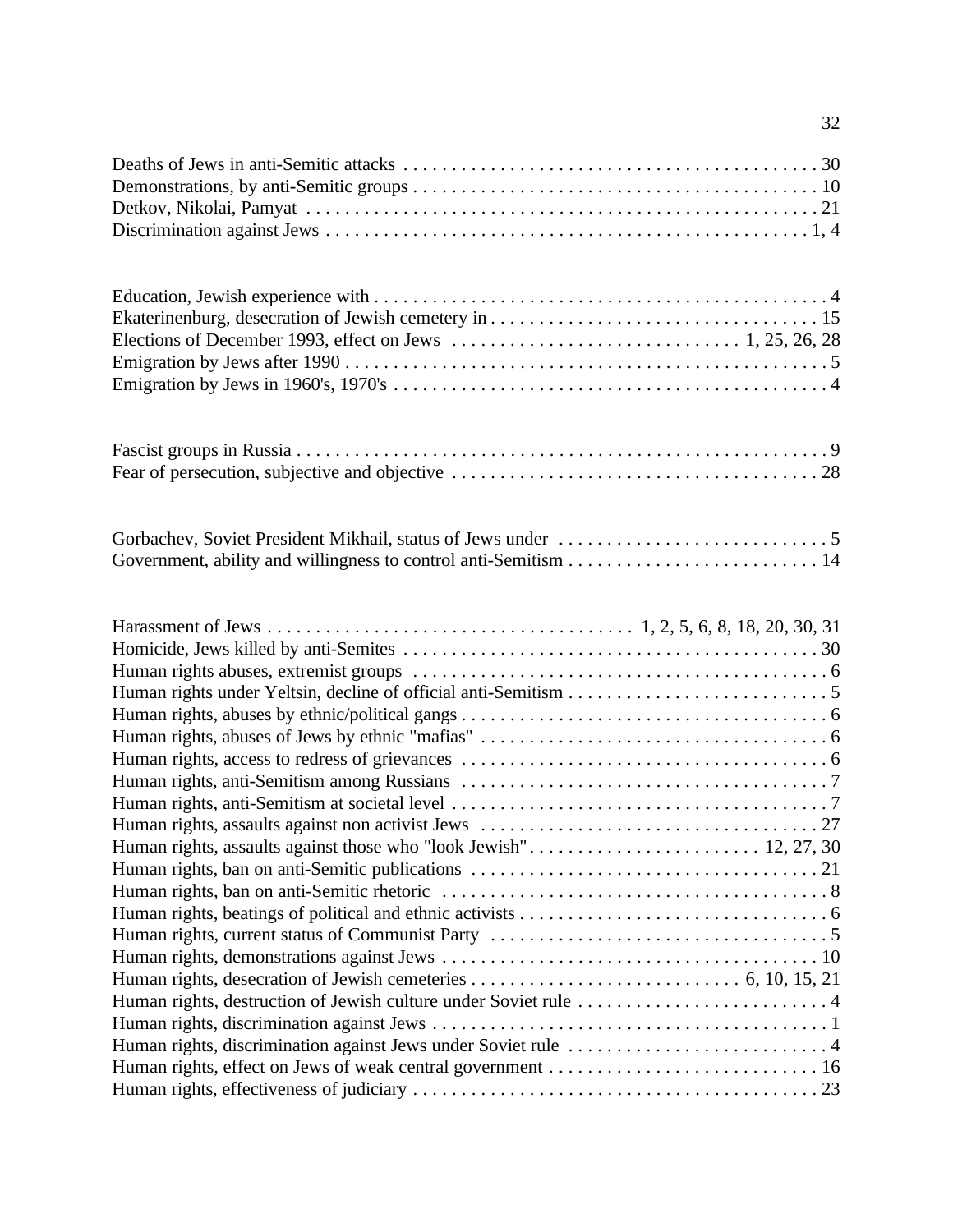Deaths of Jews in anti-Semitic attacks . . . . . . . . . . . . . . . . . . . . . . . . . . . . . . . . . . . . . . . . . . . 30
Demonstrations, by anti-Semitic groups . . . . . . . . . . . . . . . . . . . . . . . . . . . . . . . . . . . . . . . . . . . 10
Detkov, Nikolai, Pamyat . . . . . . . . . . . . . . . . . . . . . . . . . . . . . . . . . . . . . . . . . . . . . . . . . . . . . 21
Discrimination against Jews . . . . . . . . . . . . . . . . . . . . . . . . . . . . . . . . . . . . . . . . . . . . . . . . . . 1, 4

Education, Jewish experience with . . . . . . . . . . . . . . . . . . . . . . . . . . . . . . . . . . . . . . . . . . . . . . . 4
Ekaterinenburg, desecration of Jewish cemetery in . . . . . . . . . . . . . . . . . . . . . . . . . . . . . . . . . 15
Elections of December 1993, effect on Jews . . . . . . . . . . . . . . . . . . . . . . . . . . . . . 1, 25, 26, 28
Emigration by Jews after 1990 . . . . . . . . . . . . . . . . . . . . . . . . . . . . . . . . . . . . . . . . . . . . . . . . . . 5
Emigration by Jews in 1960's, 1970's . . . . . . . . . . . . . . . . . . . . . . . . . . . . . . . . . . . . . . . . . . . . . 4

Fascist groups in Russia . . . . . . . . . . . . . . . . . . . . . . . . . . . . . . . . . . . . . . . . . . . . . . . . . . . . . . . 9
Fear of persecution, subjective and objective . . . . . . . . . . . . . . . . . . . . . . . . . . . . . . . . . . . . . 28

Gorbachev, Soviet President Mikhail, status of Jews under . . . . . . . . . . . . . . . . . . . . . . . . . . . . 5
Government, ability and willingness to control anti-Semitism . . . . . . . . . . . . . . . . . . . . . . . . . 14

Harassment of Jews . . . . . . . . . . . . . . . . . . . . . . . . . . . . . . . . . . . . . 1, 2, 5, 6, 8, 18, 20, 30, 31
Homicide, Jews killed by anti-Semites . . . . . . . . . . . . . . . . . . . . . . . . . . . . . . . . . . . . . . . . . . . 30
Human rights abuses, extremist groups . . . . . . . . . . . . . . . . . . . . . . . . . . . . . . . . . . . . . . . . . . . 6
Human rights under Yeltsin, decline of official anti-Semitism . . . . . . . . . . . . . . . . . . . . . . . . . . 5
Human rights, abuses by ethnic/political gangs . . . . . . . . . . . . . . . . . . . . . . . . . . . . . . . . . . . . . 6
Human rights, abuses of Jews by ethnic "mafias" . . . . . . . . . . . . . . . . . . . . . . . . . . . . . . . . . . . 6
Human rights, access to redress of grievances . . . . . . . . . . . . . . . . . . . . . . . . . . . . . . . . . . . . . 6
Human rights, anti-Semitism among Russians . . . . . . . . . . . . . . . . . . . . . . . . . . . . . . . . . . . . . 7
Human rights, anti-Semitism at societal level . . . . . . . . . . . . . . . . . . . . . . . . . . . . . . . . . . . . . . 7
Human rights, assaults against non activist Jews . . . . . . . . . . . . . . . . . . . . . . . . . . . . . . . . . . 27
Human rights, assaults against those who "look Jewish" . . . . . . . . . . . . . . . . . . . . . . . . 12, 27, 30
Human rights, ban on anti-Semitic publications . . . . . . . . . . . . . . . . . . . . . . . . . . . . . . . . . . . 21
Human rights, ban on anti-Semitic rhetoric . . . . . . . . . . . . . . . . . . . . . . . . . . . . . . . . . . . . . . . 8
Human rights, beatings of political and ethnic activists . . . . . . . . . . . . . . . . . . . . . . . . . . . . . . . 6
Human rights, current status of Communist Party . . . . . . . . . . . . . . . . . . . . . . . . . . . . . . . . . . . 5
Human rights, demonstrations against Jews . . . . . . . . . . . . . . . . . . . . . . . . . . . . . . . . . . . . . . 10
Human rights, desecration of Jewish cemeteries . . . . . . . . . . . . . . . . . . . . . . . . . . . 6, 10, 15, 21
Human rights, destruction of Jewish culture under Soviet rule . . . . . . . . . . . . . . . . . . . . . . . . . . 4
Human rights, discrimination against Jews . . . . . . . . . . . . . . . . . . . . . . . . . . . . . . . . . . . . . . . . 1
Human rights, discrimination against Jews under Soviet rule . . . . . . . . . . . . . . . . . . . . . . . . . . . 4
Human rights, effect on Jews of weak central government . . . . . . . . . . . . . . . . . . . . . . . . . . . 16
Human rights, effectiveness of judiciary . . . . . . . . . . . . . . . . . . . . . . . . . . . . . . . . . . . . . . . . . . 23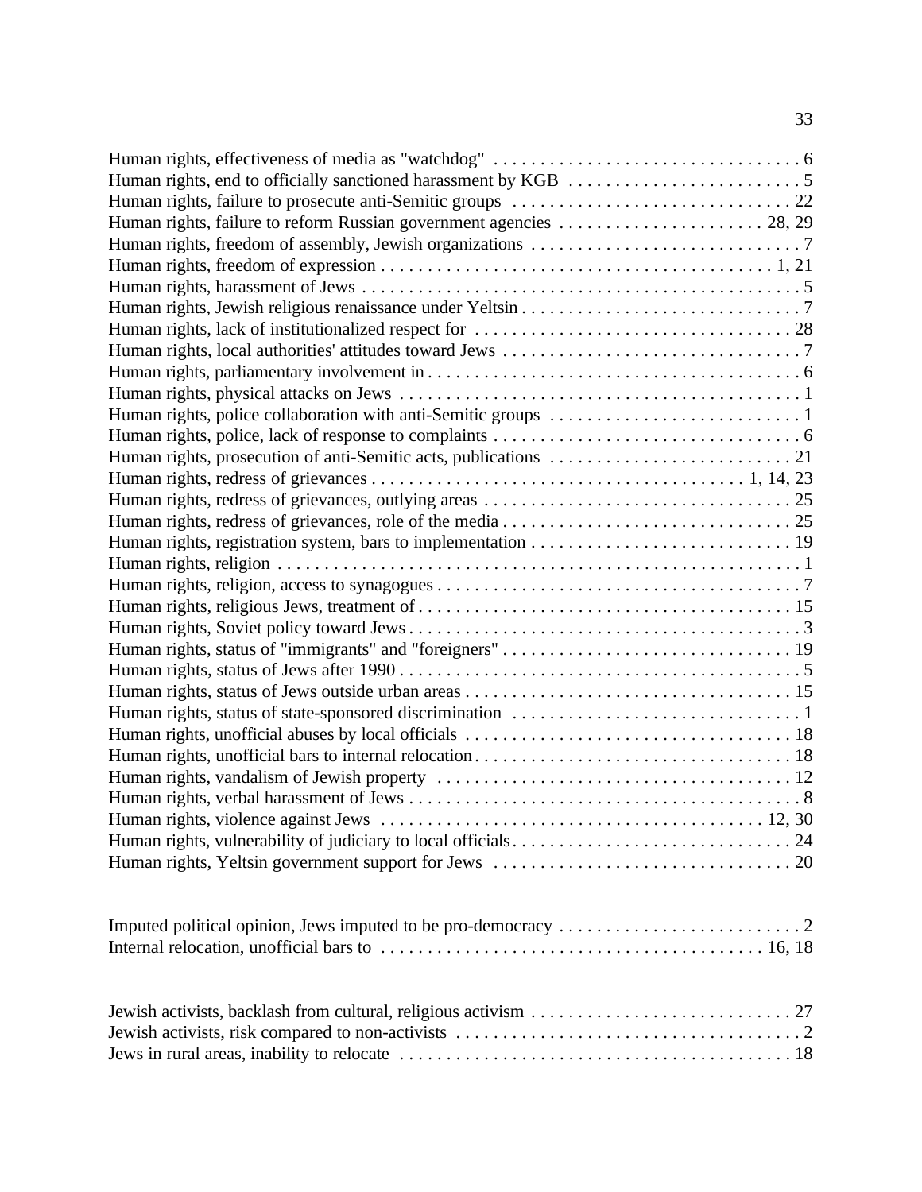Human rights, effectiveness of media as "watchdog" . . . . . . . . . . . . . . . . . . . . . . . . . . . . . . . . . 6
Human rights, end to officially sanctioned harassment by KGB . . . . . . . . . . . . . . . . . . . . . . . . . 5
Human rights, failure to prosecute anti-Semitic groups . . . . . . . . . . . . . . . . . . . . . . . . . . . . . . 22
Human rights, failure to reform Russian government agencies . . . . . . . . . . . . . . . . . . . . . . 28, 29
Human rights, freedom of assembly, Jewish organizations . . . . . . . . . . . . . . . . . . . . . . . . . . . . . 7
Human rights, freedom of expression . . . . . . . . . . . . . . . . . . . . . . . . . . . . . . . . . . . . . . . . . . 1, 21
Human rights, harassment of Jews . . . . . . . . . . . . . . . . . . . . . . . . . . . . . . . . . . . . . . . . . . . . . . . 5
Human rights, Jewish religious renaissance under Yeltsin . . . . . . . . . . . . . . . . . . . . . . . . . . . . . . 7
Human rights, lack of institutionalized respect for . . . . . . . . . . . . . . . . . . . . . . . . . . . . . . . . . . 28
Human rights, local authorities' attitudes toward Jews . . . . . . . . . . . . . . . . . . . . . . . . . . . . . . . . 7
Human rights, parliamentary involvement in . . . . . . . . . . . . . . . . . . . . . . . . . . . . . . . . . . . . . . . 6
Human rights, physical attacks on Jews . . . . . . . . . . . . . . . . . . . . . . . . . . . . . . . . . . . . . . . . . . . 1
Human rights, police collaboration with anti-Semitic groups . . . . . . . . . . . . . . . . . . . . . . . . . . . 1
Human rights, police, lack of response to complaints . . . . . . . . . . . . . . . . . . . . . . . . . . . . . . . . . 6
Human rights, prosecution of anti-Semitic acts, publications . . . . . . . . . . . . . . . . . . . . . . . . . . 21
Human rights, redress of grievances . . . . . . . . . . . . . . . . . . . . . . . . . . . . . . . . . . . . . . . 1, 14, 23
Human rights, redress of grievances, outlying areas . . . . . . . . . . . . . . . . . . . . . . . . . . . . . . . . . 25
Human rights, redress of grievances, role of the media . . . . . . . . . . . . . . . . . . . . . . . . . . . . . . . 25
Human rights, registration system, bars to implementation . . . . . . . . . . . . . . . . . . . . . . . . . . . . 19
Human rights, religion . . . . . . . . . . . . . . . . . . . . . . . . . . . . . . . . . . . . . . . . . . . . . . . . . . . . . . . 1
Human rights, religion, access to synagogues . . . . . . . . . . . . . . . . . . . . . . . . . . . . . . . . . . . . . . . 7
Human rights, religious Jews, treatment of . . . . . . . . . . . . . . . . . . . . . . . . . . . . . . . . . . . . . . . 15
Human rights, Soviet policy toward Jews . . . . . . . . . . . . . . . . . . . . . . . . . . . . . . . . . . . . . . . . . . 3
Human rights, status of "immigrants" and "foreigners" . . . . . . . . . . . . . . . . . . . . . . . . . . . . . . . 19
Human rights, status of Jews after 1990 . . . . . . . . . . . . . . . . . . . . . . . . . . . . . . . . . . . . . . . . . . . 5
Human rights, status of Jews outside urban areas . . . . . . . . . . . . . . . . . . . . . . . . . . . . . . . . . . . 15
Human rights, status of state-sponsored discrimination . . . . . . . . . . . . . . . . . . . . . . . . . . . . . . . 1
Human rights, unofficial abuses by local officials . . . . . . . . . . . . . . . . . . . . . . . . . . . . . . . . . . . 18
Human rights, unofficial bars to internal relocation . . . . . . . . . . . . . . . . . . . . . . . . . . . . . . . . . . 18
Human rights, vandalism of Jewish property . . . . . . . . . . . . . . . . . . . . . . . . . . . . . . . . . . . . . . 12
Human rights, verbal harassment of Jews . . . . . . . . . . . . . . . . . . . . . . . . . . . . . . . . . . . . . . . . . . 8
Human rights, violence against Jews . . . . . . . . . . . . . . . . . . . . . . . . . . . . . . . . . . . . . . . . . . 12, 30
Human rights, vulnerability of judiciary to local officials . . . . . . . . . . . . . . . . . . . . . . . . . . . . . . 24
Human rights, Yeltsin government support for Jews . . . . . . . . . . . . . . . . . . . . . . . . . . . . . . . . 20

Imputed political opinion, Jews imputed to be pro-democracy . . . . . . . . . . . . . . . . . . . . . . . . . . 2
Internal relocation, unofficial bars to . . . . . . . . . . . . . . . . . . . . . . . . . . . . . . . . . . . . . . . . . 16, 18

Jewish activists, backlash from cultural, religious activism . . . . . . . . . . . . . . . . . . . . . . . . . . . . 27
Jewish activists, risk compared to non-activists . . . . . . . . . . . . . . . . . . . . . . . . . . . . . . . . . . . . . 2
Jews in rural areas, inability to relocate . . . . . . . . . . . . . . . . . . . . . . . . . . . . . . . . . . . . . . . . . . 18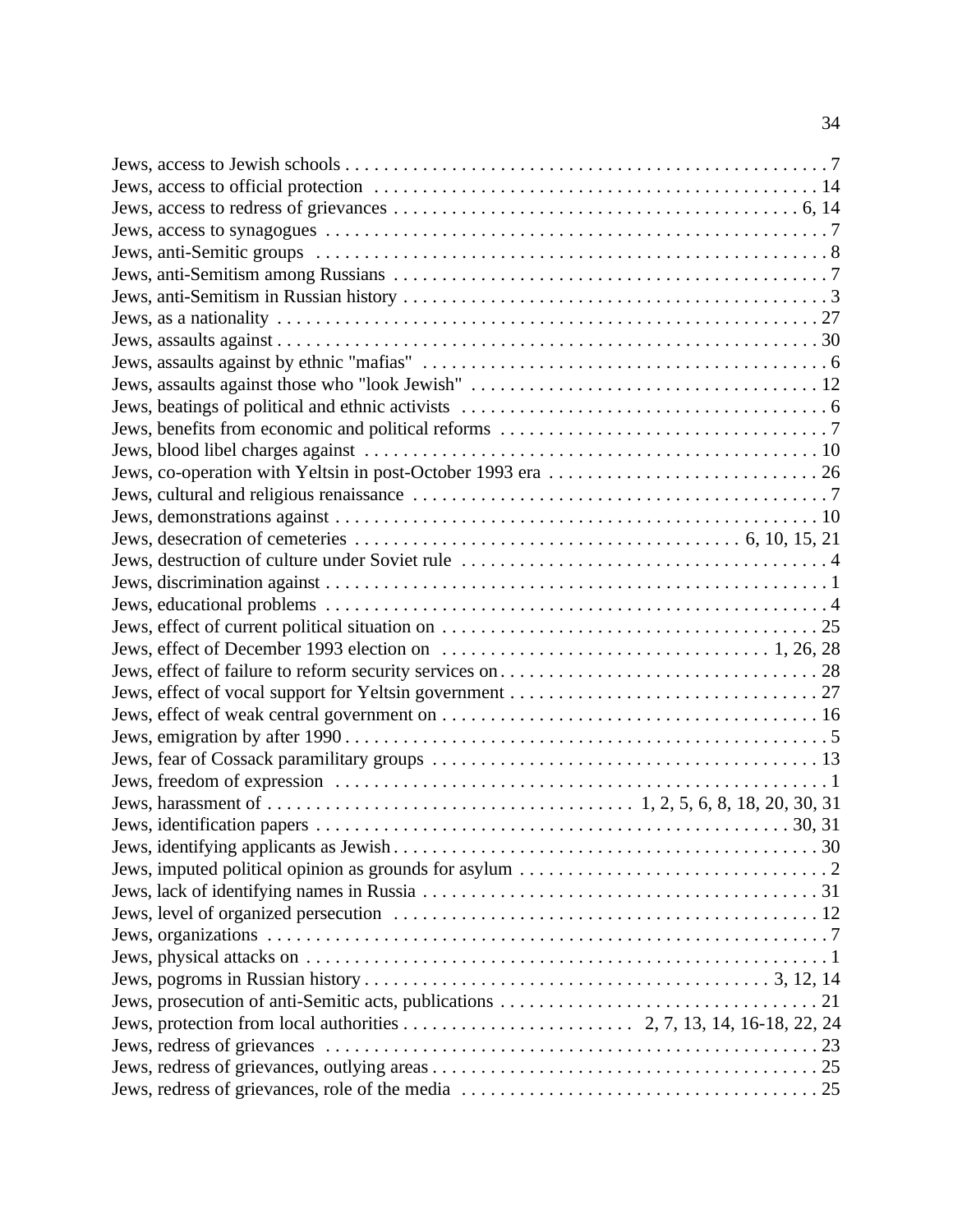Jews, access to Jewish schools . . . . . . . . . . . . . . . . . . . . . . . . . . . . . . . . . . . . . . . . . . . . . . . . . . 7  
Jews, access to official protection . . . . . . . . . . . . . . . . . . . . . . . . . . . . . . . . . . . . . . . . . . . . . . 14  
Jews, access to redress of grievances . . . . . . . . . . . . . . . . . . . . . . . . . . . . . . . . . . . . . . . . . . 6, 14  
Jews, access to synagogues . . . . . . . . . . . . . . . . . . . . . . . . . . . . . . . . . . . . . . . . . . . . . . . . . . 7  
Jews, anti-Semitic groups . . . . . . . . . . . . . . . . . . . . . . . . . . . . . . . . . . . . . . . . . . . . . . . . . . . 8  
Jews, anti-Semitism among Russians . . . . . . . . . . . . . . . . . . . . . . . . . . . . . . . . . . . . . . . . . . . . . 7  
Jews, anti-Semitism in Russian history . . . . . . . . . . . . . . . . . . . . . . . . . . . . . . . . . . . . . . . . . . . 3  
Jews, as a nationality . . . . . . . . . . . . . . . . . . . . . . . . . . . . . . . . . . . . . . . . . . . . . . . . . . . . . . 27  
Jews, assaults against . . . . . . . . . . . . . . . . . . . . . . . . . . . . . . . . . . . . . . . . . . . . . . . . . . . . . . 30  
Jews, assaults against by ethnic "mafias" . . . . . . . . . . . . . . . . . . . . . . . . . . . . . . . . . . . . . . . . . . 6  
Jews, assaults against those who "look Jewish" . . . . . . . . . . . . . . . . . . . . . . . . . . . . . . . . . . . . 12  
Jews, beatings of political and ethnic activists . . . . . . . . . . . . . . . . . . . . . . . . . . . . . . . . . . . . . . 6  
Jews, benefits from economic and political reforms . . . . . . . . . . . . . . . . . . . . . . . . . . . . . . . . . . 7  
Jews, blood libel charges against . . . . . . . . . . . . . . . . . . . . . . . . . . . . . . . . . . . . . . . . . . . . . . . 10  
Jews, co-operation with Yeltsin in post-October 1993 era . . . . . . . . . . . . . . . . . . . . . . . . . . . . 26  
Jews, cultural and religious renaissance . . . . . . . . . . . . . . . . . . . . . . . . . . . . . . . . . . . . . . . . . . . 7  
Jews, demonstrations against . . . . . . . . . . . . . . . . . . . . . . . . . . . . . . . . . . . . . . . . . . . . . . . . . . 10  
Jews, desecration of cemeteries . . . . . . . . . . . . . . . . . . . . . . . . . . . . . . . . . . . . . . 6, 10, 15, 21  
Jews, destruction of culture under Soviet rule . . . . . . . . . . . . . . . . . . . . . . . . . . . . . . . . . . . . . . 4  
Jews, discrimination against . . . . . . . . . . . . . . . . . . . . . . . . . . . . . . . . . . . . . . . . . . . . . . . . . . . 1  
Jews, educational problems . . . . . . . . . . . . . . . . . . . . . . . . . . . . . . . . . . . . . . . . . . . . . . . . . . . 4  
Jews, effect of current political situation on . . . . . . . . . . . . . . . . . . . . . . . . . . . . . . . . . . . . . . . 25  
Jews, effect of December 1993 election on . . . . . . . . . . . . . . . . . . . . . . . . . . . . . . . . . . 1, 26, 28  
Jews, effect of failure to reform security services on . . . . . . . . . . . . . . . . . . . . . . . . . . . . . . . . . 28  
Jews, effect of vocal support for Yeltsin government . . . . . . . . . . . . . . . . . . . . . . . . . . . . . . . . 27  
Jews, effect of weak central government on . . . . . . . . . . . . . . . . . . . . . . . . . . . . . . . . . . . . . . . 16  
Jews, emigration by after 1990 . . . . . . . . . . . . . . . . . . . . . . . . . . . . . . . . . . . . . . . . . . . . . . . . . 5  
Jews, fear of Cossack paramilitary groups . . . . . . . . . . . . . . . . . . . . . . . . . . . . . . . . . . . . . . . . . 13  
Jews, freedom of expression . . . . . . . . . . . . . . . . . . . . . . . . . . . . . . . . . . . . . . . . . . . . . . . . . . . 1  
Jews, harassment of . . . . . . . . . . . . . . . . . . . . . . . . . . . . . . . . . . . . 1, 2, 5, 6, 8, 18, 20, 30, 31  
Jews, identification papers . . . . . . . . . . . . . . . . . . . . . . . . . . . . . . . . . . . . . . . . . . . . . . . . . 30, 31  
Jews, identifying applicants as Jewish . . . . . . . . . . . . . . . . . . . . . . . . . . . . . . . . . . . . . . . . . . . 30  
Jews, imputed political opinion as grounds for asylum . . . . . . . . . . . . . . . . . . . . . . . . . . . . . . . . 2  
Jews, lack of identifying names in Russia . . . . . . . . . . . . . . . . . . . . . . . . . . . . . . . . . . . . . . . . . 31  
Jews, level of organized persecution . . . . . . . . . . . . . . . . . . . . . . . . . . . . . . . . . . . . . . . . . . . . . 12  
Jews, organizations . . . . . . . . . . . . . . . . . . . . . . . . . . . . . . . . . . . . . . . . . . . . . . . . . . . . . . . . . . 7  
Jews, physical attacks on . . . . . . . . . . . . . . . . . . . . . . . . . . . . . . . . . . . . . . . . . . . . . . . . . . . . . 1  
Jews, pogroms in Russian history . . . . . . . . . . . . . . . . . . . . . . . . . . . . . . . . . . . . . . . . . . 3, 12, 14  
Jews, prosecution of anti-Semitic acts, publications . . . . . . . . . . . . . . . . . . . . . . . . . . . . . . . . . 21  
Jews, protection from local authorities . . . . . . . . . . . . . . . . . . . . . . . . 2, 7, 13, 14, 16-18, 22, 24  
Jews, redress of grievances . . . . . . . . . . . . . . . . . . . . . . . . . . . . . . . . . . . . . . . . . . . . . . . . . . . 23  
Jews, redress of grievances, outlying areas . . . . . . . . . . . . . . . . . . . . . . . . . . . . . . . . . . . . . . . . 25  
Jews, redress of grievances, role of the media . . . . . . . . . . . . . . . . . . . . . . . . . . . . . . . . . . . . . . 25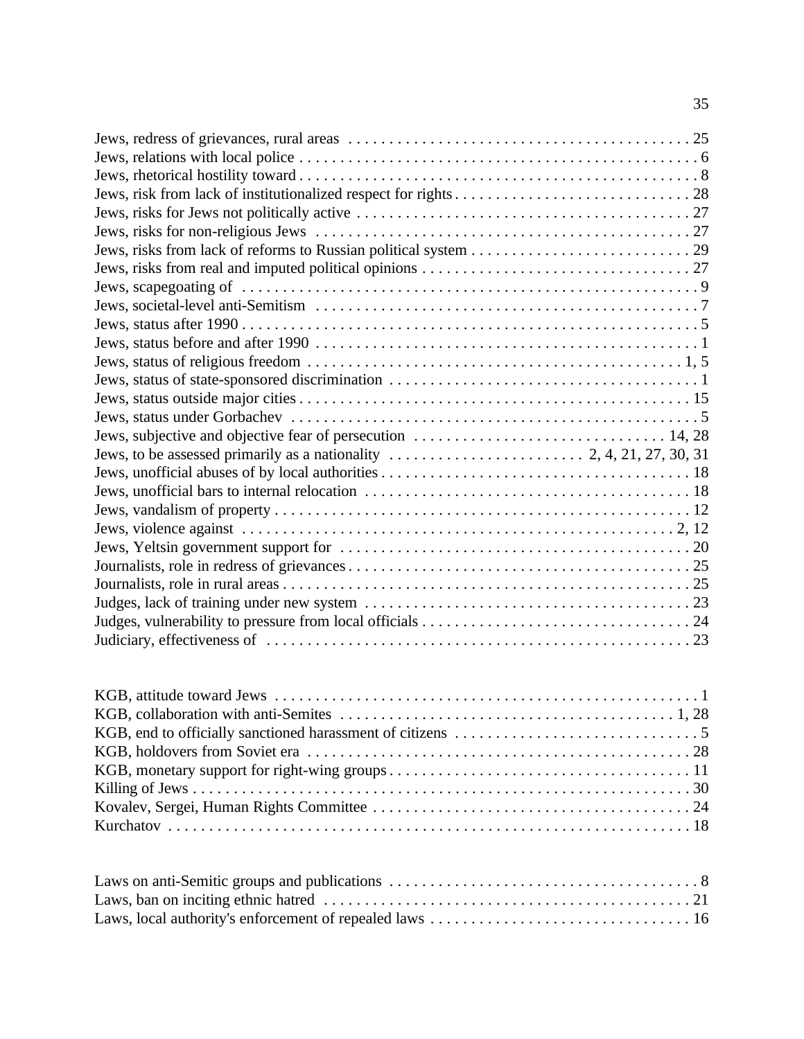Jews, redress of grievances, rural areas . . . . . . . . . . . . . . . . . . . . . . . . . . . . . . . . . . . . . . . . . 25
Jews, relations with local police . . . . . . . . . . . . . . . . . . . . . . . . . . . . . . . . . . . . . . . . . . . . . . . . . 6
Jews, rhetorical hostility toward . . . . . . . . . . . . . . . . . . . . . . . . . . . . . . . . . . . . . . . . . . . . . . . . . 8
Jews, risk from lack of institutionalized respect for rights . . . . . . . . . . . . . . . . . . . . . . . . . . . . . 28
Jews, risks for Jews not politically active . . . . . . . . . . . . . . . . . . . . . . . . . . . . . . . . . . . . . . . . . 27
Jews, risks for non-religious Jews . . . . . . . . . . . . . . . . . . . . . . . . . . . . . . . . . . . . . . . . . . . . . . . 27
Jews, risks from lack of reforms to Russian political system . . . . . . . . . . . . . . . . . . . . . . . . . . . 29
Jews, risks from real and imputed political opinions . . . . . . . . . . . . . . . . . . . . . . . . . . . . . . . . . 27
Jews, scapegoating of . . . . . . . . . . . . . . . . . . . . . . . . . . . . . . . . . . . . . . . . . . . . . . . . . . . . . . . . . 9
Jews, societal-level anti-Semitism . . . . . . . . . . . . . . . . . . . . . . . . . . . . . . . . . . . . . . . . . . . . . . . . 7
Jews, status after 1990 . . . . . . . . . . . . . . . . . . . . . . . . . . . . . . . . . . . . . . . . . . . . . . . . . . . . . . . . 5
Jews, status before and after 1990 . . . . . . . . . . . . . . . . . . . . . . . . . . . . . . . . . . . . . . . . . . . . . . . . 1
Jews, status of religious freedom . . . . . . . . . . . . . . . . . . . . . . . . . . . . . . . . . . . . . . . . . . . . . . . 1, 5
Jews, status of state-sponsored discrimination . . . . . . . . . . . . . . . . . . . . . . . . . . . . . . . . . . . . . . 1
Jews, status outside major cities . . . . . . . . . . . . . . . . . . . . . . . . . . . . . . . . . . . . . . . . . . . . . . . . 15
Jews, status under Gorbachev . . . . . . . . . . . . . . . . . . . . . . . . . . . . . . . . . . . . . . . . . . . . . . . . . . . 5
Jews, subjective and objective fear of persecution . . . . . . . . . . . . . . . . . . . . . . . . . . . . . . . 14, 28
Jews, to be assessed primarily as a nationality . . . . . . . . . . . . . . . . . . . . . . . . 2, 4, 21, 27, 30, 31
Jews, unofficial abuses of by local authorities . . . . . . . . . . . . . . . . . . . . . . . . . . . . . . . . . . . . . . 18
Jews, unofficial bars to internal relocation . . . . . . . . . . . . . . . . . . . . . . . . . . . . . . . . . . . . . . . . . 18
Jews, vandalism of property . . . . . . . . . . . . . . . . . . . . . . . . . . . . . . . . . . . . . . . . . . . . . . . . . . . . 12
Jews, violence against . . . . . . . . . . . . . . . . . . . . . . . . . . . . . . . . . . . . . . . . . . . . . . . . . . . . . . . 2, 12
Jews, Yeltsin government support for . . . . . . . . . . . . . . . . . . . . . . . . . . . . . . . . . . . . . . . . . . . . 20
Journalists, role in redress of grievances . . . . . . . . . . . . . . . . . . . . . . . . . . . . . . . . . . . . . . . . . . 25
Journalists, role in rural areas . . . . . . . . . . . . . . . . . . . . . . . . . . . . . . . . . . . . . . . . . . . . . . . . . . 25
Judges, lack of training under new system . . . . . . . . . . . . . . . . . . . . . . . . . . . . . . . . . . . . . . . . . 23
Judges, vulnerability to pressure from local officials . . . . . . . . . . . . . . . . . . . . . . . . . . . . . . . . . 24
Judiciary, effectiveness of . . . . . . . . . . . . . . . . . . . . . . . . . . . . . . . . . . . . . . . . . . . . . . . . . . . . . 23

KGB, attitude toward Jews . . . . . . . . . . . . . . . . . . . . . . . . . . . . . . . . . . . . . . . . . . . . . . . . . . . . . 1
KGB, collaboration with anti-Semites . . . . . . . . . . . . . . . . . . . . . . . . . . . . . . . . . . . . . . . . . . . 1, 28
KGB, end to officially sanctioned harassment of citizens . . . . . . . . . . . . . . . . . . . . . . . . . . . . . . 5
KGB, holdovers from Soviet era . . . . . . . . . . . . . . . . . . . . . . . . . . . . . . . . . . . . . . . . . . . . . . . . 28
KGB, monetary support for right-wing groups . . . . . . . . . . . . . . . . . . . . . . . . . . . . . . . . . . . . . . 11
Killing of Jews . . . . . . . . . . . . . . . . . . . . . . . . . . . . . . . . . . . . . . . . . . . . . . . . . . . . . . . . . . . . . . 30
Kovalev, Sergei, Human Rights Committee . . . . . . . . . . . . . . . . . . . . . . . . . . . . . . . . . . . . . . . . 24
Kurchatov . . . . . . . . . . . . . . . . . . . . . . . . . . . . . . . . . . . . . . . . . . . . . . . . . . . . . . . . . . . . . . . . . 18

Laws on anti-Semitic groups and publications . . . . . . . . . . . . . . . . . . . . . . . . . . . . . . . . . . . . . . 8
Laws, ban on inciting ethnic hatred . . . . . . . . . . . . . . . . . . . . . . . . . . . . . . . . . . . . . . . . . . . . . . 21
Laws, local authority's enforcement of repealed laws . . . . . . . . . . . . . . . . . . . . . . . . . . . . . . . . 16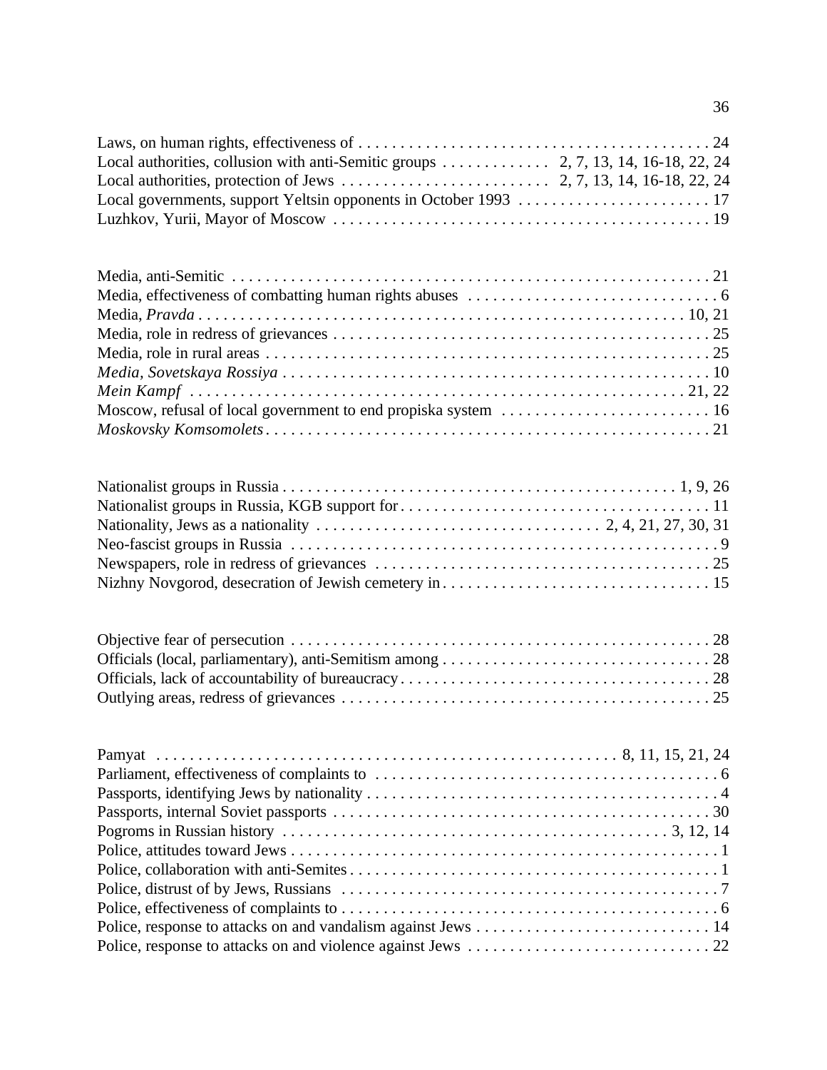Laws, on human rights, effectiveness of . . . . . . . . . . . . . . . . . . . . . . . . . . . . . . . . . . . . . . . . . 24
Local authorities, collusion with anti-Semitic groups . . . . . . . . . . . . 2, 7, 13, 14, 16-18, 22, 24
Local authorities, protection of Jews . . . . . . . . . . . . . . . . . . . . . . . . 2, 7, 13, 14, 16-18, 22, 24
Local governments, support Yeltsin opponents in October 1993 . . . . . . . . . . . . . . . . . . . . . . 17
Luzhkov, Yurii, Mayor of Moscow . . . . . . . . . . . . . . . . . . . . . . . . . . . . . . . . . . . . . . . . . . . . 19

Media, anti-Semitic . . . . . . . . . . . . . . . . . . . . . . . . . . . . . . . . . . . . . . . . . . . . . . . . . . . . . . . . 21
Media, effectiveness of combatting human rights abuses . . . . . . . . . . . . . . . . . . . . . . . . . . . . . 6
Media, *Pravda* . . . . . . . . . . . . . . . . . . . . . . . . . . . . . . . . . . . . . . . . . . . . . . . . . . . . . . . . 10, 21
Media, role in redress of grievances . . . . . . . . . . . . . . . . . . . . . . . . . . . . . . . . . . . . . . . . . . . . 25
Media, role in rural areas . . . . . . . . . . . . . . . . . . . . . . . . . . . . . . . . . . . . . . . . . . . . . . . . . . . . 25
*Media, Sovetskaya Rossiya* . . . . . . . . . . . . . . . . . . . . . . . . . . . . . . . . . . . . . . . . . . . . . . . . . . 10
*Mein Kampf* . . . . . . . . . . . . . . . . . . . . . . . . . . . . . . . . . . . . . . . . . . . . . . . . . . . . . . . . . 21, 22
Moscow, refusal of local government to end propiska system . . . . . . . . . . . . . . . . . . . . . . . . . 16
*Moskovsky Komsomolets* . . . . . . . . . . . . . . . . . . . . . . . . . . . . . . . . . . . . . . . . . . . . . . . . . . . . 21

Nationalist groups in Russia . . . . . . . . . . . . . . . . . . . . . . . . . . . . . . . . . . . . . . . . . . . . . 1, 9, 26
Nationalist groups in Russia, KGB support for . . . . . . . . . . . . . . . . . . . . . . . . . . . . . . . . . . . . 11
Nationality, Jews as a nationality . . . . . . . . . . . . . . . . . . . . . . . . . . . . . . . . . 2, 4, 21, 27, 30, 31
Neo-fascist groups in Russia . . . . . . . . . . . . . . . . . . . . . . . . . . . . . . . . . . . . . . . . . . . . . . . . . . . 9
Newspapers, role in redress of grievances . . . . . . . . . . . . . . . . . . . . . . . . . . . . . . . . . . . . . . . . 25
Nizhny Novgorod, desecration of Jewish cemetery in . . . . . . . . . . . . . . . . . . . . . . . . . . . . . . . . 15

Objective fear of persecution . . . . . . . . . . . . . . . . . . . . . . . . . . . . . . . . . . . . . . . . . . . . . . . . . 28
Officials (local, parliamentary), anti-Semitism among . . . . . . . . . . . . . . . . . . . . . . . . . . . . . . . 28
Officials, lack of accountability of bureaucracy . . . . . . . . . . . . . . . . . . . . . . . . . . . . . . . . . . . . 28
Outlying areas, redress of grievances . . . . . . . . . . . . . . . . . . . . . . . . . . . . . . . . . . . . . . . . . . . 25

Pamyat . . . . . . . . . . . . . . . . . . . . . . . . . . . . . . . . . . . . . . . . . . . . . . . . . . . . . 8, 11, 15, 21, 24
Parliament, effectiveness of complaints to . . . . . . . . . . . . . . . . . . . . . . . . . . . . . . . . . . . . . . . . 6
Passports, identifying Jews by nationality . . . . . . . . . . . . . . . . . . . . . . . . . . . . . . . . . . . . . . . . . 4
Passports, internal Soviet passports . . . . . . . . . . . . . . . . . . . . . . . . . . . . . . . . . . . . . . . . . . . . 30
Pogroms in Russian history . . . . . . . . . . . . . . . . . . . . . . . . . . . . . . . . . . . . . . . . . . . . . 3, 12, 14
Police, attitudes toward Jews . . . . . . . . . . . . . . . . . . . . . . . . . . . . . . . . . . . . . . . . . . . . . . . . . . 1
Police, collaboration with anti-Semites . . . . . . . . . . . . . . . . . . . . . . . . . . . . . . . . . . . . . . . . . . . 1
Police, distrust of by Jews, Russians . . . . . . . . . . . . . . . . . . . . . . . . . . . . . . . . . . . . . . . . . . . . 7
Police, effectiveness of complaints to . . . . . . . . . . . . . . . . . . . . . . . . . . . . . . . . . . . . . . . . . . . . 6
Police, response to attacks on and vandalism against Jews . . . . . . . . . . . . . . . . . . . . . . . . . . . 14
Police, response to attacks on and violence against Jews . . . . . . . . . . . . . . . . . . . . . . . . . . . . 22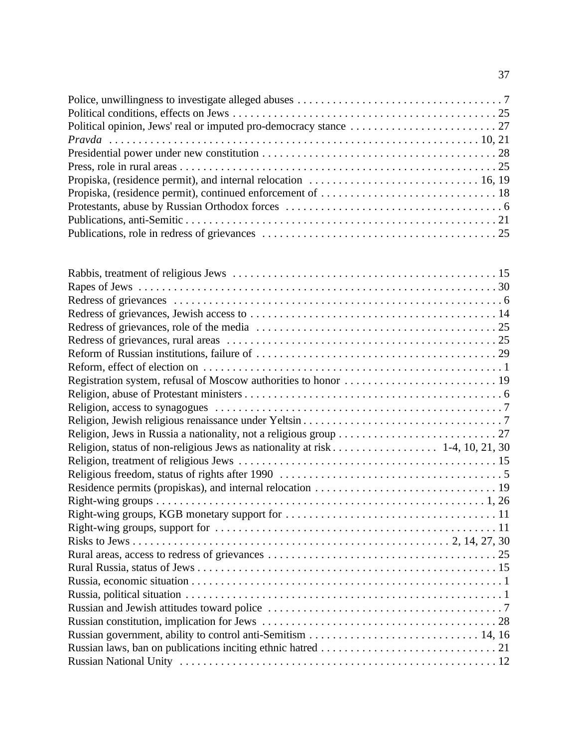Police, unwillingness to investigate alleged abuses . . . . . . . . . . . . . . . . . . . . . . . . . . . . . . . . . . . 7
Political conditions, effects on Jews . . . . . . . . . . . . . . . . . . . . . . . . . . . . . . . . . . . . . . . . . . . . 25
Political opinion, Jews' real or imputed pro-democracy stance . . . . . . . . . . . . . . . . . . . . . . . . . 27
*Pravda* . . . . . . . . . . . . . . . . . . . . . . . . . . . . . . . . . . . . . . . . . . . . . . . . . . . . . . . . . . 10, 21
Presidential power under new constitution . . . . . . . . . . . . . . . . . . . . . . . . . . . . . . . . . . . . . . . 28
Press, role in rural areas . . . . . . . . . . . . . . . . . . . . . . . . . . . . . . . . . . . . . . . . . . . . . . . . . . . 25
Propiska, (residence permit), and internal relocation . . . . . . . . . . . . . . . . . . . . . . . . . . . . 16, 19
Propiska, (residence permit), continued enforcement of . . . . . . . . . . . . . . . . . . . . . . . . . . . . . 18
Protestants, abuse by Russian Orthodox forces . . . . . . . . . . . . . . . . . . . . . . . . . . . . . . . . . . . . 6
Publications, anti-Semitic . . . . . . . . . . . . . . . . . . . . . . . . . . . . . . . . . . . . . . . . . . . . . . . . . . 21
Publications, role in redress of grievances . . . . . . . . . . . . . . . . . . . . . . . . . . . . . . . . . . . . . . 25

Rabbis, treatment of religious Jews . . . . . . . . . . . . . . . . . . . . . . . . . . . . . . . . . . . . . . . . . . . . 15
Rapes of Jews . . . . . . . . . . . . . . . . . . . . . . . . . . . . . . . . . . . . . . . . . . . . . . . . . . . . . . . . . . . 30
Redress of grievances . . . . . . . . . . . . . . . . . . . . . . . . . . . . . . . . . . . . . . . . . . . . . . . . . . . . . . 6
Redress of grievances, Jewish access to . . . . . . . . . . . . . . . . . . . . . . . . . . . . . . . . . . . . . . . . . 14
Redress of grievances, role of the media . . . . . . . . . . . . . . . . . . . . . . . . . . . . . . . . . . . . . . . . 25
Redress of grievances, rural areas . . . . . . . . . . . . . . . . . . . . . . . . . . . . . . . . . . . . . . . . . . . . . 25
Reform of Russian institutions, failure of . . . . . . . . . . . . . . . . . . . . . . . . . . . . . . . . . . . . . . . . 29
Reform, effect of election on . . . . . . . . . . . . . . . . . . . . . . . . . . . . . . . . . . . . . . . . . . . . . . . . . . 1
Registration system, refusal of Moscow authorities to honor . . . . . . . . . . . . . . . . . . . . . . . . . . 19
Religion, abuse of Protestant ministers . . . . . . . . . . . . . . . . . . . . . . . . . . . . . . . . . . . . . . . . . . . 6
Religion, access to synagogues . . . . . . . . . . . . . . . . . . . . . . . . . . . . . . . . . . . . . . . . . . . . . . . . 7
Religion, Jewish religious renaissance under Yeltsin . . . . . . . . . . . . . . . . . . . . . . . . . . . . . . . . . 7
Religion, Jews in Russia a nationality, not a religious group . . . . . . . . . . . . . . . . . . . . . . . . . . . 27
Religion, status of non-religious Jews as nationality at risk . . . . . . . . . . . . . . . . . . 1-4, 10, 21, 30
Religion, treatment of religious Jews . . . . . . . . . . . . . . . . . . . . . . . . . . . . . . . . . . . . . . . . . . . . 15
Religious freedom, status of rights after 1990 . . . . . . . . . . . . . . . . . . . . . . . . . . . . . . . . . . . . . . 5
Residence permits (propiskas), and internal relocation . . . . . . . . . . . . . . . . . . . . . . . . . . . . . . . 19
Right-wing groups . . . . . . . . . . . . . . . . . . . . . . . . . . . . . . . . . . . . . . . . . . . . . . . . . . . . . . . 1, 26
Right-wing groups, KGB monetary support for . . . . . . . . . . . . . . . . . . . . . . . . . . . . . . . . . . . . 11
Right-wing groups, support for . . . . . . . . . . . . . . . . . . . . . . . . . . . . . . . . . . . . . . . . . . . . . . . . 11
Risks to Jews . . . . . . . . . . . . . . . . . . . . . . . . . . . . . . . . . . . . . . . . . . . . . . . . . . . . . 2, 14, 27, 30
Rural areas, access to redress of grievances . . . . . . . . . . . . . . . . . . . . . . . . . . . . . . . . . . . . . . . 25
Rural Russia, status of Jews . . . . . . . . . . . . . . . . . . . . . . . . . . . . . . . . . . . . . . . . . . . . . . . . . . 15
Russia, economic situation . . . . . . . . . . . . . . . . . . . . . . . . . . . . . . . . . . . . . . . . . . . . . . . . . . . . 1
Russia, political situation . . . . . . . . . . . . . . . . . . . . . . . . . . . . . . . . . . . . . . . . . . . . . . . . . . . . . 1
Russian and Jewish attitudes toward police . . . . . . . . . . . . . . . . . . . . . . . . . . . . . . . . . . . . . . . . 7
Russian constitution, implication for Jews . . . . . . . . . . . . . . . . . . . . . . . . . . . . . . . . . . . . . . . . 28
Russian government, ability to control anti-Semitism . . . . . . . . . . . . . . . . . . . . . . . . . . . . . 14, 16
Russian laws, ban on publications inciting ethnic hatred . . . . . . . . . . . . . . . . . . . . . . . . . . . . . . 21
Russian National Unity . . . . . . . . . . . . . . . . . . . . . . . . . . . . . . . . . . . . . . . . . . . . . . . . . . . . . 12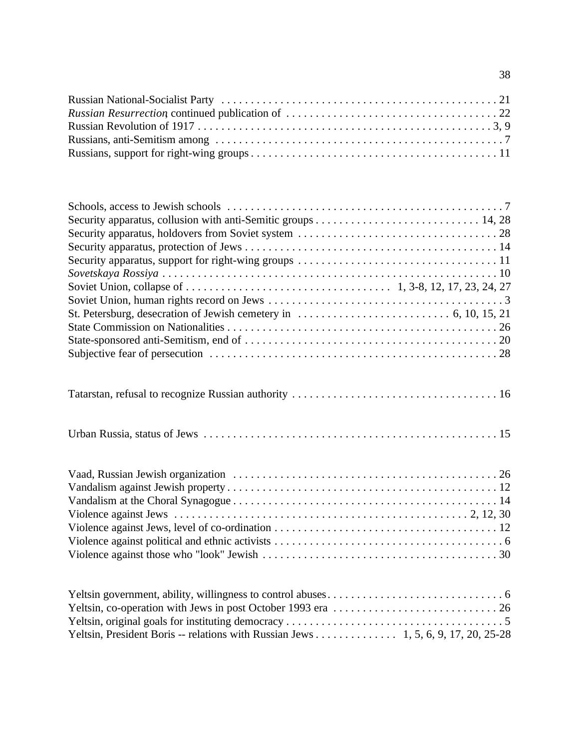Russian National-Socialist Party . . . . . . . . . . . . . . . . . . . . . . . . . . . . . . . . . . . . . . . . . . . . . . . 21
*Russian Resurrection*, continued publication of . . . . . . . . . . . . . . . . . . . . . . . . . . . . . . . . . . . . 22
Russian Revolution of 1917 . . . . . . . . . . . . . . . . . . . . . . . . . . . . . . . . . . . . . . . . . . . . . . . . . . 3, 9
Russians, anti-Semitism among . . . . . . . . . . . . . . . . . . . . . . . . . . . . . . . . . . . . . . . . . . . . . . . . . 7
Russians, support for right-wing groups . . . . . . . . . . . . . . . . . . . . . . . . . . . . . . . . . . . . . . . . . . 11

Schools, access to Jewish schools . . . . . . . . . . . . . . . . . . . . . . . . . . . . . . . . . . . . . . . . . . . . . . . . 7
Security apparatus, collusion with anti-Semitic groups . . . . . . . . . . . . . . . . . . . . . . . . . . . . 14, 28
Security apparatus, holdovers from Soviet system . . . . . . . . . . . . . . . . . . . . . . . . . . . . . . . . . . 28
Security apparatus, protection of Jews . . . . . . . . . . . . . . . . . . . . . . . . . . . . . . . . . . . . . . . . . . . 14
Security apparatus, support for right-wing groups . . . . . . . . . . . . . . . . . . . . . . . . . . . . . . . . . . 11
*Sovetskaya Rossiya* . . . . . . . . . . . . . . . . . . . . . . . . . . . . . . . . . . . . . . . . . . . . . . . . . . . . . . . . 10
Soviet Union, collapse of . . . . . . . . . . . . . . . . . . . . . . . . . . . . . . . . . . 1, 3-8, 12, 17, 23, 24, 27
Soviet Union, human rights record on Jews . . . . . . . . . . . . . . . . . . . . . . . . . . . . . . . . . . . . . . . . 3
St. Petersburg, desecration of Jewish cemetery in . . . . . . . . . . . . . . . . . . . . . . . . . 6, 10, 15, 21
State Commission on Nationalities . . . . . . . . . . . . . . . . . . . . . . . . . . . . . . . . . . . . . . . . . . . . . . 26
State-sponsored anti-Semitism, end of . . . . . . . . . . . . . . . . . . . . . . . . . . . . . . . . . . . . . . . . . . . 20
Subjective fear of persecution . . . . . . . . . . . . . . . . . . . . . . . . . . . . . . . . . . . . . . . . . . . . . . . . . 28

Tatarstan, refusal to recognize Russian authority . . . . . . . . . . . . . . . . . . . . . . . . . . . . . . . . . . . 16

Urban Russia, status of Jews . . . . . . . . . . . . . . . . . . . . . . . . . . . . . . . . . . . . . . . . . . . . . . . . . . 15

Vaad, Russian Jewish organization . . . . . . . . . . . . . . . . . . . . . . . . . . . . . . . . . . . . . . . . . . . . . 26
Vandalism against Jewish property . . . . . . . . . . . . . . . . . . . . . . . . . . . . . . . . . . . . . . . . . . . . . . 12
Vandalism at the Choral Synagogue . . . . . . . . . . . . . . . . . . . . . . . . . . . . . . . . . . . . . . . . . . . . . 14
Violence against Jews . . . . . . . . . . . . . . . . . . . . . . . . . . . . . . . . . . . . . . . . . . . . . . . . . . . 2, 12, 30
Violence against Jews, level of co-ordination . . . . . . . . . . . . . . . . . . . . . . . . . . . . . . . . . . . . . . 12
Violence against political and ethnic activists . . . . . . . . . . . . . . . . . . . . . . . . . . . . . . . . . . . . . . . 6
Violence against those who "look" Jewish . . . . . . . . . . . . . . . . . . . . . . . . . . . . . . . . . . . . . . . . 30

Yeltsin government, ability, willingness to control abuses . . . . . . . . . . . . . . . . . . . . . . . . . . . . . . 6
Yeltsin, co-operation with Jews in post October 1993 era . . . . . . . . . . . . . . . . . . . . . . . . . . . . 26
Yeltsin, original goals for instituting democracy . . . . . . . . . . . . . . . . . . . . . . . . . . . . . . . . . . . . . 5
Yeltsin, President Boris -- relations with Russian Jews . . . . . . . . . . . . . . 1, 5, 6, 9, 17, 20, 25-28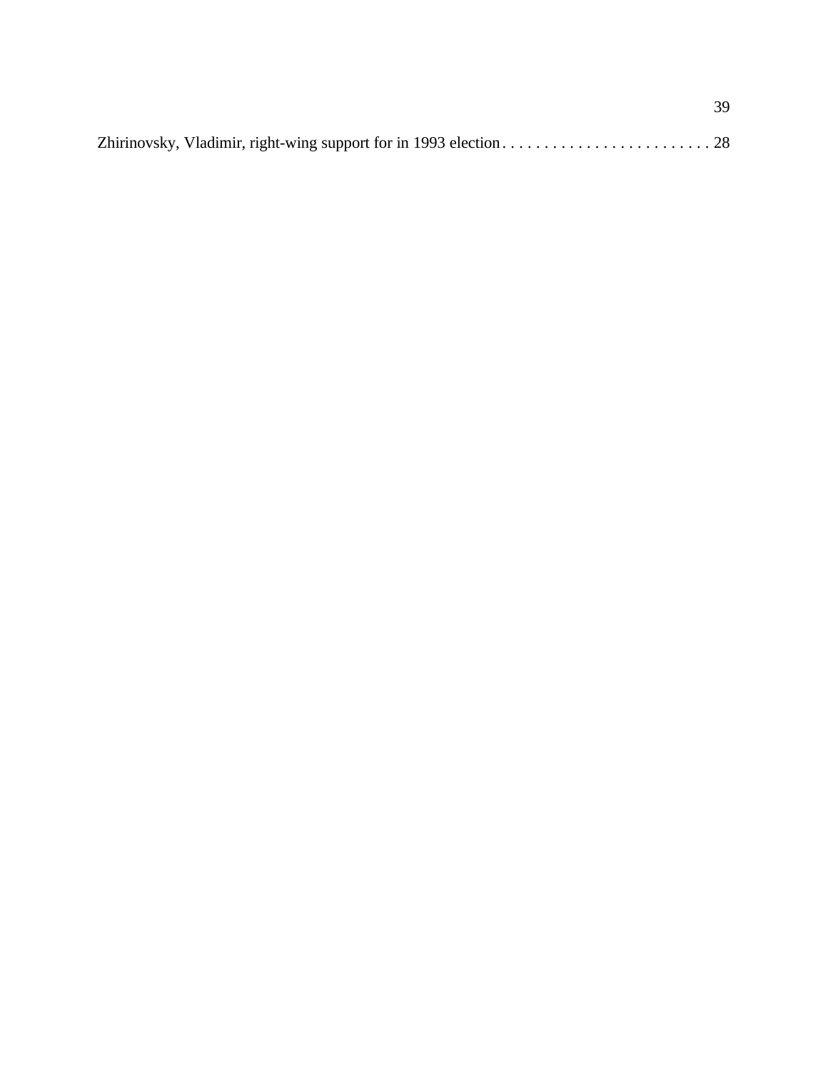Zhirinovsky, Vladimir, right-wing support for in 1993 election . . . . . . . . . . . . . . . . . . . . . . . . . . 28